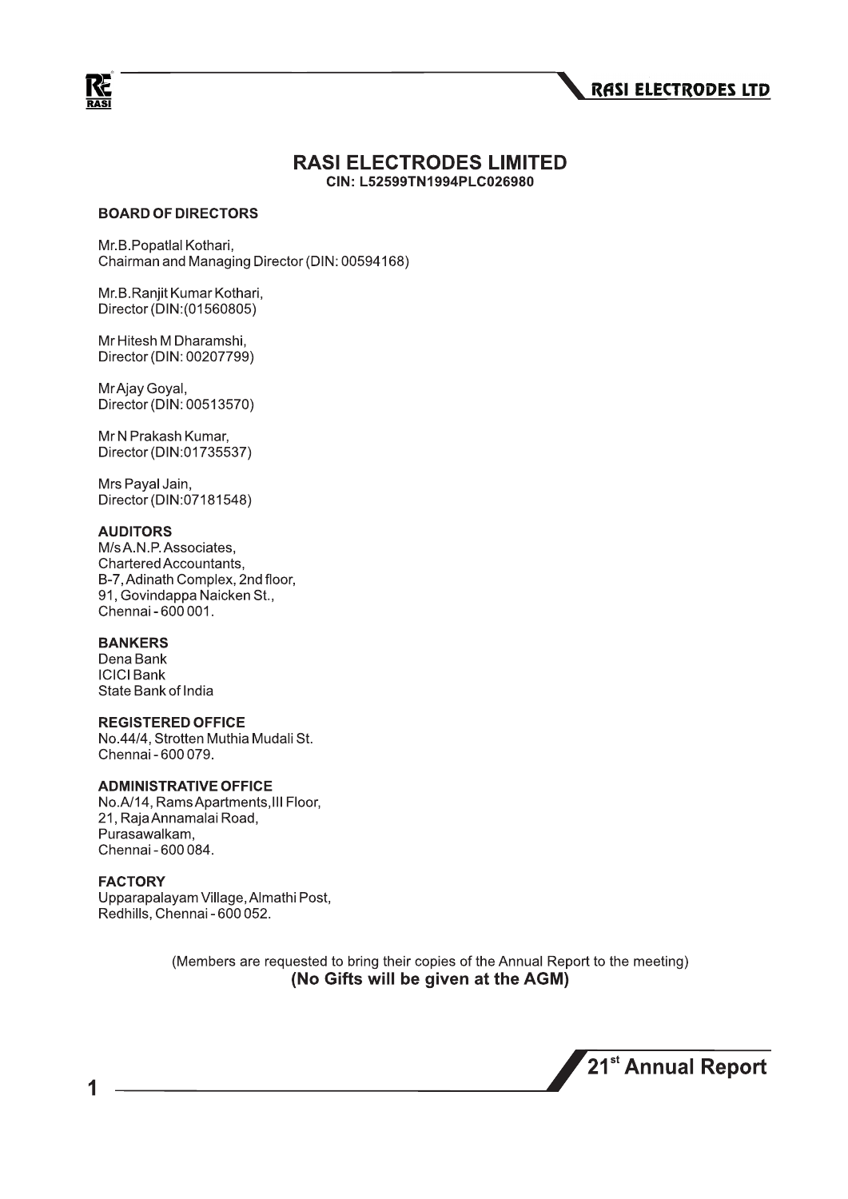# RASI ELECTRODES LIMITED

**CIN: L52599TN1994PLC026980**

## BOARD OF DIRECTORS

Mr.B.Popatlal Kothari,
Chairman and Managing Director (DIN: 00594168)

Mr.B.Ranjit Kumar Kothari,
Director (DIN:(01560805)

Mr Hitesh M Dharamshi,
Director (DIN: 00207799)

Mr Ajay Goyal,
Director (DIN: 00513570)

Mr N Prakash Kumar,
Director (DIN:01735537)

Mrs Payal Jain,
Director (DIN:07181548)

## AUDITORS

M/s A.N.P. Associates,
Chartered Accountants,
B-7, Adinath Complex, 2nd floor,
91, Govindappa Naicken St.,
Chennai - 600 001.

## BANKERS

Dena Bank
ICICI Bank
State Bank of India

## REGISTERED OFFICE

No.44/4, Strotten Muthia Mudali St.
Chennai - 600 079.

## ADMINISTRATIVE OFFICE

No.A/14, Rams Apartments, III Floor,
21, Raja Annamalai Road,
Purasawalkam,
Chennai - 600 084.

## FACTORY

Upparapalayam Village, Almathi Post,
Redhills, Chennai - 600 052.

(Members are requested to bring their copies of the Annual Report to the meeting)

**(No Gifts will be given at the AGM)**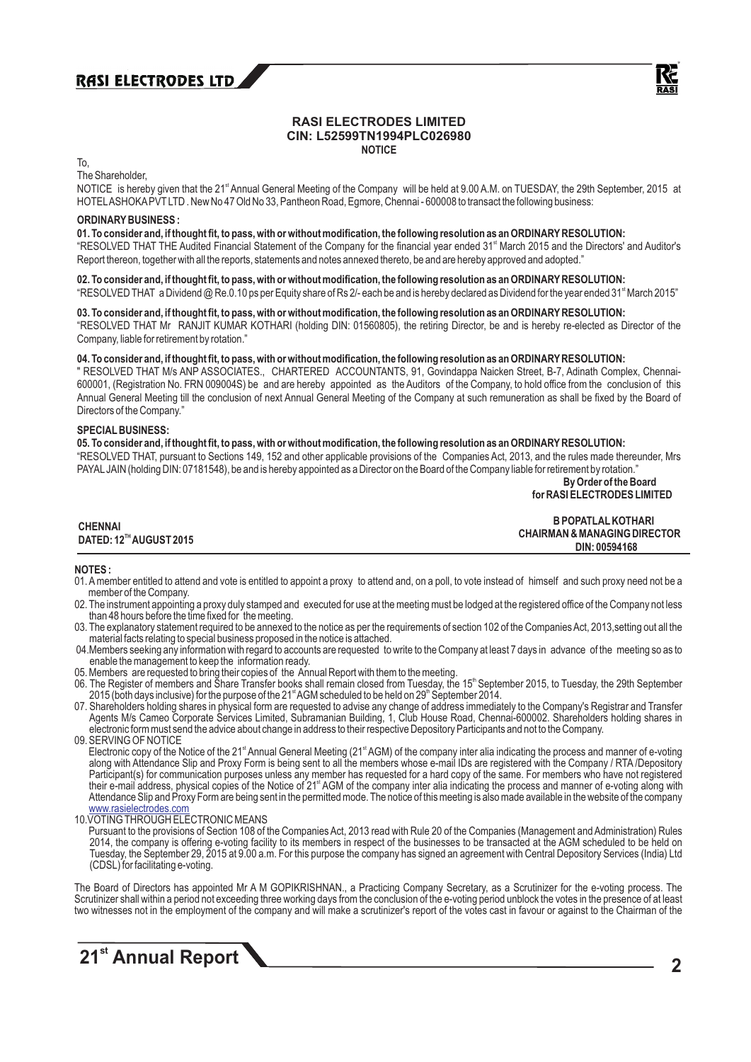## RASI ELECTRODES LIMITED
## CIN: L52599TN1994PLC026980
### NOTICE

To,
The Shareholder,

NOTICE is hereby given that the 21st Annual General Meeting of the Company will be held at 9.00 A.M. on TUESDAY, the 29th September, 2015 at HOTEL ASHOKA PVT LTD . New No 47 Old No 33, Pantheon Road, Egmore, Chennai - 600008 to transact the following business:

**ORDINARY BUSINESS :**

**01. To consider and, if thought fit, to pass, with or without modification, the following resolution as an ORDINARY RESOLUTION:**
"RESOLVED THAT THE Audited Financial Statement of the Company for the financial year ended 31st March 2015 and the Directors' and Auditor's Report thereon, together with all the reports, statements and notes annexed thereto, be and are hereby approved and adopted."

**02. To consider and, if thought fit, to pass, with or without modification, the following resolution as an ORDINARY RESOLUTION:**
"RESOLVED THAT a Dividend @ Re.0.10 ps per Equity share of Rs 2/- each be and is hereby declared as Dividend for the year ended 31st March 2015"

**03. To consider and, if thought fit, to pass, with or without modification, the following resolution as an ORDINARY RESOLUTION:**
"RESOLVED THAT Mr RANJIT KUMAR KOTHARI (holding DIN: 01560805), the retiring Director, be and is hereby re-elected as Director of the Company, liable for retirement by rotation."

**04. To consider and, if thought fit, to pass, with or without modification, the following resolution as an ORDINARY RESOLUTION:**
" RESOLVED THAT M/s ANP ASSOCIATES., CHARTERED ACCOUNTANTS, 91, Govindappa Naicken Street, B-7, Adinath Complex, Chennai-600001, (Registration No. FRN 009004S) be and are hereby appointed as the Auditors of the Company, to hold office from the conclusion of this Annual General Meeting till the conclusion of next Annual General Meeting of the Company at such remuneration as shall be fixed by the Board of Directors of the Company."

**SPECIAL BUSINESS:**

**05. To consider and, if thought fit, to pass, with or without modification, the following resolution as an ORDINARY RESOLUTION:**
"RESOLVED THAT, pursuant to Sections 149, 152 and other applicable provisions of the Companies Act, 2013, and the rules made thereunder, Mrs PAYAL JAIN (holding DIN: 07181548), be and is hereby appointed as a Director on the Board of the Company liable for retirement by rotation."

**By Order of the Board**
**for RASI ELECTRODES LIMITED**

**CHENNAI**
**DATED: 12TH AUGUST 2015**

**B POPATLAL KOTHARI**
**CHAIRMAN & MANAGING DIRECTOR**
**DIN: 00594168**

**NOTES :**

01. A member entitled to attend and vote is entitled to appoint a proxy to attend and, on a poll, to vote instead of himself and such proxy need not be a member of the Company.
02. The instrument appointing a proxy duly stamped and executed for use at the meeting must be lodged at the registered office of the Company not less than 48 hours before the time fixed for the meeting.
03. The explanatory statement required to be annexed to the notice as per the requirements of section 102 of the Companies Act, 2013, setting out all the material facts relating to special business proposed in the notice is attached.
04. Members seeking any information with regard to accounts are requested to write to the Company at least 7 days in advance of the meeting so as to enable the management to keep the information ready.
05. Members are requested to bring their copies of the Annual Report with them to the meeting.
06. The Register of members and Share Transfer books shall remain closed from Tuesday, the 15th September 2015, to Tuesday, the 29th September 2015 (both days inclusive) for the purpose of the 21st AGM scheduled to be held on 29th September 2014.
07. Shareholders holding shares in physical form are requested to advise any change of address immediately to the Company's Registrar and Transfer Agents M/s Cameo Corporate Services Limited, Subramanian Building, 1, Club House Road, Chennai-600002. Shareholders holding shares in electronic form must send the advice about change in address to their respective Depository Participants and not to the Company.
09. SERVING OF NOTICE
    Electronic copy of the Notice of the 21st Annual General Meeting (21st AGM) of the company inter alia indicating the process and manner of e-voting along with Attendance Slip and Proxy Form is being sent to all the members whose e-mail IDs are registered with the Company / RTA /Depository Participant(s) for communication purposes unless any member has requested for a hard copy of the same. For members who have not registered their e-mail address, physical copies of the Notice of 21st AGM of the company inter alia indicating the process and manner of e-voting along with Attendance Slip and Proxy Form are being sent in the permitted mode. The notice of this meeting is also made available in the website of the company www.rasielectrodes.com
10. VOTING THROUGH ELECTRONIC MEANS
    Pursuant to the provisions of Section 108 of the Companies Act, 2013 read with Rule 20 of the Companies (Management and Administration) Rules 2014, the company is offering e-voting facility to its members in respect of the businesses to be transacted at the AGM scheduled to be held on Tuesday, the September 29, 2015 at 9.00 a.m. For this purpose the company has signed an agreement with Central Depository Services (India) Ltd (CDSL) for facilitating e-voting.

The Board of Directors has appointed Mr A M GOPIKRISHNAN., a Practicing Company Secretary, as a Scrutinizer for the e-voting process. The Scrutinizer shall within a period not exceeding three working days from the conclusion of the e-voting period unblock the votes in the presence of at least two witnesses not in the employment of the company and will make a scrutinizer's report of the votes cast in favour or against to the Chairman of the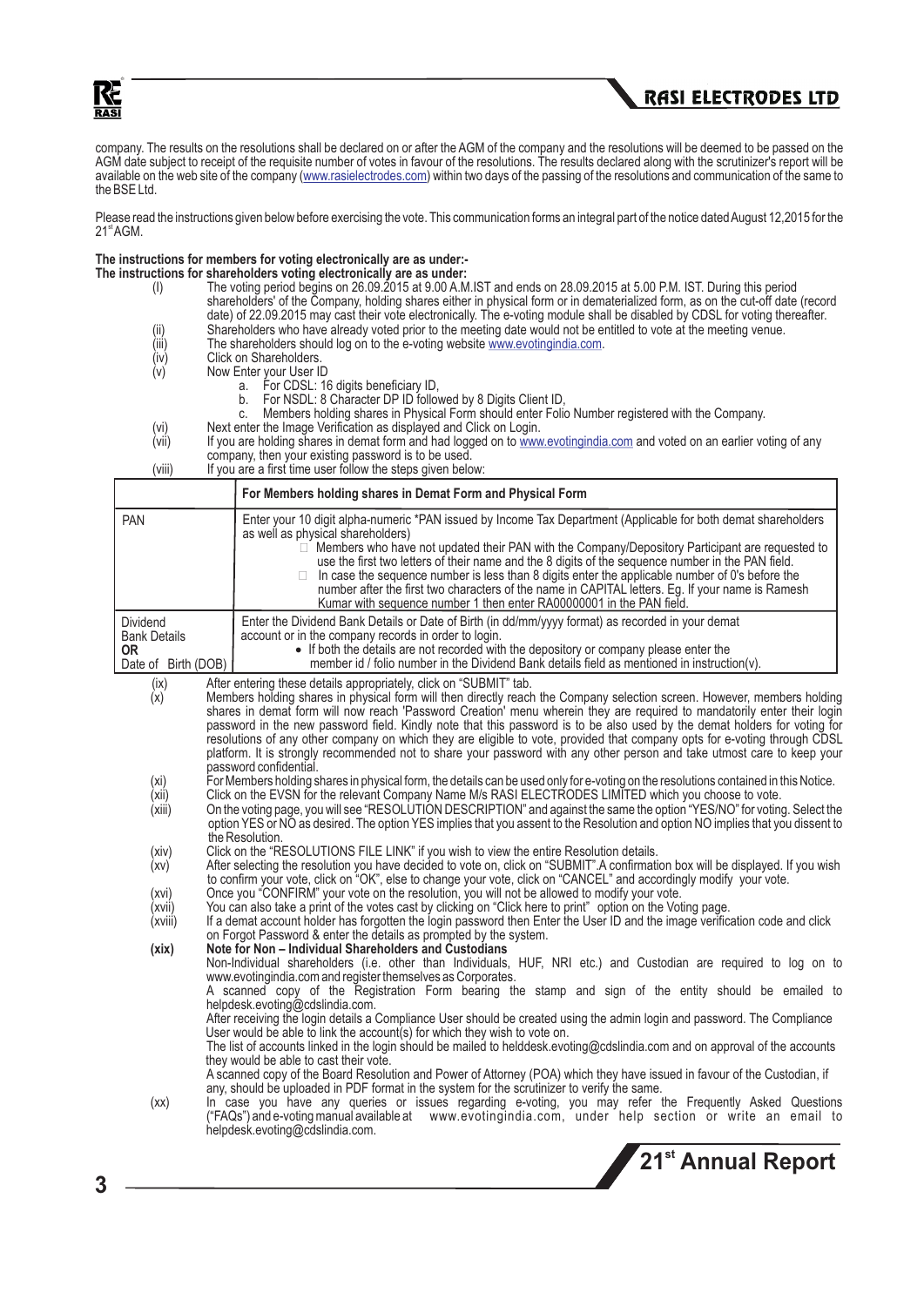company. The results on the resolutions shall be declared on or after the AGM of the company and the resolutions will be deemed to be passed on the AGM date subject to receipt of the requisite number of votes in favour of the resolutions. The results declared along with the scrutinizer's report will be available on the web site of the company (www.rasielectrodes.com) within two days of the passing of the resolutions and communication of the same to the BSE Ltd.

Please read the instructions given below before exercising the vote. This communication forms an integral part of the notice dated August 12,2015 for the 21st AGM.

**The instructions for members for voting electronically are as under:-**

**The instructions for shareholders voting electronically are as under:**

(I) The voting period begins on 26.09.2015 at 9.00 A.M.IST and ends on 28.09.2015 at 5.00 P.M. IST. During this period shareholders' of the Company, holding shares either in physical form or in dematerialized form, as on the cut-off date (record date) of 22.09.2015 may cast their vote electronically. The e-voting module shall be disabled by CDSL for voting thereafter.

(ii) Shareholders who have already voted prior to the meeting date would not be entitled to vote at the meeting venue.

(iii) The shareholders should log on to the e-voting website www.evotingindia.com.

(iv) Click on Shareholders.

(v) Now Enter your User ID
   a. For CDSL: 16 digits beneficiary ID,
   b. For NSDL: 8 Character DP ID followed by 8 Digits Client ID,
   c. Members holding shares in Physical Form should enter Folio Number registered with the Company.

(vi) Next enter the Image Verification as displayed and Click on Login.

(vii) If you are holding shares in demat form and had logged on to www.evotingindia.com and voted on an earlier voting of any company, then your existing password is to be used.

(viii) If you are a first time user follow the steps given below:

| | For Members holding shares in Demat Form and Physical Form |
|---|---|
| PAN | Enter your 10 digit alpha-numeric *PAN issued by Income Tax Department (Applicable for both demat shareholders as well as physical shareholders)<br>• Members who have not updated their PAN with the Company/Depository Participant are requested to use the first two letters of their name and the 8 digits of the sequence number in the PAN field.<br>• In case the sequence number is less than 8 digits enter the applicable number of 0's before the number after the first two characters of the name in CAPITAL letters. Eg. If your name is Ramesh Kumar with sequence number 1 then enter RA00000001 in the PAN field. |
| Dividend Bank Details **OR** Date of Birth (DOB) | Enter the Dividend Bank Details or Date of Birth (in dd/mm/yyyy format) as recorded in your demat account or in the company records in order to login.<br>• If both the details are not recorded with the depository or company please enter the member id / folio number in the Dividend Bank details field as mentioned in instruction(v). |

(ix) After entering these details appropriately, click on "SUBMIT" tab.

(x) Members holding shares in physical form will then directly reach the Company selection screen. However, members holding shares in demat form will now reach 'Password Creation' menu wherein they are required to mandatorily enter their login password in the new password field. Kindly note that this password is to be also used by the demat holders for voting for resolutions of any other company on which they are eligible to vote, provided that company opts for e-voting through CDSL platform. It is strongly recommended not to share your password with any other person and take utmost care to keep your password confidential.

(xi) For Members holding shares in physical form, the details can be used only for e-voting on the resolutions contained in this Notice.

(xii) Click on the EVSN for the relevant Company Name M/s RASI ELECTRODES LIMITED which you choose to vote.

(xiii) On the voting page, you will see "RESOLUTION DESCRIPTION" and against the same the option "YES/NO" for voting. Select the option YES or NO as desired. The option YES implies that you assent to the Resolution and option NO implies that you dissent to the Resolution.

(xiv) Click on the "RESOLUTIONS FILE LINK" if you wish to view the entire Resolution details.

(xv) After selecting the resolution you have decided to vote on, click on "SUBMIT".A confirmation box will be displayed. If you wish to confirm your vote, click on "OK", else to change your vote, click on "CANCEL" and accordingly modify your vote.

(xvi) Once you "CONFIRM" your vote on the resolution, you will not be allowed to modify your vote.

(xvii) You can also take a print of the votes cast by clicking on "Click here to print" option on the Voting page.

(xviii) If a demat account holder has forgotten the login password then Enter the User ID and the image verification code and click on Forgot Password & enter the details as prompted by the system.

**(xix) Note for Non – Individual Shareholders and Custodians**

Non-Individual shareholders (i.e. other than Individuals, HUF, NRI etc.) and Custodian are required to log on to www.evotingindia.com and register themselves as Corporates.

A scanned copy of the Registration Form bearing the stamp and sign of the entity should be emailed to helpdesk.evoting@cdslindia.com.

After receiving the login details a Compliance User should be created using the admin login and password. The Compliance User would be able to link the account(s) for which they wish to vote on.

The list of accounts linked in the login should be mailed to helddesk.evoting@cdslindia.com and on approval of the accounts they would be able to cast their vote.

A scanned copy of the Board Resolution and Power of Attorney (POA) which they have issued in favour of the Custodian, if any, should be uploaded in PDF format in the system for the scrutinizer to verify the same.

(xx) In case you have any queries or issues regarding e-voting, you may refer the Frequently Asked Questions ("FAQs") and e-voting manual available at www.evotingindia.com, under help section or write an email to helpdesk.evoting@cdslindia.com.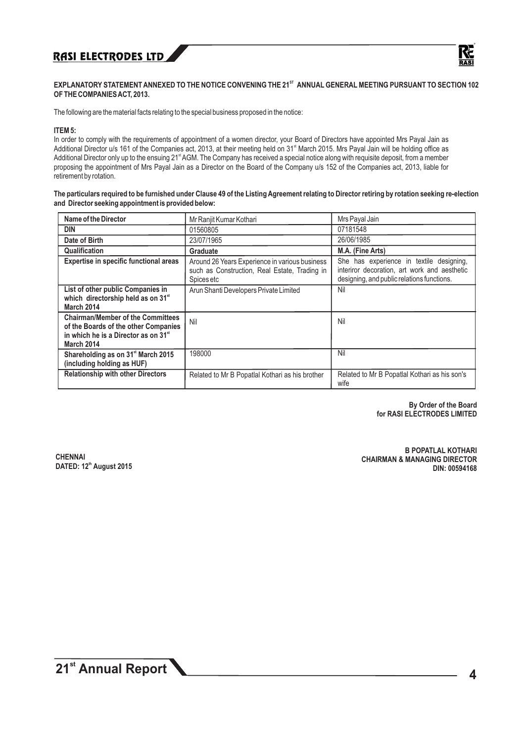**EXPLANATORY STATEMENT ANNEXED TO THE NOTICE CONVENING THE 21ST ANNUAL GENERAL MEETING PURSUANT TO SECTION 102 OF THE COMPANIES ACT, 2013.**

The following are the material facts relating to the special business proposed in the notice:

**ITEM 5:**

In order to comply with the requirements of appointment of a women director, your Board of Directors have appointed Mrs Payal Jain as Additional Director u/s 161 of the Companies act, 2013, at their meeting held on 31st March 2015. Mrs Payal Jain will be holding office as Additional Director only up to the ensuing 21st AGM. The Company has received a special notice along with requisite deposit, from a member proposing the appointment of Mrs Payal Jain as a Director on the Board of the Company u/s 152 of the Companies act, 2013, liable for retirement by rotation.

**The particulars required to be furnished under Clause 49 of the Listing Agreement relating to Director retiring by rotation seeking re-election and Director seeking appointment is provided below:**

| Name of the Director | Mr Ranjit Kumar Kothari | Mrs Payal Jain |
|---|---|---|
| **DIN** | 01560805 | 07181548 |
| **Date of Birth** | 23/07/1965 | 26/06/1985 |
| **Qualification** | **Graduate** | **M.A. (Fine Arts)** |
| **Expertise in specific functional areas** | Around 26 Years Experience in various business such as Construction, Real Estate, Trading in Spices etc | She has experience in textile designing, interiror decoration, art work and aesthetic designing, and public relations functions. |
| **List of other public Companies in which directorship held as on 31st March 2014** | Arun Shanti Developers Private Limited | Nil |
| **Chairman/Member of the Committees of the Boards of the other Companies in which he is a Director as on 31st March 2014** | Nil | Nil |
| **Shareholding as on 31st March 2015 (including holding as HUF)** | 198000 | Nil |
| **Relationship with other Directors** | Related to Mr B Popatlal Kothari as his brother | Related to Mr B Popatlal Kothari as his son's wife |

**By Order of the Board**
**for RASI ELECTRODES LIMITED**

**CHENNAI**
**DATED: 12th August 2015**

**B POPATLAL KOTHARI**
**CHAIRMAN & MANAGING DIRECTOR**
**DIN: 00594168**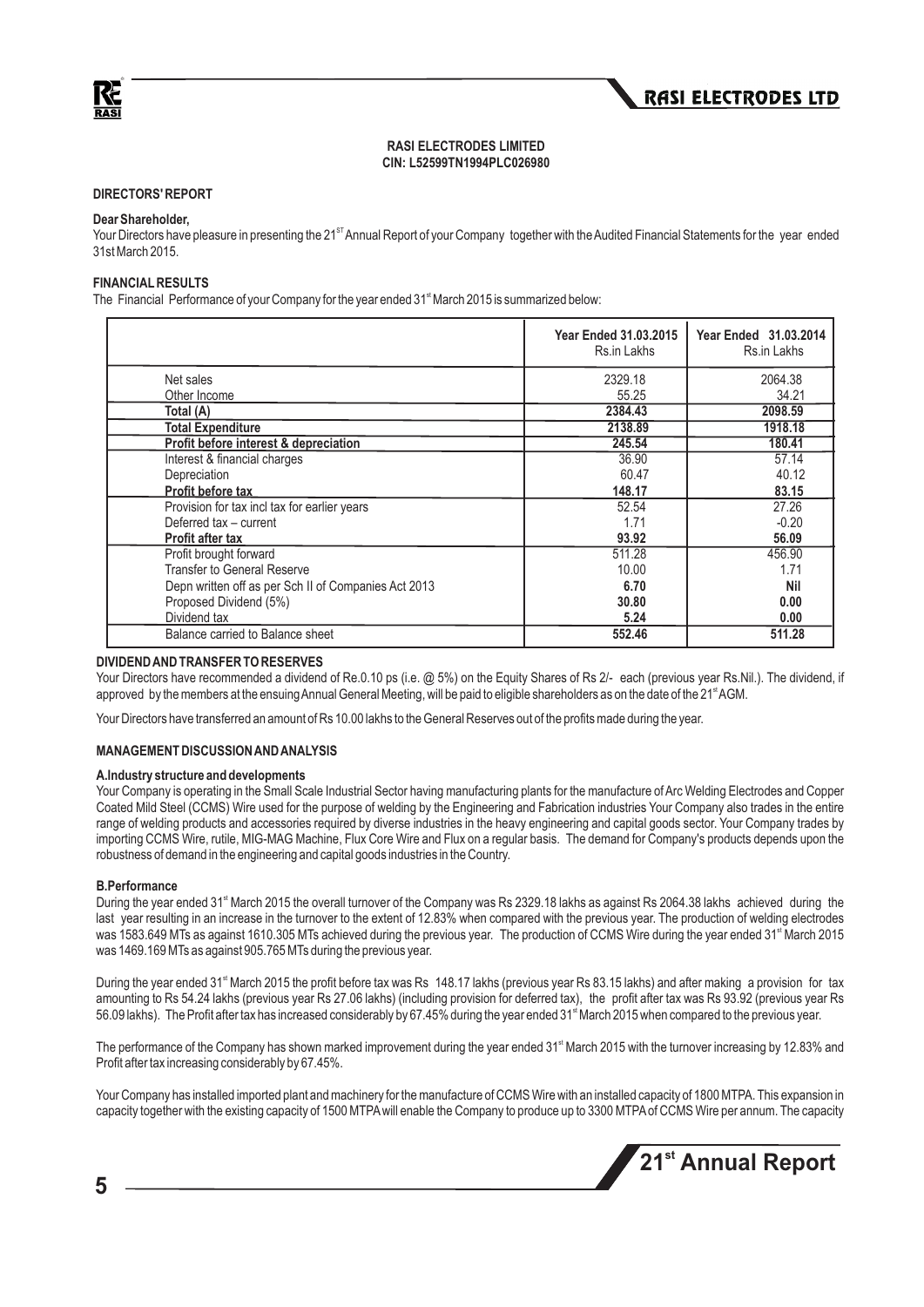**RASI ELECTRODES LIMITED**
**CIN: L52599TN1994PLC026980**

## DIRECTORS' REPORT

**Dear Shareholder,**

Your Directors have pleasure in presenting the 21[ST] Annual Report of your Company together with the Audited Financial Statements for the year ended 31st March 2015.

### FINANCIAL RESULTS

The Financial Performance of your Company for the year ended 31[st] March 2015 is summarized below:

| | Year Ended 31.03.2015 Rs.in Lakhs | Year Ended 31.03.2014 Rs.in Lakhs |
|---|---|---|
| Net sales | 2329.18 | 2064.38 |
| Other Income | 55.25 | 34.21 |
| **Total (A)** | **2384.43** | **2098.59** |
| **Total Expenditure** | **2138.89** | **1918.18** |
| **Profit before interest & depreciation** | **245.54** | **180.41** |
| Interest & financial charges | 36.90 | 57.14 |
| Depreciation | 60.47 | 40.12 |
| **Profit before tax** | **148.17** | **83.15** |
| Provision for tax incl tax for earlier years | 52.54 | 27.26 |
| Deferred tax – current | 1.71 | -0.20 |
| **Profit after tax** | **93.92** | **56.09** |
| Profit brought forward | 511.28 | 456.90 |
| Transfer to General Reserve | 10.00 | 1.71 |
| Depn written off as per Sch II of Companies Act 2013 | **6.70** | **Nil** |
| Proposed Dividend (5%) | **30.80** | **0.00** |
| Dividend tax | **5.24** | **0.00** |
| Balance carried to Balance sheet | **552.46** | **511.28** |

### DIVIDEND AND TRANSFER TO RESERVES

Your Directors have recommended a dividend of Re.0.10 ps (i.e. @ 5%) on the Equity Shares of Rs 2/- each (previous year Rs.Nil.). The dividend, if approved by the members at the ensuing Annual General Meeting, will be paid to eligible shareholders as on the date of the 21[st] AGM.

Your Directors have transferred an amount of Rs 10.00 lakhs to the General Reserves out of the profits made during the year.

### MANAGEMENT DISCUSSION AND ANALYSIS

**A.Industry structure and developments**

Your Company is operating in the Small Scale Industrial Sector having manufacturing plants for the manufacture of Arc Welding Electrodes and Copper Coated Mild Steel (CCMS) Wire used for the purpose of welding by the Engineering and Fabrication industries Your Company also trades in the entire range of welding products and accessories required by diverse industries in the heavy engineering and capital goods sector. Your Company trades by importing CCMS Wire, rutile, MIG-MAG Machine, Flux Core Wire and Flux on a regular basis. The demand for Company's products depends upon the robustness of demand in the engineering and capital goods industries in the Country.

**B.Performance**

During the year ended 31[st] March 2015 the overall turnover of the Company was Rs 2329.18 lakhs as against Rs 2064.38 lakhs achieved during the last year resulting in an increase in the turnover to the extent of 12.83% when compared with the previous year. The production of welding electrodes was 1583.649 MTs as against 1610.305 MTs achieved during the previous year. The production of CCMS Wire during the year ended 31[st] March 2015 was 1469.169 MTs as against 905.765 MTs during the previous year.

During the year ended 31[st] March 2015 the profit before tax was Rs 148.17 lakhs (previous year Rs 83.15 lakhs) and after making a provision for tax amounting to Rs 54.24 lakhs (previous year Rs 27.06 lakhs) (including provision for deferred tax), the profit after tax was Rs 93.92 (previous year Rs 56.09 lakhs). The Profit after tax has increased considerably by 67.45% during the year ended 31[st] March 2015 when compared to the previous year.

The performance of the Company has shown marked improvement during the year ended 31[st] March 2015 with the turnover increasing by 12.83% and Profit after tax increasing considerably by 67.45%.

Your Company has installed imported plant and machinery for the manufacture of CCMS Wire with an installed capacity of 1800 MTPA. This expansion in capacity together with the existing capacity of 1500 MTPA will enable the Company to produce up to 3300 MTPA of CCMS Wire per annum. The capacity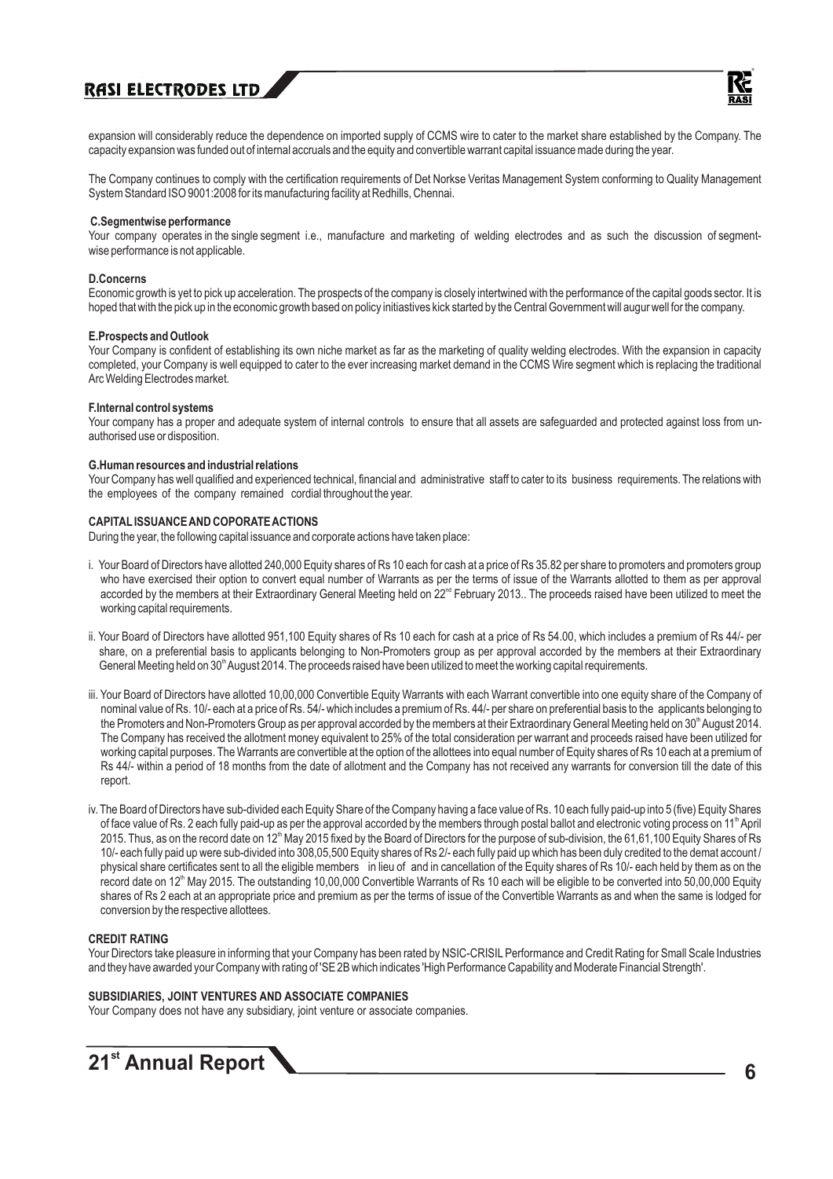expansion will considerably reduce the dependence on imported supply of CCMS wire to cater to the market share established by the Company. The capacity expansion was funded out of internal accruals and the equity and convertible warrant capital issuance made during the year.

The Company continues to comply with the certification requirements of Det Norske Veritas Management System conforming to Quality Management System Standard ISO 9001:2008 for its manufacturing facility at Redhills, Chennai.

**C.Segmentwise performance**

Your company operates in the single segment i.e., manufacture and marketing of welding electrodes and as such the discussion of segment-wise performance is not applicable.

**D.Concerns**

Economic growth is yet to pick up acceleration. The prospects of the company is closely intertwined with the performance of the capital goods sector. It is hoped that with the pick up in the economic growth based on policy initiastives kick started by the Central Government will augur well for the company.

**E.Prospects and Outlook**

Your Company is confident of establishing its own niche market as far as the marketing of quality welding electrodes. With the expansion in capacity completed, your Company is well equipped to cater to the ever increasing market demand in the CCMS Wire segment which is replacing the traditional Arc Welding Electrodes market.

**F.Internal control systems**

Your company has a proper and adequate system of internal controls to ensure that all assets are safeguarded and protected against loss from un-authorised use or disposition.

**G.Human resources and industrial relations**

Your Company has well qualified and experienced technical, financial and administrative staff to cater to its business requirements. The relations with the employees of the company remained cordial throughout the year.

**CAPITAL ISSUANCE AND COPORATE ACTIONS**

During the year, the following capital issuance and corporate actions have taken place:

i. Your Board of Directors have allotted 240,000 Equity shares of Rs 10 each for cash at a price of Rs 35.82 per share to promoters and promoters group who have exercised their option to convert equal number of Warrants as per the terms of issue of the Warrants allotted to them as per approval accorded by the members at their Extraordinary General Meeting held on 22nd February 2013.. The proceeds raised have been utilized to meet the working capital requirements.

ii. Your Board of Directors have allotted 951,100 Equity shares of Rs 10 each for cash at a price of Rs 54.00, which includes a premium of Rs 44/- per share, on a preferential basis to applicants belonging to Non-Promoters group as per approval accorded by the members at their Extraordinary General Meeting held on 30th August 2014. The proceeds raised have been utilized to meet the working capital requirements.

iii. Your Board of Directors have allotted 10,00,000 Convertible Equity Warrants with each Warrant convertible into one equity share of the Company of nominal value of Rs. 10/- each at a price of Rs. 54/- which includes a premium of Rs. 44/- per share on preferential basis to the applicants belonging to the Promoters and Non-Promoters Group as per approval accorded by the members at their Extraordinary General Meeting held on 30th August 2014. The Company has received the allotment money equivalent to 25% of the total consideration per warrant and proceeds raised have been utilized for working capital purposes. The Warrants are convertible at the option of the allottees into equal number of Equity shares of Rs 10 each at a premium of Rs 44/- within a period of 18 months from the date of allotment and the Company has not received any warrants for conversion till the date of this report.

iv. The Board of Directors have sub-divided each Equity Share of the Company having a face value of Rs. 10 each fully paid-up into 5 (five) Equity Shares of face value of Rs. 2 each fully paid-up as per the approval accorded by the members through postal ballot and electronic voting process on 11th April 2015. Thus, as on the record date on 12th May 2015 fixed by the Board of Directors for the purpose of sub-division, the 61,61,100 Equity Shares of Rs 10/- each fully paid up were sub-divided into 308,05,500 Equity shares of Rs 2/- each fully paid up which has been duly credited to the demat account / physical share certificates sent to all the eligible members in lieu of and in cancellation of the Equity shares of Rs 10/- each held by them as on the record date on 12th May 2015. The outstanding 10,00,000 Convertible Warrants of Rs 10 each will be eligible to be converted into 50,00,000 Equity shares of Rs 2 each at an appropriate price and premium as per the terms of issue of the Convertible Warrants as and when the same is lodged for conversion by the respective allottees.

**CREDIT RATING**

Your Directors take pleasure in informing that your Company has been rated by NSIC-CRISIL Performance and Credit Rating for Small Scale Industries and they have awarded your Company with rating of 'SE 2B which indicates 'High Performance Capability and Moderate Financial Strength'.

**SUBSIDIARIES, JOINT VENTURES AND ASSOCIATE COMPANIES**

Your Company does not have any subsidiary, joint venture or associate companies.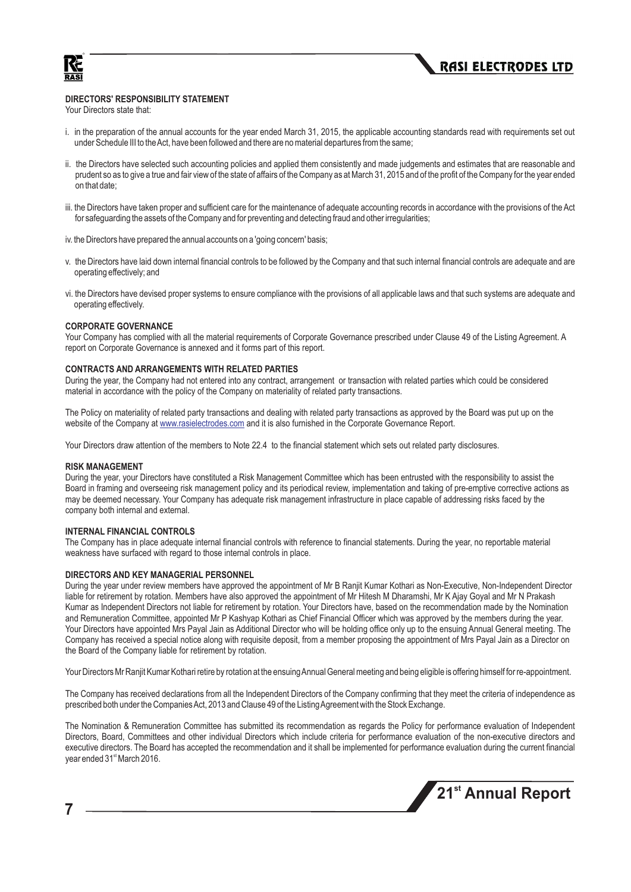## DIRECTORS' RESPONSIBILITY STATEMENT

Your Directors state that:

i. in the preparation of the annual accounts for the year ended March 31, 2015, the applicable accounting standards read with requirements set out under Schedule III to the Act, have been followed and there are no material departures from the same;

ii. the Directors have selected such accounting policies and applied them consistently and made judgements and estimates that are reasonable and prudent so as to give a true and fair view of the state of affairs of the Company as at March 31, 2015 and of the profit of the Company for the year ended on that date;

iii. the Directors have taken proper and sufficient care for the maintenance of adequate accounting records in accordance with the provisions of the Act for safeguarding the assets of the Company and for preventing and detecting fraud and other irregularities;

iv. the Directors have prepared the annual accounts on a 'going concern' basis;

v. the Directors have laid down internal financial controls to be followed by the Company and that such internal financial controls are adequate and are operating effectively; and

vi. the Directors have devised proper systems to ensure compliance with the provisions of all applicable laws and that such systems are adequate and operating effectively.

## CORPORATE GOVERNANCE

Your Company has complied with all the material requirements of Corporate Governance prescribed under Clause 49 of the Listing Agreement. A report on Corporate Governance is annexed and it forms part of this report.

## CONTRACTS AND ARRANGEMENTS WITH RELATED PARTIES

During the year, the Company had not entered into any contract, arrangement or transaction with related parties which could be considered material in accordance with the policy of the Company on materiality of related party transactions.

The Policy on materiality of related party transactions and dealing with related party transactions as approved by the Board was put up on the website of the Company at www.rasielectrodes.com and it is also furnished in the Corporate Governance Report.

Your Directors draw attention of the members to Note 22.4 to the financial statement which sets out related party disclosures.

## RISK MANAGEMENT

During the year, your Directors have constituted a Risk Management Committee which has been entrusted with the responsibility to assist the Board in framing and overseeing risk management policy and its periodical review, implementation and taking of pre-emptive corrective actions as may be deemed necessary. Your Company has adequate risk management infrastructure in place capable of addressing risks faced by the company both internal and external.

## INTERNAL FINANCIAL CONTROLS

The Company has in place adequate internal financial controls with reference to financial statements. During the year, no reportable material weakness have surfaced with regard to those internal controls in place.

## DIRECTORS AND KEY MANAGERIAL PERSONNEL

During the year under review members have approved the appointment of Mr B Ranjit Kumar Kothari as Non-Executive, Non-Independent Director liable for retirement by rotation. Members have also approved the appointment of Mr Hitesh M Dharamshi, Mr K Ajay Goyal and Mr N Prakash Kumar as Independent Directors not liable for retirement by rotation. Your Directors have, based on the recommendation made by the Nomination and Remuneration Committee, appointed Mr P Kashyap Kothari as Chief Financial Officer which was approved by the members during the year. Your Directors have appointed Mrs Payal Jain as Additional Director who will be holding office only up to the ensuing Annual General meeting. The Company has received a special notice along with requisite deposit, from a member proposing the appointment of Mrs Payal Jain as a Director on the Board of the Company liable for retirement by rotation.

Your Directors Mr Ranjit Kumar Kothari retire by rotation at the ensuing Annual General meeting and being eligible is offering himself for re-appointment.

The Company has received declarations from all the Independent Directors of the Company confirming that they meet the criteria of independence as prescribed both under the Companies Act, 2013 and Clause 49 of the Listing Agreement with the Stock Exchange.

The Nomination & Remuneration Committee has submitted its recommendation as regards the Policy for performance evaluation of Independent Directors, Board, Committees and other individual Directors which include criteria for performance evaluation of the non-executive directors and executive directors. The Board has accepted the recommendation and it shall be implemented for performance evaluation during the current financial year ended 31st March 2016.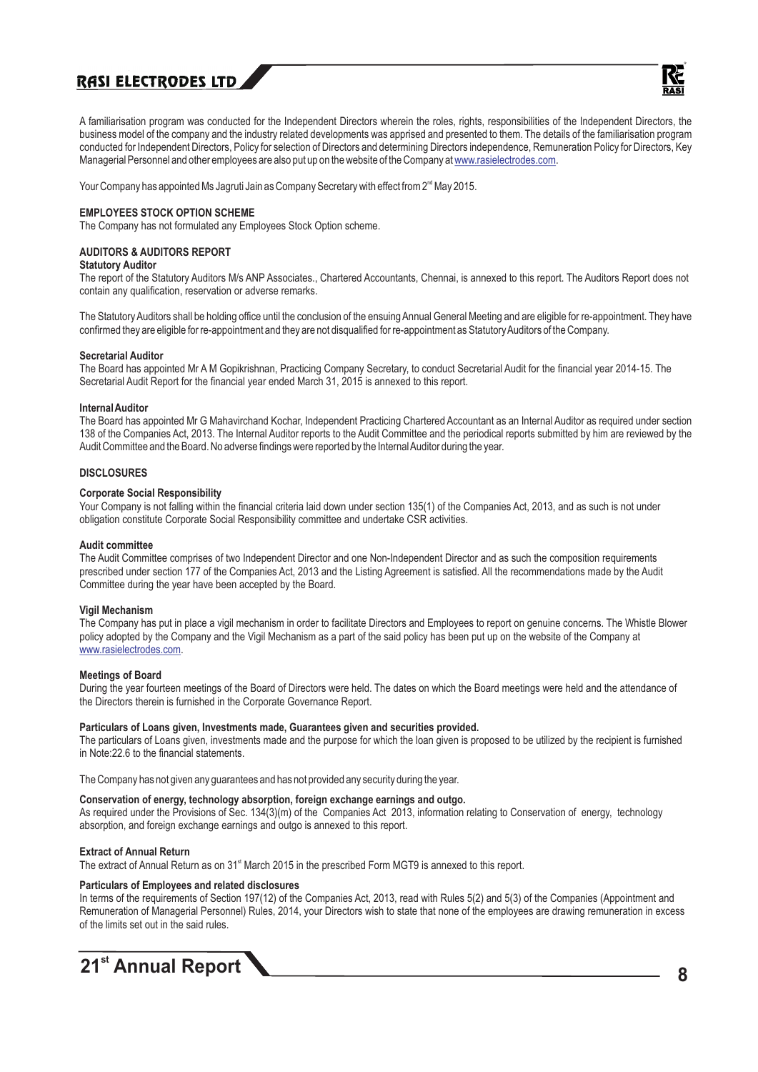A familiarisation program was conducted for the Independent Directors wherein the roles, rights, responsibilities of the Independent Directors, the business model of the company and the industry related developments was apprised and presented to them. The details of the familiarisation program conducted for Independent Directors, Policy for selection of Directors and determining Directors independence, Remuneration Policy for Directors, Key Managerial Personnel and other employees are also put up on the website of the Company at www.rasielectrodes.com.

Your Company has appointed Ms Jagruti Jain as Company Secretary with effect from 2nd May 2015.

**EMPLOYEES STOCK OPTION SCHEME**

The Company has not formulated any Employees Stock Option scheme.

**AUDITORS & AUDITORS REPORT**

**Statutory Auditor**

The report of the Statutory Auditors M/s ANP Associates., Chartered Accountants, Chennai, is annexed to this report. The Auditors Report does not contain any qualification, reservation or adverse remarks.

The Statutory Auditors shall be holding office until the conclusion of the ensuing Annual General Meeting and are eligible for re-appointment. They have confirmed they are eligible for re-appointment and they are not disqualified for re-appointment as Statutory Auditors of the Company.

**Secretarial Auditor**

The Board has appointed Mr A M Gopikrishnan, Practicing Company Secretary, to conduct Secretarial Audit for the financial year 2014-15. The Secretarial Audit Report for the financial year ended March 31, 2015 is annexed to this report.

**Internal Auditor**

The Board has appointed Mr G Mahavirchand Kochar, Independent Practicing Chartered Accountant as an Internal Auditor as required under section 138 of the Companies Act, 2013. The Internal Auditor reports to the Audit Committee and the periodical reports submitted by him are reviewed by the Audit Committee and the Board. No adverse findings were reported by the Internal Auditor during the year.

**DISCLOSURES**

**Corporate Social Responsibility**

Your Company is not falling within the financial criteria laid down under section 135(1) of the Companies Act, 2013, and as such is not under obligation constitute Corporate Social Responsibility committee and undertake CSR activities.

**Audit committee**

The Audit Committee comprises of two Independent Director and one Non-Independent Director and as such the composition requirements prescribed under section 177 of the Companies Act, 2013 and the Listing Agreement is satisfied. All the recommendations made by the Audit Committee during the year have been accepted by the Board.

**Vigil Mechanism**

The Company has put in place a vigil mechanism in order to facilitate Directors and Employees to report on genuine concerns. The Whistle Blower policy adopted by the Company and the Vigil Mechanism as a part of the said policy has been put up on the website of the Company at www.rasielectrodes.com.

**Meetings of Board**

During the year fourteen meetings of the Board of Directors were held. The dates on which the Board meetings were held and the attendance of the Directors therein is furnished in the Corporate Governance Report.

**Particulars of Loans given, Investments made, Guarantees given and securities provided.**

The particulars of Loans given, investments made and the purpose for which the loan given is proposed to be utilized by the recipient is furnished in Note:22.6 to the financial statements.

The Company has not given any guarantees and has not provided any security during the year.

**Conservation of energy, technology absorption, foreign exchange earnings and outgo.**

As required under the Provisions of Sec. 134(3)(m) of the Companies Act 2013, information relating to Conservation of energy, technology absorption, and foreign exchange earnings and outgo is annexed to this report.

**Extract of Annual Return**

The extract of Annual Return as on 31st March 2015 in the prescribed Form MGT9 is annexed to this report.

**Particulars of Employees and related disclosures**

In terms of the requirements of Section 197(12) of the Companies Act, 2013, read with Rules 5(2) and 5(3) of the Companies (Appointment and Remuneration of Managerial Personnel) Rules, 2014, your Directors wish to state that none of the employees are drawing remuneration in excess of the limits set out in the said rules.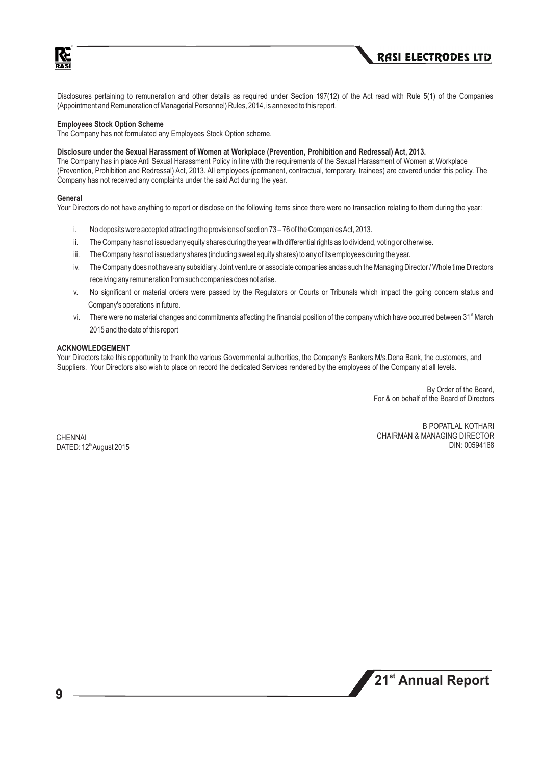Disclosures pertaining to remuneration and other details as required under Section 197(12) of the Act read with Rule 5(1) of the Companies (Appointment and Remuneration of Managerial Personnel) Rules, 2014, is annexed to this report.

**Employees Stock Option Scheme**

The Company has not formulated any Employees Stock Option scheme.

**Disclosure under the Sexual Harassment of Women at Workplace (Prevention, Prohibition and Redressal) Act, 2013.**

The Company has in place Anti Sexual Harassment Policy in line with the requirements of the Sexual Harassment of Women at Workplace (Prevention, Prohibition and Redressal) Act, 2013. All employees (permanent, contractual, temporary, trainees) are covered under this policy. The Company has not received any complaints under the said Act during the year.

**General**

Your Directors do not have anything to report or disclose on the following items since there were no transaction relating to them during the year:

i. No deposits were accepted attracting the provisions of section 73 – 76 of the Companies Act, 2013.

ii. The Company has not issued any equity shares during the year with differential rights as to dividend, voting or otherwise.

iii. The Company has not issued any shares (including sweat equity shares) to any of its employees during the year.

iv. The Company does not have any subsidiary, Joint venture or associate companies andas such the Managing Director / Whole time Directors receiving any remuneration from such companies does not arise.

v. No significant or material orders were passed by the Regulators or Courts or Tribunals which impact the going concern status and Company's operations in future.

vi. There were no material changes and commitments affecting the financial position of the company which have occurred between 31st March 2015 and the date of this report

**ACKNOWLEDGEMENT**

Your Directors take this opportunity to thank the various Governmental authorities, the Company's Bankers M/s.Dena Bank, the customers, and Suppliers. Your Directors also wish to place on record the dedicated Services rendered by the employees of the Company at all levels.

By Order of the Board,
For & on behalf of the Board of Directors

B POPATLAL KOTHARI
CHAIRMAN & MANAGING DIRECTOR
DIN: 00594168

CHENNAI
DATED: 12th August 2015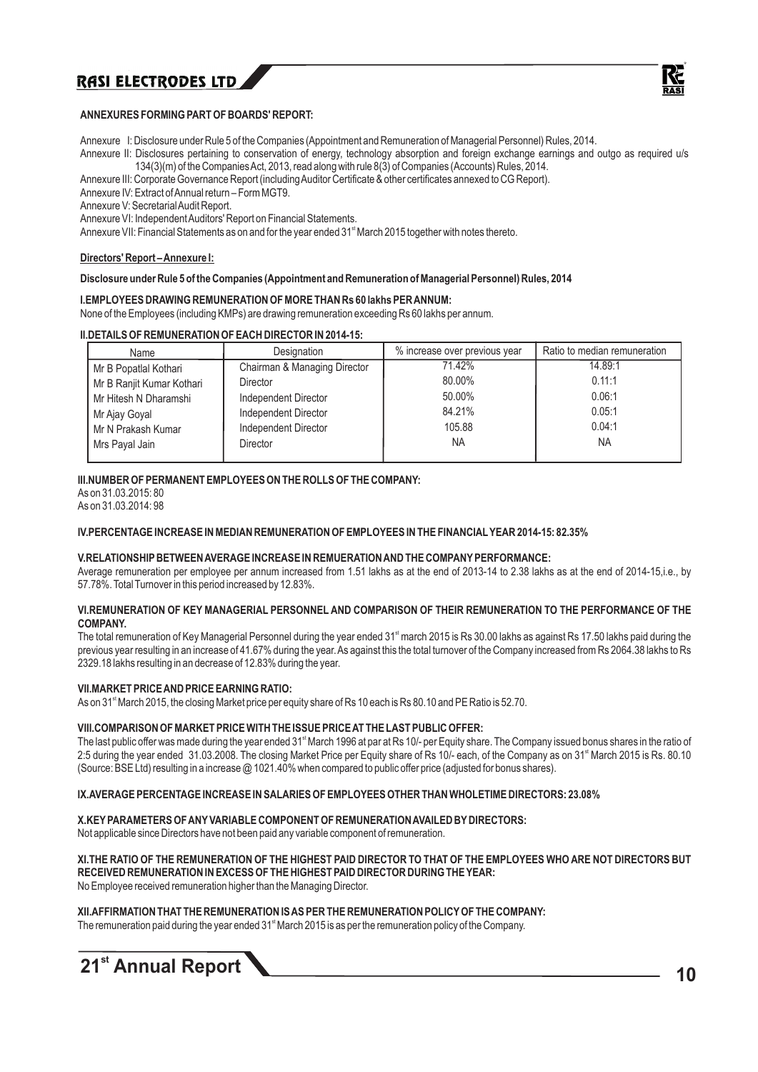**ANNEXURES FORMING PART OF BOARDS' REPORT:**

Annexure I: Disclosure under Rule 5 of the Companies (Appointment and Remuneration of Managerial Personnel) Rules, 2014.

Annexure II: Disclosures pertaining to conservation of energy, technology absorption and foreign exchange earnings and outgo as required u/s 134(3)(m) of the Companies Act, 2013, read along with rule 8(3) of Companies (Accounts) Rules, 2014.

Annexure III: Corporate Governance Report (including Auditor Certificate & other certificates annexed to CG Report).

Annexure IV: Extract of Annual return – Form MGT9.

Annexure V: Secretarial Audit Report.

Annexure VI: Independent Auditors' Report on Financial Statements.

Annexure VII: Financial Statements as on and for the year ended 31st March 2015 together with notes thereto.

**Directors' Report – Annexure I:**

**Disclosure under Rule 5 of the Companies (Appointment and Remuneration of Managerial Personnel) Rules, 2014**

**I.EMPLOYEES DRAWING REMUNERATION OF MORE THAN Rs 60 lakhs PER ANNUM:**

None of the Employees (including KMPs) are drawing remuneration exceeding Rs 60 lakhs per annum.

**II.DETAILS OF REMUNERATION OF EACH DIRECTOR IN 2014-15:**

| Name | Designation | % increase over previous year | Ratio to median remuneration |
|---|---|---|---|
| Mr B Popatlal Kothari | Chairman & Managing Director | 71.42% | 14.89:1 |
| Mr B Ranjit Kumar Kothari | Director | 80.00% | 0.11:1 |
| Mr Hitesh N Dharamshi | Independent Director | 50.00% | 0.06:1 |
| Mr Ajay Goyal | Independent Director | 84.21% | 0.05:1 |
| Mr N Prakash Kumar | Independent Director | 105.88 | 0.04:1 |
| Mrs Payal Jain | Director | NA | NA |

**III.NUMBER OF PERMANENT EMPLOYEES ON THE ROLLS OF THE COMPANY:**

As on 31.03.2015: 80
As on 31.03.2014: 98

**IV.PERCENTAGE INCREASE IN MEDIAN REMUNERATION OF EMPLOYEES IN THE FINANCIAL YEAR 2014-15: 82.35%**

**V.RELATIONSHIP BETWEEN AVERAGE INCREASE IN REMUERATION AND THE COMPANY PERFORMANCE:**

Average remuneration per employee per annum increased from 1.51 lakhs as at the end of 2013-14 to 2.38 lakhs as at the end of 2014-15,i.e., by 57.78%. Total Turnover in this period increased by 12.83%.

**VI.REMUNERATION OF KEY MANAGERIAL PERSONNEL AND COMPARISON OF THEIR REMUNERATION TO THE PERFORMANCE OF THE COMPANY.**

The total remuneration of Key Managerial Personnel during the year ended 31st march 2015 is Rs 30.00 lakhs as against Rs 17.50 lakhs paid during the previous year resulting in an increase of 41.67% during the year. As against this the total turnover of the Company increased from Rs 2064.38 lakhs to Rs 2329.18 lakhs resulting in an decrease of 12.83% during the year.

**VII.MARKET PRICE AND PRICE EARNING RATIO:**

As on 31st March 2015, the closing Market price per equity share of Rs 10 each is Rs 80.10 and PE Ratio is 52.70.

**VIII.COMPARISON OF MARKET PRICE WITH THE ISSUE PRICE AT THE LAST PUBLIC OFFER:**

The last public offer was made during the year ended 31st March 1996 at par at Rs 10/- per Equity share. The Company issued bonus shares in the ratio of 2:5 during the year ended 31.03.2008. The closing Market Price per Equity share of Rs 10/- each, of the Company as on 31st March 2015 is Rs. 80.10 (Source: BSE Ltd) resulting in a increase @ 1021.40% when compared to public offer price (adjusted for bonus shares).

**IX.AVERAGE PERCENTAGE INCREASE IN SALARIES OF EMPLOYEES OTHER THAN WHOLETIME DIRECTORS: 23.08%**

**X.KEY PARAMETERS OF ANY VARIABLE COMPONENT OF REMUNERATION AVAILED BY DIRECTORS:**

Not applicable since Directors have not been paid any variable component of remuneration.

**XI.THE RATIO OF THE REMUNERATION OF THE HIGHEST PAID DIRECTOR TO THAT OF THE EMPLOYEES WHO ARE NOT DIRECTORS BUT RECEIVED REMUNERATION IN EXCESS OF THE HIGHEST PAID DIRECTOR DURING THE YEAR:**

No Employee received remuneration higher than the Managing Director.

**XII.AFFIRMATION THAT THE REMUNERATION IS AS PER THE REMUNERATION POLICY OF THE COMPANY:**

The remuneration paid during the year ended 31st March 2015 is as per the remuneration policy of the Company.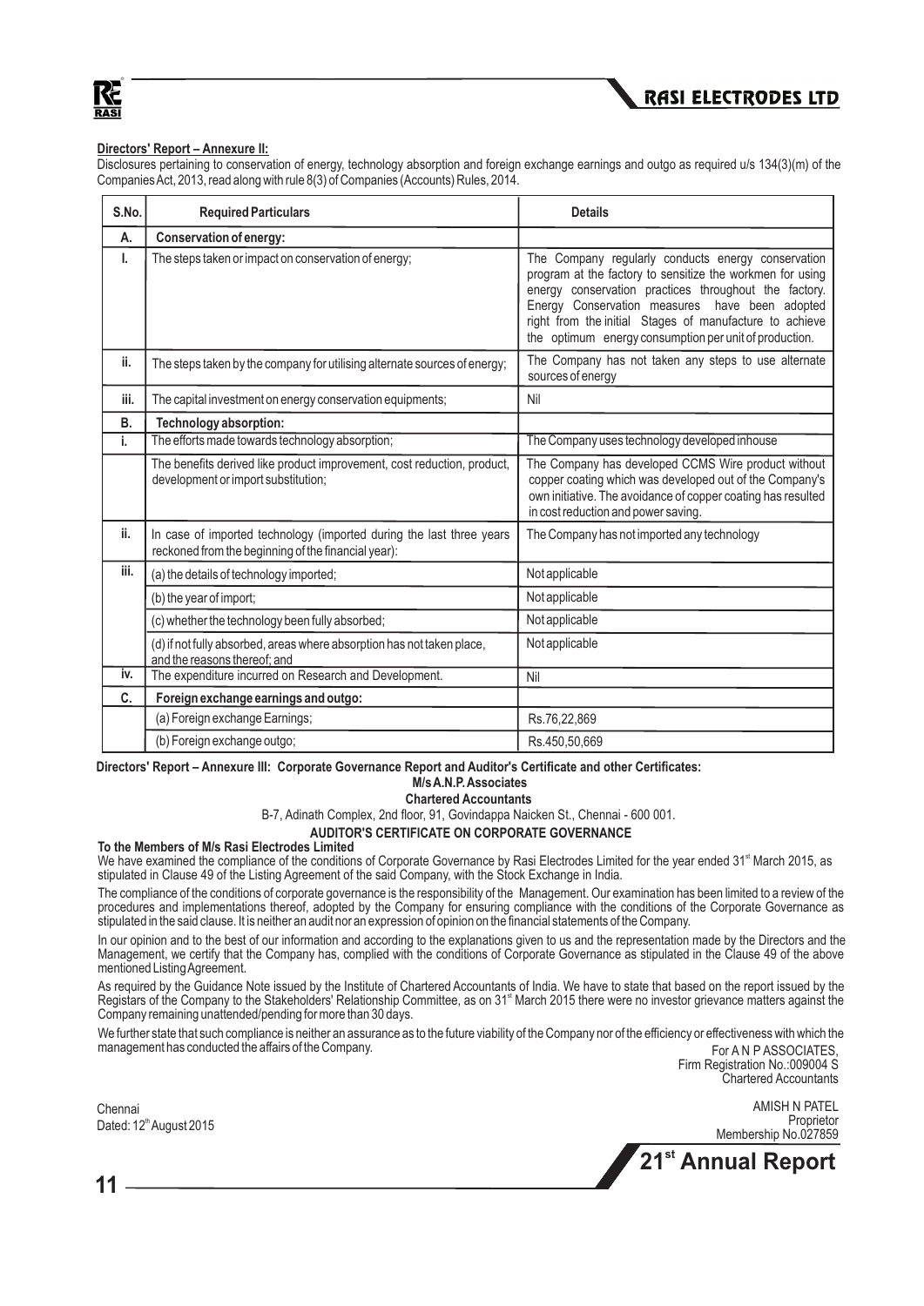**Directors' Report – Annexure II:**

Disclosures pertaining to conservation of energy, technology absorption and foreign exchange earnings and outgo as required u/s 134(3)(m) of the Companies Act, 2013, read along with rule 8(3) of Companies (Accounts) Rules, 2014.

| S.No. | Required Particulars | Details |
|---|---|---|
| **A.** | **Conservation of energy:** | |
| I. | The steps taken or impact on conservation of energy; | The Company regularly conducts energy conservation program at the factory to sensitize the workmen for using energy conservation practices throughout the factory. Energy Conservation measures have been adopted right from the initial Stages of manufacture to achieve the optimum energy consumption per unit of production. |
| ii. | The steps taken by the company for utilising alternate sources of energy; | The Company has not taken any steps to use alternate sources of energy |
| iii. | The capital investment on energy conservation equipments; | Nil |
| **B.** | **Technology absorption:** | |
| i. | The efforts made towards technology absorption; | The Company uses technology developed inhouse |
| | The benefits derived like product improvement, cost reduction, product, development or import substitution; | The Company has developed CCMS Wire product without copper coating which was developed out of the Company's own initiative. The avoidance of copper coating has resulted in cost reduction and power saving. |
| ii. | In case of imported technology (imported during the last three years reckoned from the beginning of the financial year): | The Company has not imported any technology |
| iii. | (a) the details of technology imported; | Not applicable |
| | (b) the year of import; | Not applicable |
| | (c) whether the technology been fully absorbed; | Not applicable |
| | (d) if not fully absorbed, areas where absorption has not taken place, and the reasons thereof; and | Not applicable |
| iv. | The expenditure incurred on Research and Development. | Nil |
| **C.** | **Foreign exchange earnings and outgo:** | |
| | (a) Foreign exchange Earnings; | Rs.76,22,869 |
| | (b) Foreign exchange outgo; | Rs.450,50,669 |

**Directors' Report – Annexure III: Corporate Governance Report and Auditor's Certificate and other Certificates:**

**M/s A.N.P. Associates**

**Chartered Accountants**

B-7, Adinath Complex, 2nd floor, 91, Govindappa Naicken St., Chennai - 600 001.

**AUDITOR'S CERTIFICATE ON CORPORATE GOVERNANCE**

**To the Members of M/s Rasi Electrodes Limited**

We have examined the compliance of the conditions of Corporate Governance by Rasi Electrodes Limited for the year ended 31st March 2015, as stipulated in Clause 49 of the Listing Agreement of the said Company, with the Stock Exchange in India.

The compliance of the conditions of corporate governance is the responsibility of the Management. Our examination has been limited to a review of the procedures and implementations thereof, adopted by the Company for ensuring compliance with the conditions of the Corporate Governance as stipulated in the said clause. It is neither an audit nor an expression of opinion on the financial statements of the Company.

In our opinion and to the best of our information and according to the explanations given to us and the representation made by the Directors and the Management, we certify that the Company has, complied with the conditions of Corporate Governance as stipulated in the Clause 49 of the above mentioned Listing Agreement.

As required by the Guidance Note issued by the Institute of Chartered Accountants of India. We have to state that based on the report issued by the Registars of the Company to the Stakeholders' Relationship Committee, as on 31st March 2015 there were no investor grievance matters against the Company remaining unattended/pending for more than 30 days.

We further state that such compliance is neither an assurance as to the future viability of the Company nor of the efficiency or effectiveness with which the management has conducted the affairs of the Company.

For A N P ASSOCIATES,
Firm Registration No.:009004 S
Chartered Accountants

Chennai
Dated: 12th August 2015

AMISH N PATEL
Proprietor
Membership No.027859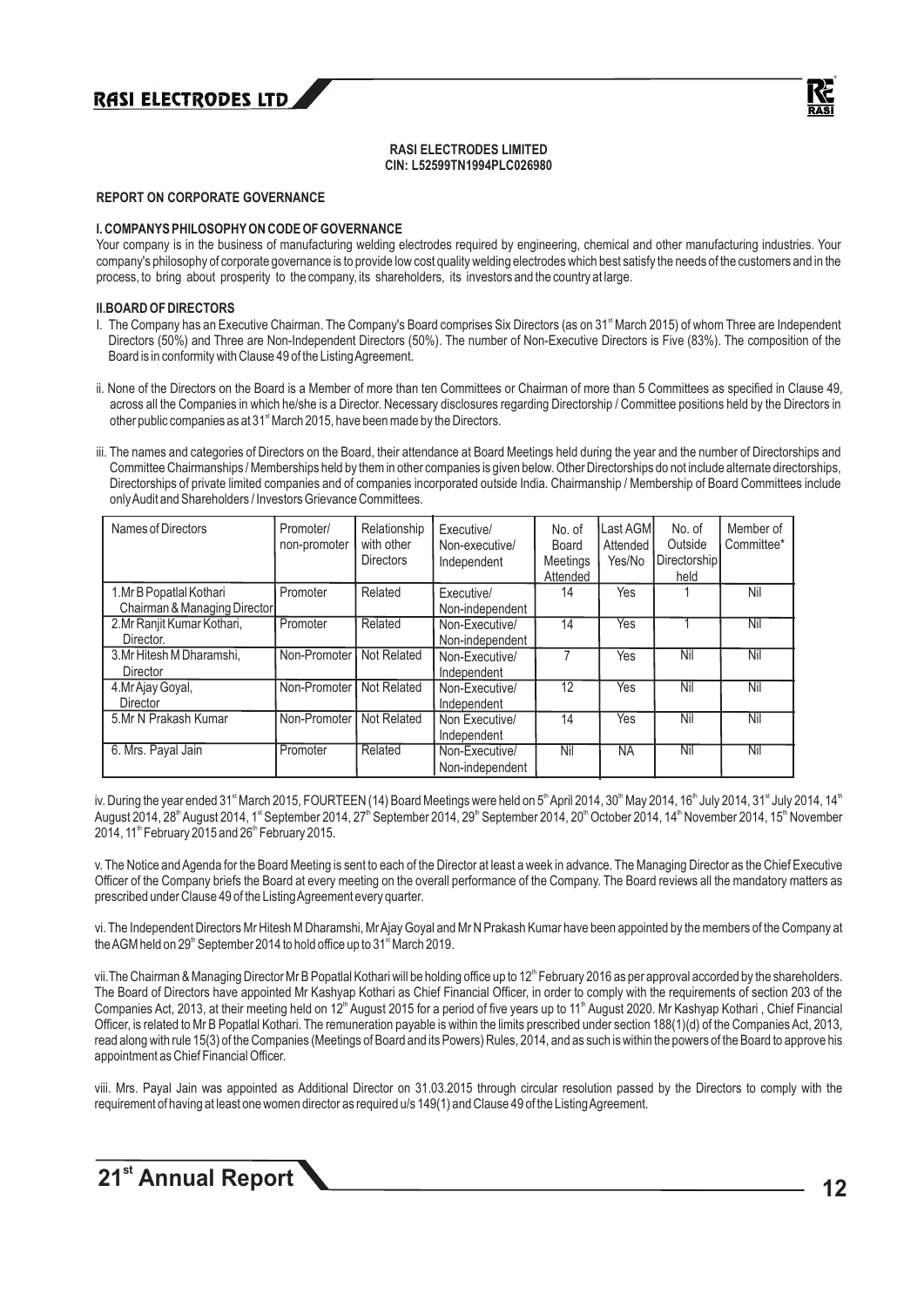**RASI ELECTRODES LIMITED**
**CIN: L52599TN1994PLC026980**

## REPORT ON CORPORATE GOVERNANCE

### I. COMPANYS PHILOSOPHY ON CODE OF GOVERNANCE

Your company is in the business of manufacturing welding electrodes required by engineering, chemical and other manufacturing industries. Your company's philosophy of corporate governance is to provide low cost quality welding electrodes which best satisfy the needs of the customers and in the process, to bring about prosperity to the company, its shareholders, its investors and the country at large.

### II.BOARD OF DIRECTORS

I. The Company has an Executive Chairman. The Company's Board comprises Six Directors (as on 31st March 2015) of whom Three are Independent Directors (50%) and Three are Non-Independent Directors (50%). The number of Non-Executive Directors is Five (83%). The composition of the Board is in conformity with Clause 49 of the Listing Agreement.

ii. None of the Directors on the Board is a Member of more than ten Committees or Chairman of more than 5 Committees as specified in Clause 49, across all the Companies in which he/she is a Director. Necessary disclosures regarding Directorship / Committee positions held by the Directors in other public companies as at 31st March 2015, have been made by the Directors.

iii. The names and categories of Directors on the Board, their attendance at Board Meetings held during the year and the number of Directorships and Committee Chairmanships / Memberships held by them in other companies is given below. Other Directorships do not include alternate directorships, Directorships of private limited companies and of companies incorporated outside India. Chairmanship / Membership of Board Committees include only Audit and Shareholders / Investors Grievance Committees.

| Names of Directors | Promoter/ non-promoter | Relationship with other Directors | Executive/ Non-executive/ Independent | No. of Board Meetings Attended | Last AGM Attended Yes/No | No. of Outside Directorship held | Member of Committee* |
|---|---|---|---|---|---|---|---|
| 1.Mr B Popatlal Kothari Chairman & Managing Director | Promoter | Related | Executive/ Non-independent | 14 | Yes | 1 | Nil |
| 2.Mr Ranjit Kumar Kothari, Director. | Promoter | Related | Non-Executive/ Non-independent | 14 | Yes | 1 | Nil |
| 3.Mr Hitesh M Dharamshi, Director | Non-Promoter | Not Related | Non-Executive/ Independent | 7 | Yes | Nil | Nil |
| 4.Mr Ajay Goyal, Director | Non-Promoter | Not Related | Non-Executive/ Independent | 12 | Yes | Nil | Nil |
| 5.Mr N Prakash Kumar | Non-Promoter | Not Related | Non Executive/ Independent | 14 | Yes | Nil | Nil |
| 6. Mrs. Payal Jain | Promoter | Related | Non-Executive/ Non-independent | Nil | NA | Nil | Nil |

iv. During the year ended 31st March 2015, FOURTEEN (14) Board Meetings were held on 5th April 2014, 30th May 2014, 16th July 2014, 31st July 2014, 14th August 2014, 28th August 2014, 1st September 2014, 27th September 2014, 29th September 2014, 20th October 2014, 14th November 2014, 15th November 2014, 11th February 2015 and 26th February 2015.

v. The Notice and Agenda for the Board Meeting is sent to each of the Director at least a week in advance. The Managing Director as the Chief Executive Officer of the Company briefs the Board at every meeting on the overall performance of the Company. The Board reviews all the mandatory matters as prescribed under Clause 49 of the Listing Agreement every quarter.

vi. The Independent Directors Mr Hitesh M Dharamshi, Mr Ajay Goyal and Mr N Prakash Kumar have been appointed by the members of the Company at the AGM held on 29th September 2014 to hold office up to 31st March 2019.

vii.The Chairman & Managing Director Mr B Popatlal Kothari will be holding office up to 12th February 2016 as per approval accorded by the shareholders. The Board of Directors have appointed Mr Kashyap Kothari as Chief Financial Officer, in order to comply with the requirements of section 203 of the Companies Act, 2013, at their meeting held on 12th August 2015 for a period of five years up to 11th August 2020. Mr Kashyap Kothari , Chief Financial Officer, is related to Mr B Popatlal Kothari. The remuneration payable is within the limits prescribed under section 188(1)(d) of the Companies Act, 2013, read along with rule 15(3) of the Companies (Meetings of Board and its Powers) Rules, 2014, and as such is within the powers of the Board to approve his appointment as Chief Financial Officer.

viii. Mrs. Payal Jain was appointed as Additional Director on 31.03.2015 through circular resolution passed by the Directors to comply with the requirement of having at least one women director as required u/s 149(1) and Clause 49 of the Listing Agreement.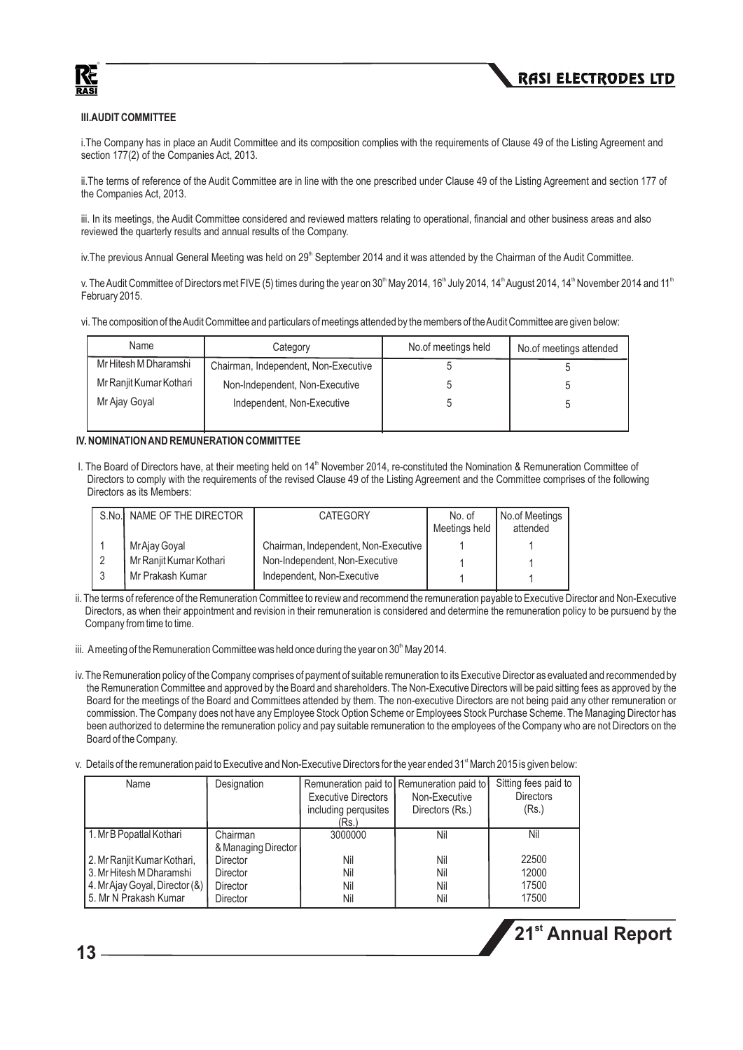### III.AUDIT COMMITTEE

i.The Company has in place an Audit Committee and its composition complies with the requirements of Clause 49 of the Listing Agreement and section 177(2) of the Companies Act, 2013.

ii.The terms of reference of the Audit Committee are in line with the one prescribed under Clause 49 of the Listing Agreement and section 177 of the Companies Act, 2013.

iii. In its meetings, the Audit Committee considered and reviewed matters relating to operational, financial and other business areas and also reviewed the quarterly results and annual results of the Company.

iv.The previous Annual General Meeting was held on 29th September 2014 and it was attended by the Chairman of the Audit Committee.

v. The Audit Committee of Directors met FIVE (5) times during the year on 30th May 2014, 16th July 2014, 14th August 2014, 14th November 2014 and 11th February 2015.

vi. The composition of the Audit Committee and particulars of meetings attended by the members of the Audit Committee are given below:

| Name | Category | No.of meetings held | No.of meetings attended |
|---|---|---|---|
| Mr Hitesh M Dharamshi | Chairman, Independent, Non-Executive | 5 | 5 |
| Mr Ranjit Kumar Kothari | Non-Independent, Non-Executive | 5 | 5 |
| Mr Ajay Goyal | Independent, Non-Executive | 5 | 5 |

### IV. NOMINATION AND REMUNERATION COMMITTEE

I. The Board of Directors have, at their meeting held on 14th November 2014, re-constituted the Nomination & Remuneration Committee of Directors to comply with the requirements of the revised Clause 49 of the Listing Agreement and the Committee comprises of the following Directors as its Members:

| S.No. | NAME OF THE DIRECTOR | CATEGORY | No. of Meetings held | No.of Meetings attended |
|---|---|---|---|---|
| 1 | Mr Ajay Goyal | Chairman, Independent, Non-Executive | 1 | 1 |
| 2 | Mr Ranjit Kumar Kothari | Non-Independent, Non-Executive | 1 | 1 |
| 3 | Mr Prakash Kumar | Independent, Non-Executive | 1 | 1 |

ii. The terms of reference of the Remuneration Committee to review and recommend the remuneration payable to Executive Director and Non-Executive Directors, as when their appointment and revision in their remuneration is considered and determine the remuneration policy to be pursuend by the Company from time to time.

iii. A meeting of the Remuneration Committee was held once during the year on 30th May 2014.

iv. The Remuneration policy of the Company comprises of payment of suitable remuneration to its Executive Director as evaluated and recommended by the Remuneration Committee and approved by the Board and shareholders. The Non-Executive Directors will be paid sitting fees as approved by the Board for the meetings of the Board and Committees attended by them. The non-executive Directors are not being paid any other remuneration or commission. The Company does not have any Employee Stock Option Scheme or Employees Stock Purchase Scheme. The Managing Director has been authorized to determine the remuneration policy and pay suitable remuneration to the employees of the Company who are not Directors on the Board of the Company.

v. Details of the remuneration paid to Executive and Non-Executive Directors for the year ended 31st March 2015 is given below:

| Name | Designation | Remuneration paid to Executive Directors including perqusites (Rs.) | Remuneration paid to Non-Executive Directors (Rs.) | Sitting fees paid to Directors (Rs.) |
|---|---|---|---|---|
| 1. Mr B Popatlal Kothari | Chairman & Managing Director | 3000000 | Nil | Nil |
| 2. Mr Ranjit Kumar Kothari, | Director | Nil | Nil | 22500 |
| 3. Mr Hitesh M Dharamshi | Director | Nil | Nil | 12000 |
| 4. Mr Ajay Goyal, Director (&) | Director | Nil | Nil | 17500 |
| 5. Mr N Prakash Kumar | Director | Nil | Nil | 17500 |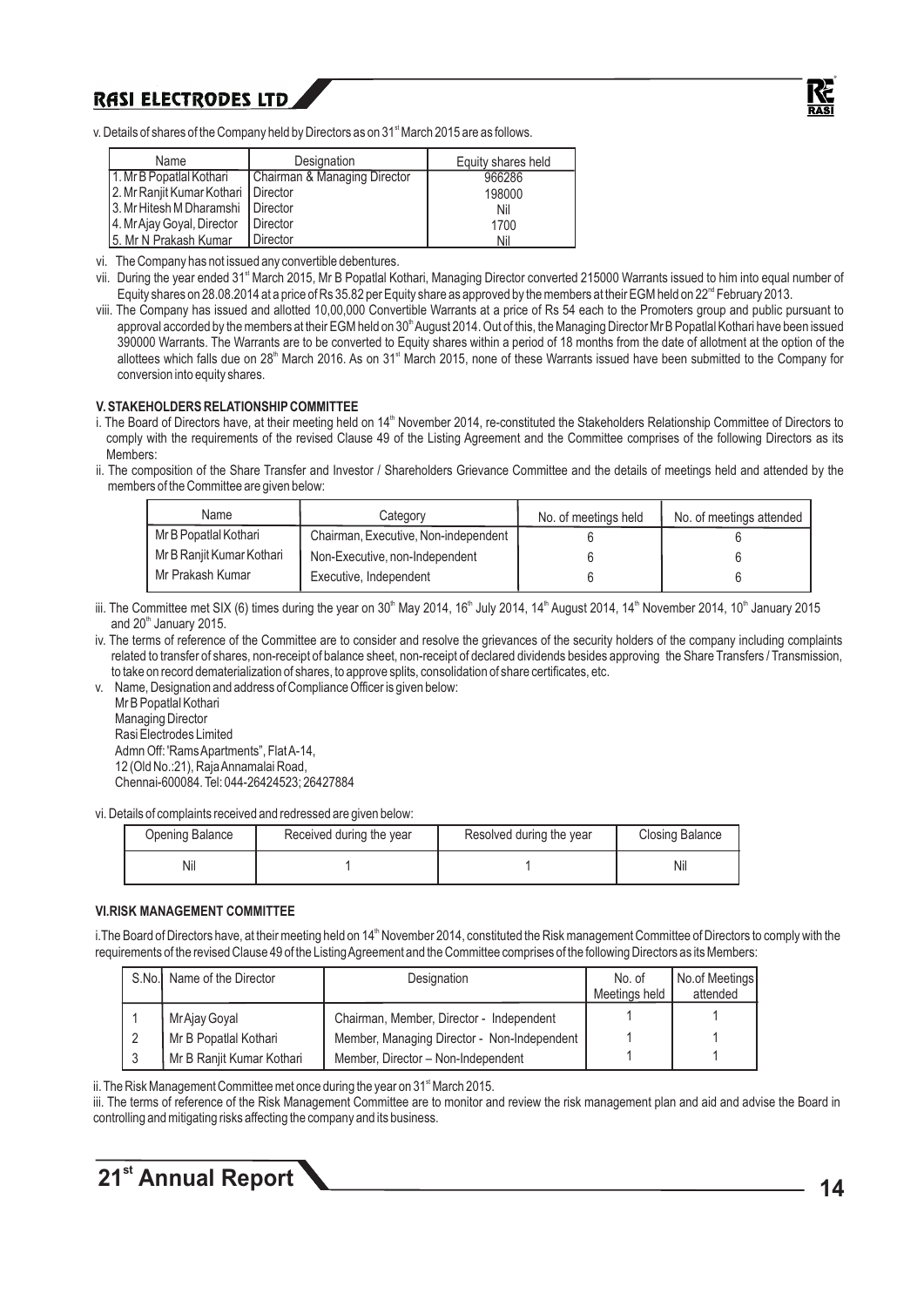v. Details of shares of the Company held by Directors as on 31st March 2015 are as follows.

| Name | Designation | Equity shares held |
|---|---|---|
| 1. Mr B Popatlal Kothari | Chairman & Managing Director | 966286 |
| 2. Mr Ranjit Kumar Kothari | Director | 198000 |
| 3. Mr Hitesh M Dharamshi | Director | Nil |
| 4. Mr Ajay Goyal, Director | Director | 1700 |
| 5. Mr N Prakash Kumar | Director | Nil |

vi. The Company has not issued any convertible debentures.

vii. During the year ended 31st March 2015, Mr B Popatlal Kothari, Managing Director converted 215000 Warrants issued to him into equal number of Equity shares on 28.08.2014 at a price of Rs 35.82 per Equity share as approved by the members at their EGM held on 22nd February 2013.

viii. The Company has issued and allotted 10,00,000 Convertible Warrants at a price of Rs 54 each to the Promoters group and public pursuant to approval accorded by the members at their EGM held on 30th August 2014. Out of this, the Managing Director Mr B Popatlal Kothari have been issued 390000 Warrants. The Warrants are to be converted to Equity shares within a period of 18 months from the date of allotment at the option of the allottees which falls due on 28th March 2016. As on 31st March 2015, none of these Warrants issued have been submitted to the Company for conversion into equity shares.

## V. STAKEHOLDERS RELATIONSHIP COMMITTEE

i. The Board of Directors have, at their meeting held on 14th November 2014, re-constituted the Stakeholders Relationship Committee of Directors to comply with the requirements of the revised Clause 49 of the Listing Agreement and the Committee comprises of the following Directors as its Members:

ii. The composition of the Share Transfer and Investor / Shareholders Grievance Committee and the details of meetings held and attended by the members of the Committee are given below:

| Name | Category | No. of meetings held | No. of meetings attended |
|---|---|---|---|
| Mr B Popatlal Kothari | Chairman, Executive, Non-independent | 6 | 6 |
| Mr B Ranjit Kumar Kothari | Non-Executive, non-Independent | 6 | 6 |
| Mr Prakash Kumar | Executive, Independent | 6 | 6 |

iii. The Committee met SIX (6) times during the year on 30th May 2014, 16th July 2014, 14th August 2014, 14th November 2014, 10th January 2015 and 20th January 2015.

iv. The terms of reference of the Committee are to consider and resolve the grievances of the security holders of the company including complaints related to transfer of shares, non-receipt of balance sheet, non-receipt of declared dividends besides approving the Share Transfers / Transmission, to take on record dematerialization of shares, to approve splits, consolidation of share certificates, etc.

v. Name, Designation and address of Compliance Officer is given below:

Mr B Popatlal Kothari
Managing Director
Rasi Electrodes Limited
Admn Off: 'Rams Apartments", Flat A-14,
12 (Old No.:21), Raja Annamalai Road,
Chennai-600084. Tel: 044-26424523; 26427884

vi. Details of complaints received and redressed are given below:

| Opening Balance | Received during the year | Resolved during the year | Closing Balance |
|---|---|---|---|
| Nil | 1 | 1 | Nil |

## VI. RISK MANAGEMENT COMMITTEE

i. The Board of Directors have, at their meeting held on 14th November 2014, constituted the Risk management Committee of Directors to comply with the requirements of the revised Clause 49 of the Listing Agreement and the Committee comprises of the following Directors as its Members:

| S.No. | Name of the Director | Designation | No. of Meetings held | No.of Meetings attended |
|---|---|---|---|---|
| 1 | Mr Ajay Goyal | Chairman, Member, Director - Independent | 1 | 1 |
| 2 | Mr B Popatlal Kothari | Member, Managing Director - Non-Independent | 1 | 1 |
| 3 | Mr B Ranjit Kumar Kothari | Member, Director – Non-Independent | 1 | 1 |

ii. The Risk Management Committee met once during the year on 31st March 2015.

iii. The terms of reference of the Risk Management Committee are to monitor and review the risk management plan and aid and advise the Board in controlling and mitigating risks affecting the company and its business.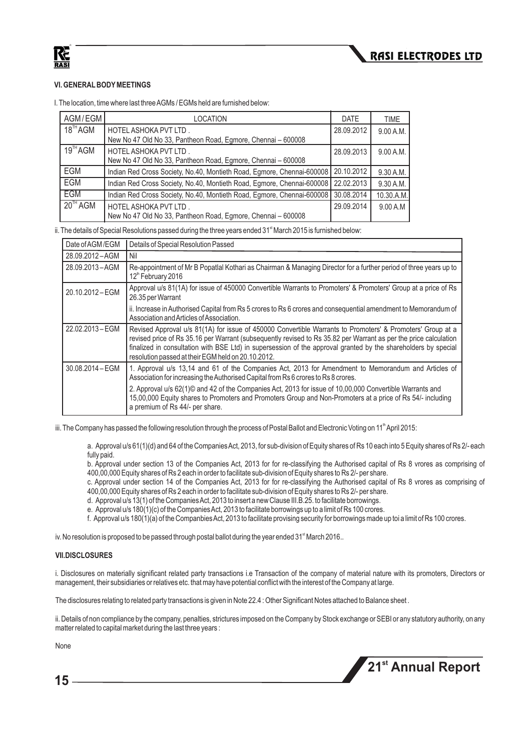### VI. GENERAL BODY MEETINGS

I. The location, time where last three AGMs / EGMs held are furnished below:

| AGM / EGM | LOCATION | DATE | TIME |
|---|---|---|---|
| 18TH AGM | HOTEL ASHOKA PVT LTD .<br>New No 47 Old No 33, Pantheon Road, Egmore, Chennai – 600008 | 28.09.2012 | 9.00 A.M. |
| 19TH AGM | HOTEL ASHOKA PVT LTD .<br>New No 47 Old No 33, Pantheon Road, Egmore, Chennai – 600008 | 28.09.2013 | 9.00 A.M. |
| EGM | Indian Red Cross Society, No.40, Montieth Road, Egmore, Chennai-600008 | 20.10.2012 | 9.30 A.M. |
| EGM | Indian Red Cross Society, No.40, Montieth Road, Egmore, Chennai-600008 | 22.02.2013 | 9.30 A.M. |
| EGM | Indian Red Cross Society, No.40, Montieth Road, Egmore, Chennai-600008 | 30.08.2014 | 10.30.A.M. |
| 20TH AGM | HOTEL ASHOKA PVT LTD .<br>New No 47 Old No 33, Pantheon Road, Egmore, Chennai – 600008 | 29.09.2014 | 9.00 A.M |

ii. The details of Special Resolutions passed during the three years ended 31st March 2015 is furnished below:

| Date of AGM /EGM | Details of Special Resolution Passed |
|---|---|
| 28.09.2012 – AGM | Nil |
| 28.09.2013 – AGM | Re-appointment of Mr B Popatlal Kothari as Chairman & Managing Director for a further period of three years up to 12th February 2016 |
| 20.10.2012 – EGM | Approval u/s 81(1A) for issue of 450000 Convertible Warrants to Promoters' & Promoters' Group at a price of Rs 26.35 per Warrant<br>ii. Increase in Authorised Capital from Rs 5 crores to Rs 6 crores and consequential amendment to Memorandum of Association and Articles of Association. |
| 22.02.2013 – EGM | Revised Approval u/s 81(1A) for issue of 450000 Convertible Warrants to Promoters' & Promoters' Group at a revised price of Rs 35.16 per Warrant (subsequently revised to Rs 35.82 per Warrant as per the price calculation finalized in consultation with BSE Ltd) in supersession of the approval granted by the shareholders by special resolution passed at their EGM held on 20.10.2012. |
| 30.08.2014 – EGM | 1. Approval u/s 13,14 and 61 of the Companies Act, 2013 for Amendment to Memorandum and Articles of Association for increasing the Authorised Capital from Rs 6 crores to Rs 8 crores.<br>2. Approval u/s 62(1)© and 42 of the Companies Act, 2013 for issue of 10,00,000 Convertible Warrants and 15,00,000 Equity shares to Promoters and Promoters Group and Non-Promoters at a price of Rs 54/- including a premium of Rs 44/- per share. |

iii. The Company has passed the following resolution through the process of Postal Ballot and Electronic Voting on 11th April 2015:

a. Approval u/s 61(1)(d) and 64 of the Companies Act, 2013, for sub-division of Equity shares of Rs 10 each into 5 Equity shares of Rs 2/- each fully paid.

b. Approval under section 13 of the Companies Act, 2013 for for re-classifying the Authorised capital of Rs 8 vrores as comprising of 400,00,000 Equity shares of Rs 2 each in order to facilitate sub-division of Equity shares to Rs 2/- per share.

c. Approval under section 14 of the Companies Act, 2013 for for re-classifying the Authorised capital of Rs 8 vrores as comprising of 400,00,000 Equity shares of Rs 2 each in order to facilitate sub-division of Equity shares to Rs 2/- per share.

d. Approval u/s 13(1) of the Companies Act, 2013 to insert a new Clause III.B.25. to facilitate borrowings.

e. Approval u/s 180(1)(c) of the Companies Act, 2013 to facilitate borrowings up to a limit of Rs 100 crores.

f. Approval u/s 180(1)(a) of the Companbies Act, 2013 to facilitate provising security for borrowings made up toi a limit of Rs 100 crores.

iv. No resolution is proposed to be passed through postal ballot during the year ended 31st March 2016..

### VII. DISCLOSURES

i. Disclosures on materially significant related party transactions i.e Transaction of the company of material nature with its promoters, Directors or management, their subsidiaries or relatives etc. that may have potential conflict with the interest of the Company at large.

The disclosures relating to related party transactions is given in Note 22.4 : Other Significant Notes attached to Balance sheet .

ii. Details of non compliance by the company, penalties, strictures imposed on the Company by Stock exchange or SEBI or any statutory authority, on any matter related to capital market during the last three years :

None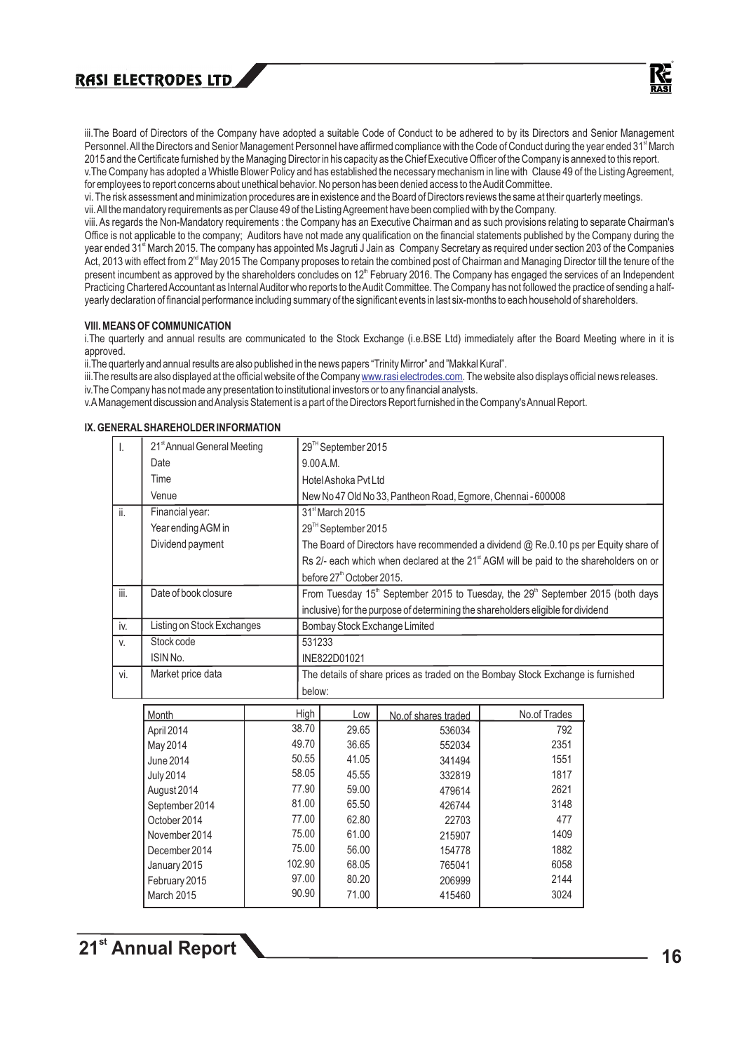iii.The Board of Directors of the Company have adopted a suitable Code of Conduct to be adhered to by its Directors and Senior Management Personnel. All the Directors and Senior Management Personnel have affirmed compliance with the Code of Conduct during the year ended 31st March 2015 and the Certificate furnished by the Managing Director in his capacity as the Chief Executive Officer of the Company is annexed to this report.

v.The Company has adopted a Whistle Blower Policy and has established the necessary mechanism in line with Clause 49 of the Listing Agreement, for employees to report concerns about unethical behavior. No person has been denied access to the Audit Committee.

vi. The risk assessment and minimization procedures are in existence and the Board of Directors reviews the same at their quarterly meetings.

vii. All the mandatory requirements as per Clause 49 of the Listing Agreement have been complied with by the Company.

viii. As regards the Non-Mandatory requirements : the Company has an Executive Chairman and as such provisions relating to separate Chairman's Office is not applicable to the company; Auditors have not made any qualification on the financial statements published by the Company during the year ended 31st March 2015. The company has appointed Ms Jagruti J Jain as Company Secretary as required under section 203 of the Companies Act, 2013 with effect from 2nd May 2015 The Company proposes to retain the combined post of Chairman and Managing Director till the tenure of the present incumbent as approved by the shareholders concludes on 12th February 2016. The Company has engaged the services of an Independent Practicing Chartered Accountant as Internal Auditor who reports to the Audit Committee. The Company has not followed the practice of sending a half-yearly declaration of financial performance including summary of the significant events in last six-months to each household of shareholders.

**VIII. MEANS OF COMMUNICATION**

i.The quarterly and annual results are communicated to the Stock Exchange (i.e.BSE Ltd) immediately after the Board Meeting where in it is approved.

ii.The quarterly and annual results are also published in the news papers "Trinity Mirror" and "Makkal Kural".

iii.The results are also displayed at the official website of the Company www.rasi electrodes.com. The website also displays official news releases.

iv.The Company has not made any presentation to institutional investors or to any financial analysts.

v.A Management discussion and Analysis Statement is a part of the Directors Report furnished in the Company's Annual Report.

**IX. GENERAL SHAREHOLDER INFORMATION**

| | | |
|---|---|---|
| I. | 21st Annual General Meeting | 29TH September 2015 |
| | Date | 9.00 A.M. |
| | Time | Hotel Ashoka Pvt Ltd |
| | Venue | New No 47 Old No 33, Pantheon Road, Egmore, Chennai - 600008 |
| ii. | Financial year: | 31st March 2015 |
| | Year ending AGM in | 29TH September 2015 |
| | Dividend payment | The Board of Directors have recommended a dividend @ Re.0.10 ps per Equity share of Rs 2/- each which when declared at the 21st AGM will be paid to the shareholders on or before 27th October 2015. |
| iii. | Date of book closure | From Tuesday 15th September 2015 to Tuesday, the 29th September 2015 (both days inclusive) for the purpose of determining the shareholders eligible for dividend |
| iv. | Listing on Stock Exchanges | Bombay Stock Exchange Limited |
| v. | Stock code | 531233 |
| | ISIN No. | INE822D01021 |
| vi. | Market price data | The details of share prices as traded on the Bombay Stock Exchange is furnished below: |

| Month | High | Low | No.of shares traded | No.of Trades |
|---|---|---|---|---|
| April 2014 | 38.70 | 29.65 | 536034 | 792 |
| May 2014 | 49.70 | 36.65 | 552034 | 2351 |
| June 2014 | 50.55 | 41.05 | 341494 | 1551 |
| July 2014 | 58.05 | 45.55 | 332819 | 1817 |
| August 2014 | 77.90 | 59.00 | 479614 | 2621 |
| September 2014 | 81.00 | 65.50 | 426744 | 3148 |
| October 2014 | 77.00 | 62.80 | 22703 | 477 |
| November 2014 | 75.00 | 61.00 | 215907 | 1409 |
| December 2014 | 75.00 | 56.00 | 154778 | 1882 |
| January 2015 | 102.90 | 68.05 | 765041 | 6058 |
| February 2015 | 97.00 | 80.20 | 206999 | 2144 |
| March 2015 | 90.90 | 71.00 | 415460 | 3024 |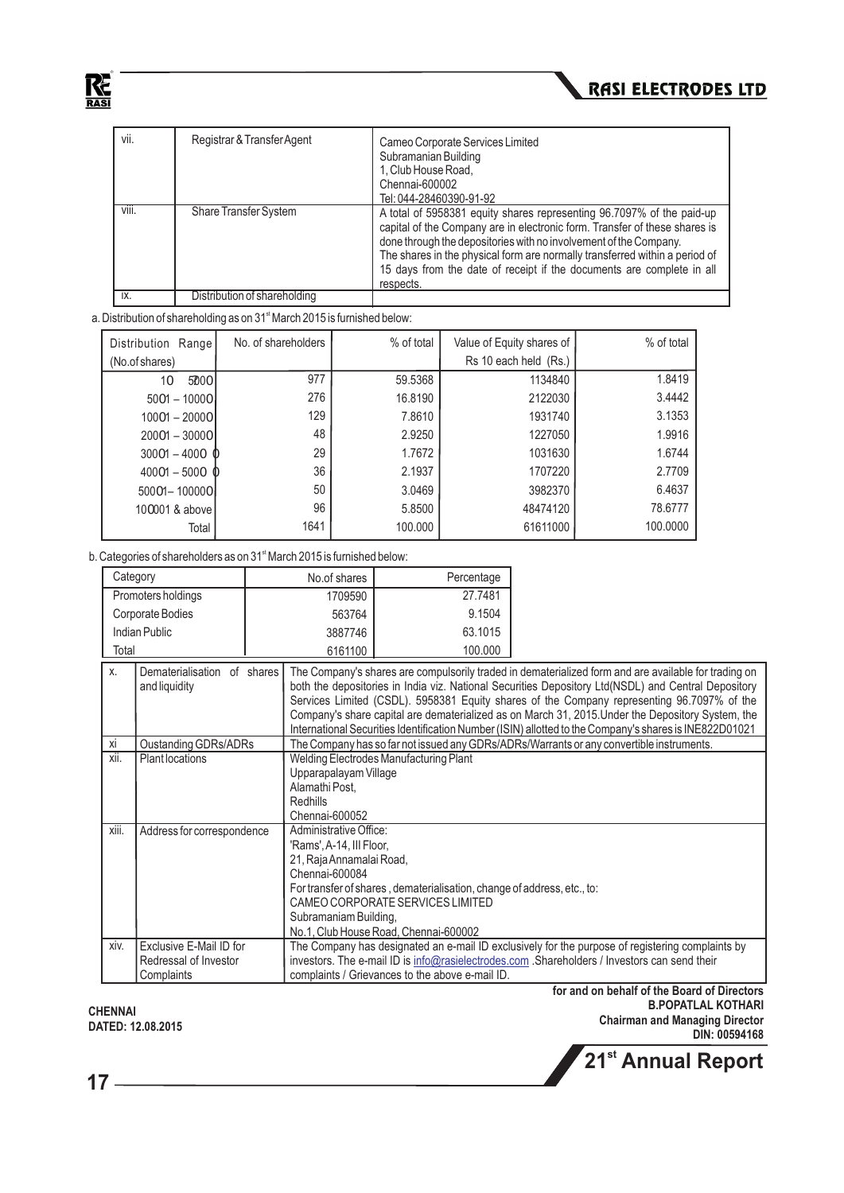| vii. | Registrar & Transfer Agent | Cameo Corporate Services Limited<br>Subramanian Building<br>1, Club House Road,<br>Chennai-600002<br>Tel: 044-28460390-91-92 |
|---|---|---|
| viii. | Share Transfer System | A total of 5958381 equity shares representing 96.7097% of the paid-up capital of the Company are in electronic form. Transfer of these shares is done through the depositories with no involvement of the Company.<br>The shares in the physical form are normally transferred within a period of 15 days from the date of receipt if the documents are complete in all respects. |
| ix. | Distribution of shareholding | |

a. Distribution of shareholding as on 31st March 2015 is furnished below:

| Distribution Range (No.of shares) | No. of shareholders | % of total | Value of Equity shares of Rs 10 each held (Rs.) | % of total |
|---|---|---|---|---|
| 10 5000 | 977 | 59.5368 | 1134840 | 1.8419 |
| 5001 – 10000 | 276 | 16.8190 | 2122030 | 3.4442 |
| 10001 – 20000 | 129 | 7.8610 | 1931740 | 3.1353 |
| 20001 – 30000 | 48 | 2.9250 | 1227050 | 1.9916 |
| 30001 – 40000 | 29 | 1.7672 | 1031630 | 1.6744 |
| 40001 – 50000 | 36 | 2.1937 | 1707220 | 2.7709 |
| 50001– 100000 | 50 | 3.0469 | 3982370 | 6.4637 |
| 100001 & above | 96 | 5.8500 | 48474120 | 78.6777 |
| Total | 1641 | 100.000 | 61611000 | 100.0000 |

b. Categories of shareholders as on 31st March 2015 is furnished below:

| Category | No.of shares | Percentage |
|---|---|---|
| Promoters holdings | 1709590 | 27.7481 |
| Corporate Bodies | 563764 | 9.1504 |
| Indian Public | 3887746 | 63.1015 |
| Total | 6161100 | 100.000 |

| x. | Dematerialisation of shares and liquidity | The Company's shares are compulsorily traded in dematerialized form and are available for trading on both the depositories in India viz. National Securities Depository Ltd(NSDL) and Central Depository Services Limited (CSDL). 5958381 Equity shares of the Company representing 96.7097% of the Company's share capital are dematerialized as on March 31, 2015.Under the Depository System, the International Securities Identification Number (ISIN) allotted to the Company's shares is INE822D01021 |
|---|---|---|
| xi | Oustanding GDRs/ADRs | The Company has so far not issued any GDRs/ADRs/Warrants or any convertible instruments. |
| xii. | Plant locations | Welding Electrodes Manufacturing Plant<br>Upparapalayam Village<br>Alamathi Post,<br>Redhills<br>Chennai-600052 |
| xiii. | Address for correspondence | Administrative Office:<br>'Rams', A-14, III Floor,<br>21, Raja Annamalai Road,<br>Chennai-600084<br>For transfer of shares , dematerialisation, change of address, etc., to:<br>CAMEO CORPORATE SERVICES LIMITED<br>Subramaniam Building,<br>No.1, Club House Road, Chennai-600002 |
| xiv. | Exclusive E-Mail ID for Redressal of Investor Complaints | The Company has designated an e-mail ID exclusively for the purpose of registering complaints by investors. The e-mail ID is info@rasielectrodes.com .Shareholders / Investors can send their complaints / Grievances to the above e-mail ID. |

**for and on behalf of the Board of Directors**
**B.POPATLAL KOTHARI**
**Chairman and Managing Director**
**DIN: 00594168**

**CHENNAI**
**DATED: 12.08.2015**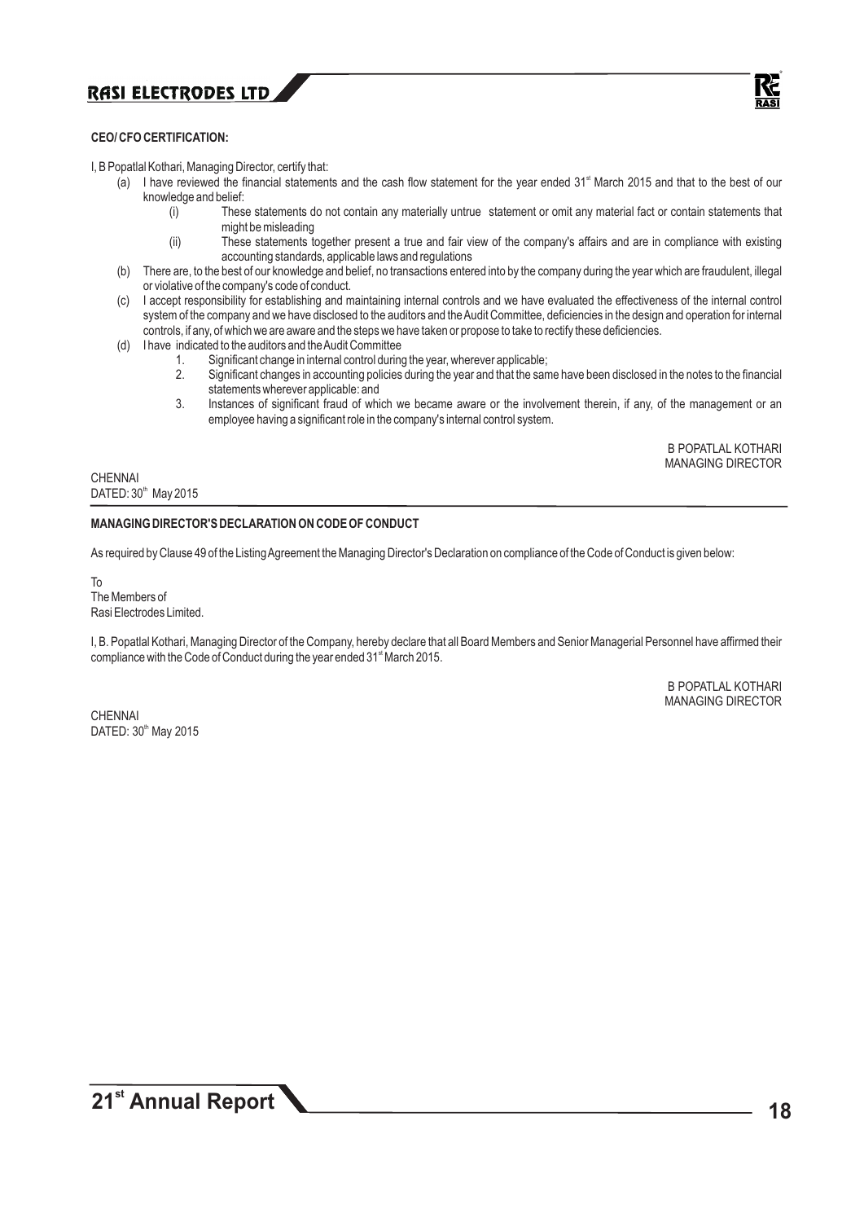**CEO/ CFO CERTIFICATION:**

I, B Popatlal Kothari, Managing Director, certify that:

(a) I have reviewed the financial statements and the cash flow statement for the year ended 31st March 2015 and that to the best of our knowledge and belief:

   (i) These statements do not contain any materially untrue statement or omit any material fact or contain statements that might be misleading

   (ii) These statements together present a true and fair view of the company's affairs and are in compliance with existing accounting standards, applicable laws and regulations

(b) There are, to the best of our knowledge and belief, no transactions entered into by the company during the year which are fraudulent, illegal or violative of the company's code of conduct.

(c) I accept responsibility for establishing and maintaining internal controls and we have evaluated the effectiveness of the internal control system of the company and we have disclosed to the auditors and the Audit Committee, deficiencies in the design and operation for internal controls, if any, of which we are aware and the steps we have taken or propose to take to rectify these deficiencies.

(d) I have indicated to the auditors and the Audit Committee

   1. Significant change in internal control during the year, wherever applicable;
   2. Significant changes in accounting policies during the year and that the same have been disclosed in the notes to the financial statements wherever applicable: and
   3. Instances of significant fraud of which we became aware or the involvement therein, if any, of the management or an employee having a significant role in the company's internal control system.

B POPATLAL KOTHARI
MANAGING DIRECTOR

CHENNAI
DATED: 30th May 2015

**MANAGING DIRECTOR'S DECLARATION ON CODE OF CONDUCT**

As required by Clause 49 of the Listing Agreement the Managing Director's Declaration on compliance of the Code of Conduct is given below:

To
The Members of
Rasi Electrodes Limited.

I, B. Popatlal Kothari, Managing Director of the Company, hereby declare that all Board Members and Senior Managerial Personnel have affirmed their compliance with the Code of Conduct during the year ended 31st March 2015.

B POPATLAL KOTHARI
MANAGING DIRECTOR

CHENNAI
DATED: 30th May 2015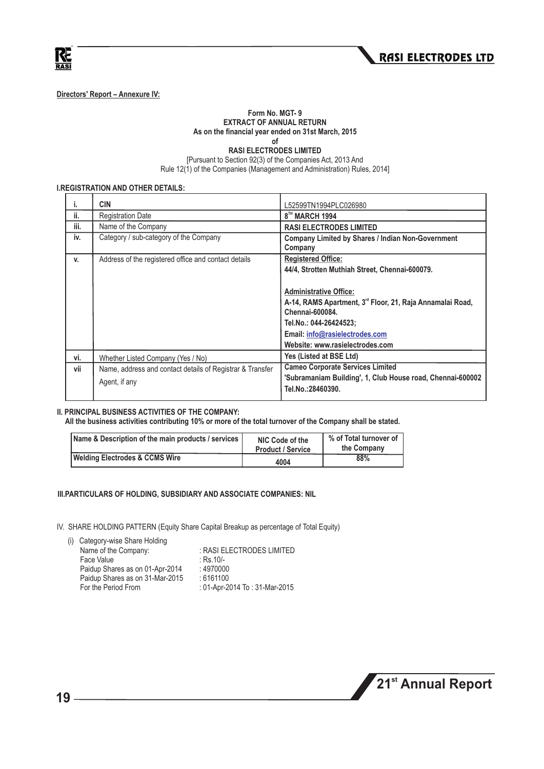**Directors' Report – Annexure IV:**

**Form No. MGT- 9**
**EXTRACT OF ANNUAL RETURN**
**As on the financial year ended on 31st March, 2015**
**of**
**RASI ELECTRODES LIMITED**

[Pursuant to Section 92(3) of the Companies Act, 2013 And
Rule 12(1) of the Companies (Management and Administration) Rules, 2014]

### I.REGISTRATION AND OTHER DETAILS:

| | | |
|---|---|---|
| i. | **CIN** | L52599TN1994PLC026980 |
| ii. | Registration Date | **8TH MARCH 1994** |
| iii. | Name of the Company | **RASI ELECTRODES LIMITED** |
| iv. | Category / sub-category of the Company | **Company Limited by Shares / Indian Non-Government Company** |
| v. | Address of the registered office and contact details | **Registered Office:** **44/4, Strotten Muthiah Street, Chennai-600079.** **Administrative Office:** **A-14, RAMS Apartment, 3rd Floor, 21, Raja Annamalai Road, Chennai-600084.** **Tel.No.: 044-26424523;** **Email: info@rasielectrodes.com** **Website: www.rasielectrodes.com** |
| vi. | Whether Listed Company (Yes / No) | **Yes (Listed at BSE Ltd)** |
| vii | Name, address and contact details of Registrar & Transfer Agent, if any | **Cameo Corporate Services Limited** **'Subramaniam Building', 1, Club House road, Chennai-600002** **Tel.No.:28460390.** |

### II. PRINCIPAL BUSINESS ACTIVITIES OF THE COMPANY:

**All the business activities contributing 10% or more of the total turnover of the Company shall be stated.**

| Name & Description of the main products / services | NIC Code of the Product / Service | % of Total turnover of the Company |
|---|---|---|
| **Welding Electrodes & CCMS Wire** | 4004 | 88% |

### III.PARTICULARS OF HOLDING, SUBSIDIARY AND ASSOCIATE COMPANIES: NIL

IV. SHARE HOLDING PATTERN (Equity Share Capital Breakup as percentage of Total Equity)

(i) Category-wise Share Holding

| | |
|---|---|
| Name of the Company: | : RASI ELECTRODES LIMITED |
| Face Value | : Rs.10/- |
| Paidup Shares as on 01-Apr-2014 | : 4970000 |
| Paidup Shares as on 31-Mar-2015 | : 6161100 |
| For the Period From | : 01-Apr-2014 To : 31-Mar-2015 |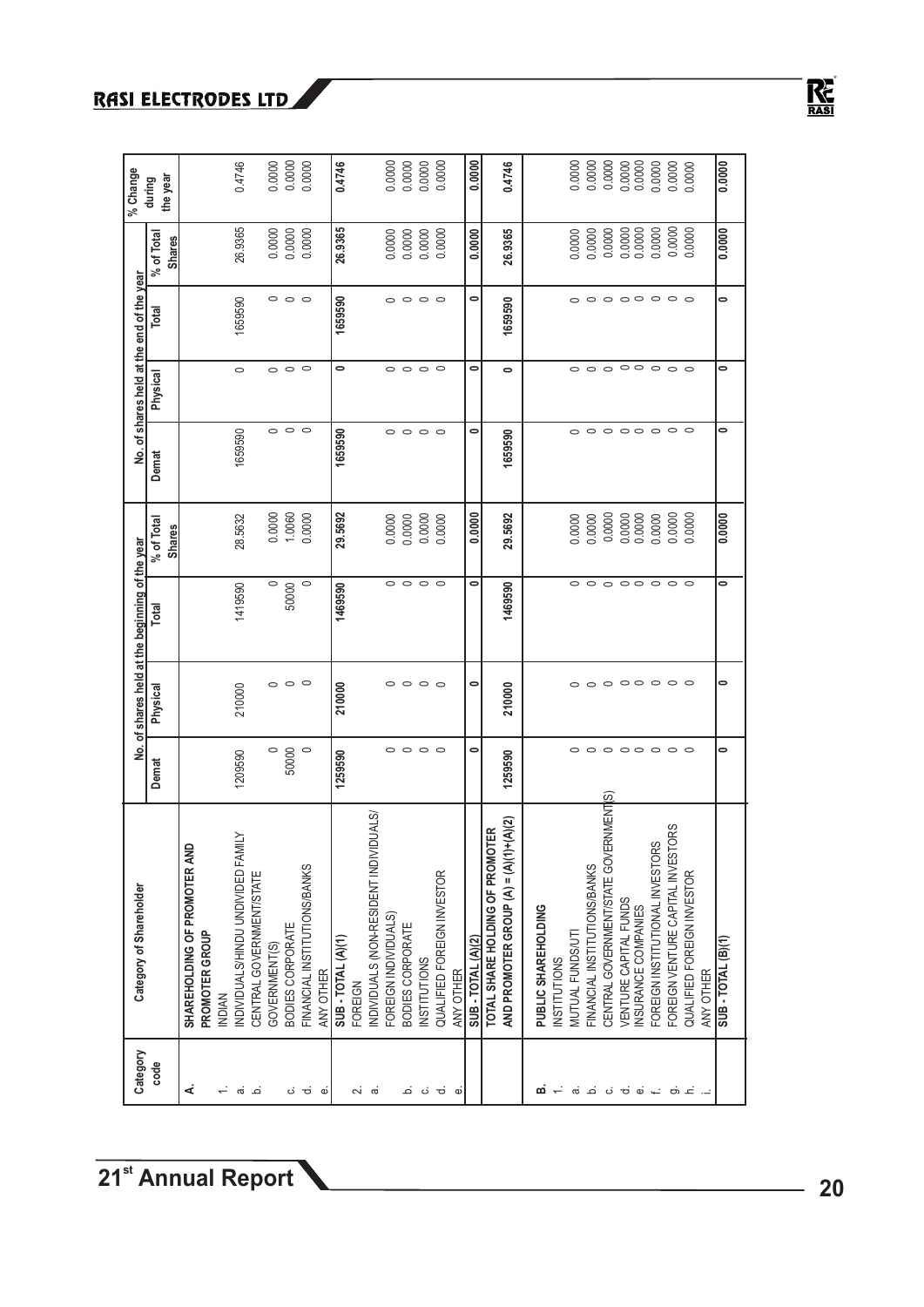| Category code | Category of Shareholder | No. of shares held at the beginning of the year | | | | No. of shares held at the end of the year | | | | % Change during the year |
|---|---|---|---|---|---|---|---|---|---|---|
| | | Demat | Physical | Total | % of Total Shares | Demat | Physical | Total | % of Total Shares | |
| **A.** | **SHAREHOLDING OF PROMOTER AND PROMOTER GROUP** | | | | | | | | | |
| 1. | INDIAN | | | | | | | | | |
| a. | INDIVIDUALS/HINDU UNDIVIDED FAMILY | 1209590 | 210000 | 1419590 | 28.5632 | 1659590 | 0 | 1659590 | 26.9365 | 0.4746 |
| b. | CENTRAL GOVERNMENT/STATE GOVERNMENT(S) | 0 | 0 | 0 | 0.0000 | 0 | 0 | 0 | 0.0000 | 0.0000 |
| c. | BODIES CORPORATE | 50000 | 0 | 50000 | 1.0060 | 0 | 0 | 0 | 0.0000 | 0.0000 |
| d. | FINANCIAL INSTITUTIONS/BANKS | 0 | 0 | 0 | 0.0000 | 0 | 0 | 0 | 0.0000 | 0.0000 |
| e. | ANY OTHER | | | | | | | | | |
| | **SUB - TOTAL (A)(1)** | **1259590** | **210000** | **1469590** | **29.5692** | **1659590** | **0** | **1659590** | **26.9365** | **0.4746** |
| 2. | FOREIGN | | | | | | | | | |
| a. | INDIVIDUALS (NON-RESIDENT INDIVIDUALS/ FOREIGN INDIVIDUALS) | 0 | 0 | 0 | 0.0000 | 0 | 0 | 0 | 0.0000 | 0.0000 |
| b. | BODIES CORPORATE | 0 | 0 | 0 | 0.0000 | 0 | 0 | 0 | 0.0000 | 0.0000 |
| c. | INSTITUTIONS | 0 | 0 | 0 | 0.0000 | 0 | 0 | 0 | 0.0000 | 0.0000 |
| d. | QUALIFIED FOREIGN INVESTOR | 0 | 0 | 0 | 0.0000 | 0 | 0 | 0 | 0.0000 | 0.0000 |
| e. | ANY OTHER | | | | | | | | | |
| | **SUB - TOTAL (A)(2)** | **0** | **0** | **0** | **0.0000** | **0** | **0** | **0** | **0.0000** | **0.0000** |
| | **TOTAL SHARE HOLDING OF PROMOTER AND PROMOTER GROUP (A) = (A)(1)+(A)(2)** | **1259590** | **210000** | **1469590** | **29.5692** | **1659590** | **0** | **1659590** | **26.9365** | **0.4746** |
| **B.** | **PUBLIC SHAREHOLDING** | | | | | | | | | |
| 1. | INSTITUTIONS | | | | | | | | | |
| a. | MUTUAL FUNDS/UTI | 0 | 0 | 0 | 0.0000 | 0 | 0 | 0 | 0.0000 | 0.0000 |
| b. | FINANCIAL INSTITUTIONS/BANKS | 0 | 0 | 0 | 0.0000 | 0 | 0 | 0 | 0.0000 | 0.0000 |
| c. | CENTRAL GOVERNMENT/STATE GOVERNMENT(S) | 0 | 0 | 0 | 0.0000 | 0 | 0 | 0 | 0.0000 | 0.0000 |
| d. | VENTURE CAPITAL FUNDS | 0 | 0 | 0 | 0.0000 | 0 | 0 | 0 | 0.0000 | 0.0000 |
| e. | INSURANCE COMPANIES | 0 | 0 | 0 | 0.0000 | 0 | 0 | 0 | 0.0000 | 0.0000 |
| f. | FOREIGN INSTITUTIONAL INVESTORS | 0 | 0 | 0 | 0.0000 | 0 | 0 | 0 | 0.0000 | 0.0000 |
| g. | FOREIGN VENTURE CAPITAL INVESTORS | 0 | 0 | 0 | 0.0000 | 0 | 0 | 0 | 0.0000 | 0.0000 |
| h. | QUALIFIED FOREIGN INVESTOR | 0 | 0 | 0 | 0.0000 | 0 | 0 | 0 | 0.0000 | 0.0000 |
| i. | ANY OTHER | | | | | | | | | |
| | **SUB - TOTAL (B)(1)** | **0** | **0** | **0** | **0.0000** | **0** | **0** | **0** | **0.0000** | **0.0000** |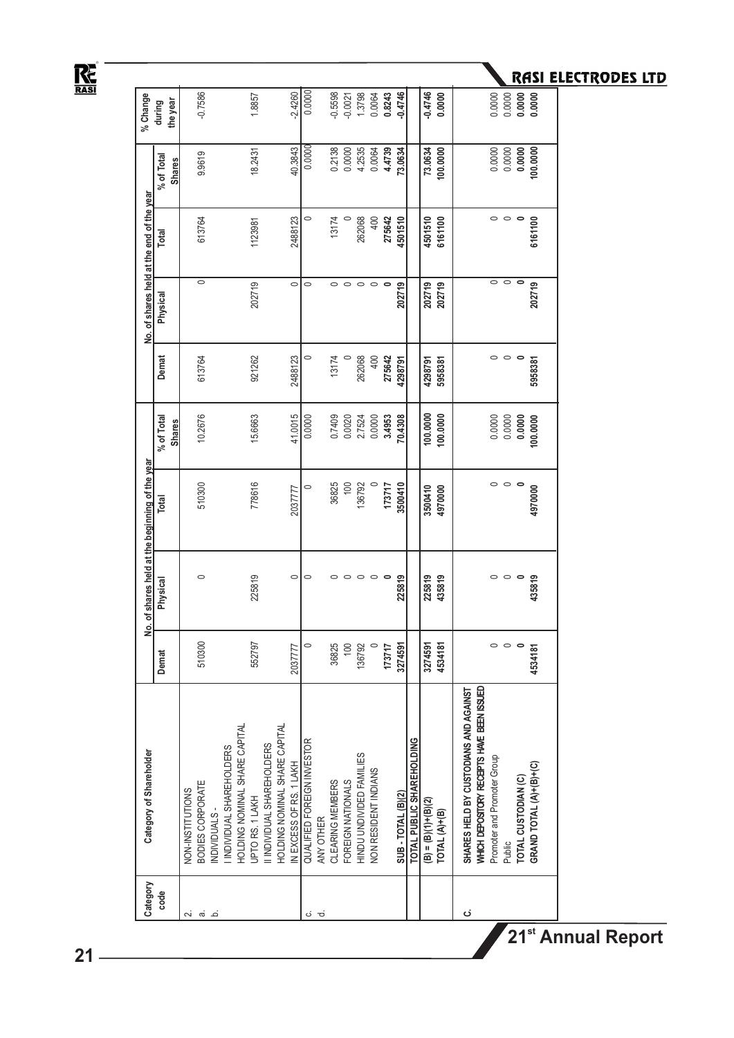| Category code | Category of Shareholder | No. of shares held at the beginning of the year | | | | No. of shares held at the end of the year | | | | % Change during the year |
|---|---|---|---|---|---|---|---|---|---|---|
| | | Demat | Physical | Total | % of Total Shares | Demat | Physical | Total | % of Total Shares | |
| 2. | NON-INSTITUTIONS | | | | | | | | | |
| a. | BODIES CORPORATE | 510300 | 0 | 510300 | 10.2676 | 613764 | 0 | 613764 | 9.9619 | -0.7586 |
| b. | INDIVIDUALS - | | | | | | | | | |
| | I INDIVIDUAL SHAREHOLDERS HOLDING NOMINAL SHARE CAPITAL UPTO RS. 1 LAKH | 552797 | 225819 | 778616 | 15.6663 | 921262 | 202719 | 1123981 | 18.2431 | 1.8857 |
| | II INDIVIDUAL SHAREHOLDERS HOLDING NOMINAL SHARE CAPITAL IN EXCESS OF RS. 1 LAKH | 2037777 | 0 | 2037777 | 41.0015 | 2488123 | 0 | 2488123 | 40.3843 | -2.4260 |
| c. | QUALIFIED FOREIGN INVESTOR | 0 | 0 | 0 | 0.0000 | 0 | 0 | 0 | 0.0000 | 0.0000 |
| d. | ANY OTHER | | | | | | | | | |
| | CLEARING MEMBERS | 36825 | 0 | 36825 | 0.7409 | 13174 | 0 | 13174 | 0.2138 | -0.5598 |
| | FOREIGN NATIONALS | 100 | 0 | 100 | 0.0020 | 0 | 0 | 0 | 0.0000 | -0.0021 |
| | HINDU UNDIVIDED FAMILIES | 136792 | 0 | 136792 | 2.7524 | 262068 | 0 | 262068 | 4.2535 | 1.3798 |
| | NON RESIDENT INDIANS | 0 | 0 | 0 | 0.0000 | 400 | 0 | 400 | 0.0064 | 0.0064 |
| | | **173717** | **0** | **173717** | **3.4953** | **275642** | **0** | **275642** | **4.4739** | **0.8243** |
| | **SUB - TOTAL (B)(2)** | **3274591** | **225819** | **3500410** | **70.4308** | **4298791** | **202719** | **4501510** | **73.0634** | **-0.4746** |
| | **TOTAL PUBLIC SHAREHOLDING** | | | | | | | | | |
| | **(B) = (B)(1)+(B)(2)** | **3274591** | **225819** | **3500410** | **100.0000** | **4298791** | **202719** | **4501510** | **73.0634** | **-0.4746** |
| | **TOTAL (A)+(B)** | **4534181** | **435819** | **4970000** | **100.0000** | **5958381** | **202719** | **6161100** | **100.0000** | **0.0000** |
| c. | **SHARES HELD BY CUSTODIANS AND AGAINST WHICH DEPOSITORY RECEIPTS HAVE BEEN ISSUED** | | | | | | | | | |
| | Promoter and Promoter Group | 0 | 0 | 0 | 0.0000 | 0 | 0 | 0 | 0.0000 | 0.0000 |
| | Public | 0 | 0 | 0 | 0.0000 | 0 | 0 | 0 | 0.0000 | 0.0000 |
| | **TOTAL CUSTODIAN (C)** | **0** | **0** | **0** | **0.0000** | **0** | **0** | **0** | **0.0000** | **0.0000** |
| | **GRAND TOTAL (A)+(B)+(C)** | **4534181** | **435819** | **4970000** | **100.0000** | **5958381** | **202719** | **6161100** | **100.0000** | **0.0000** |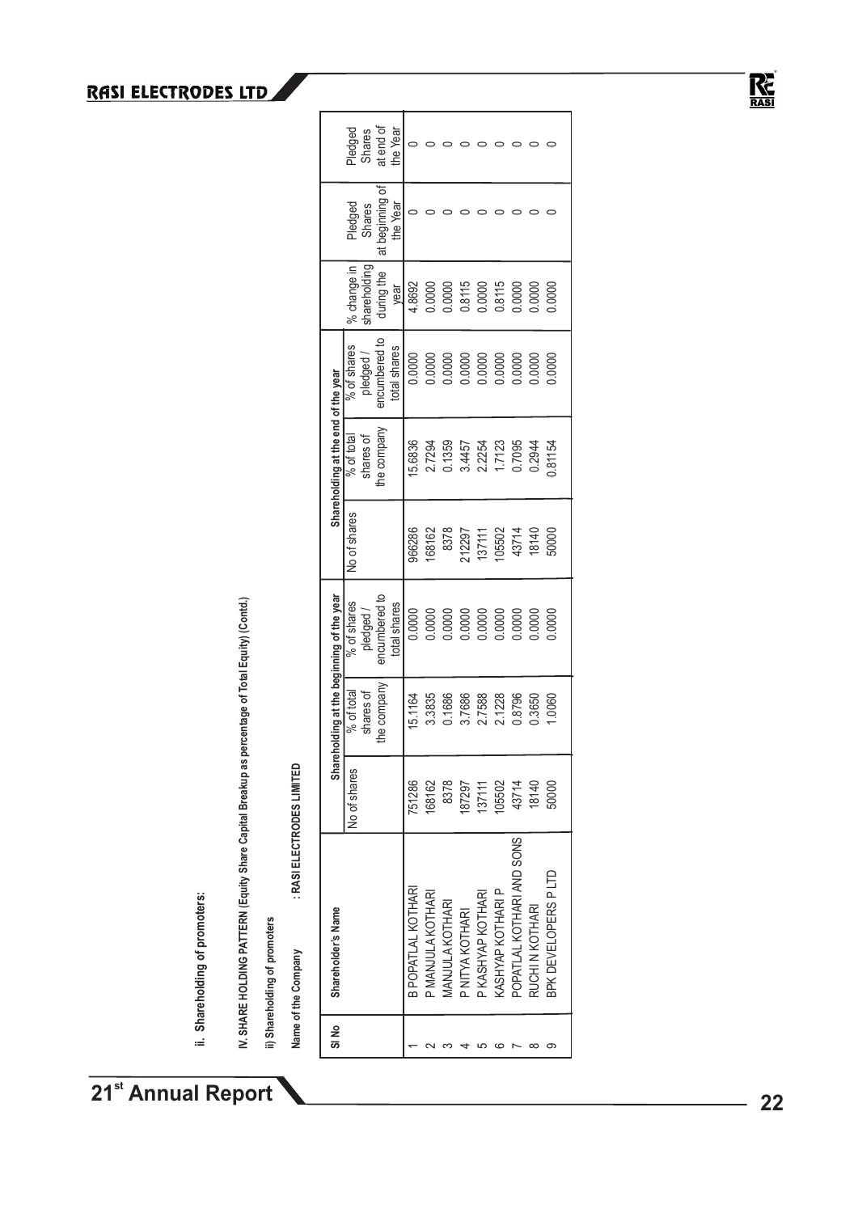**ii. Shareholding of promoters:**

**IV. SHARE HOLDING PATTERN (Equity Share Capital Breakup as percentage of Total Equity) (Contd.)**

**ii) Shareholding of promoters**

**Name of the Company : RASI ELECTRODES LIMITED**

| Sl No | Shareholder's Name | Shareholding at the beginning of the year | | | Shareholding at the end of the year | | | % change in shareholding during the year | Pledged Shares at beginning of the Year | Pledged Shares at end of the Year |
|---|---|---|---|---|---|---|---|---|---|---|
| | | No of shares | % of total shares of the company | % of shares pledged / encumbered to total shares | No of shares | % of total shares of the company | % of shares pledged / encumbered to total shares | | | |
| 1 | B POPATLAL KOTHARI | 751286 | 15.1164 | 0.0000 | 966286 | 15.6836 | 0.0000 | 4.8692 | 0 | 0 |
| 2 | P MANJULA KOTHARI | 168162 | 3.3835 | 0.0000 | 168162 | 2.7294 | 0.0000 | 0.0000 | 0 | 0 |
| 3 | MANJULA KOTHARI | 8378 | 0.1686 | 0.0000 | 8378 | 0.1359 | 0.0000 | 0.0000 | 0 | 0 |
| 4 | P NITYA KOTHARI | 187297 | 3.7686 | 0.0000 | 212297 | 3.4457 | 0.0000 | 0.8115 | 0 | 0 |
| 5 | P KASHYAP KOTHARI | 137111 | 2.7588 | 0.0000 | 137111 | 2.2254 | 0.0000 | 0.0000 | 0 | 0 |
| 6 | KASHYAP KOTHARI P | 105502 | 2.1228 | 0.0000 | 105502 | 1.7123 | 0.0000 | 0.8115 | 0 | 0 |
| 7 | POPATLAL KOTHARI AND SONS | 43714 | 0.8796 | 0.0000 | 43714 | 0.7095 | 0.0000 | 0.0000 | 0 | 0 |
| 8 | RUCHI N KOTHARI | 18140 | 0.3650 | 0.0000 | 18140 | 0.2944 | 0.0000 | 0.0000 | 0 | 0 |
| 9 | BPK DEVELOPERS P LTD | 50000 | 1.0060 | 0.0000 | 50000 | 0.81154 | 0.0000 | 0.0000 | 0 | 0 |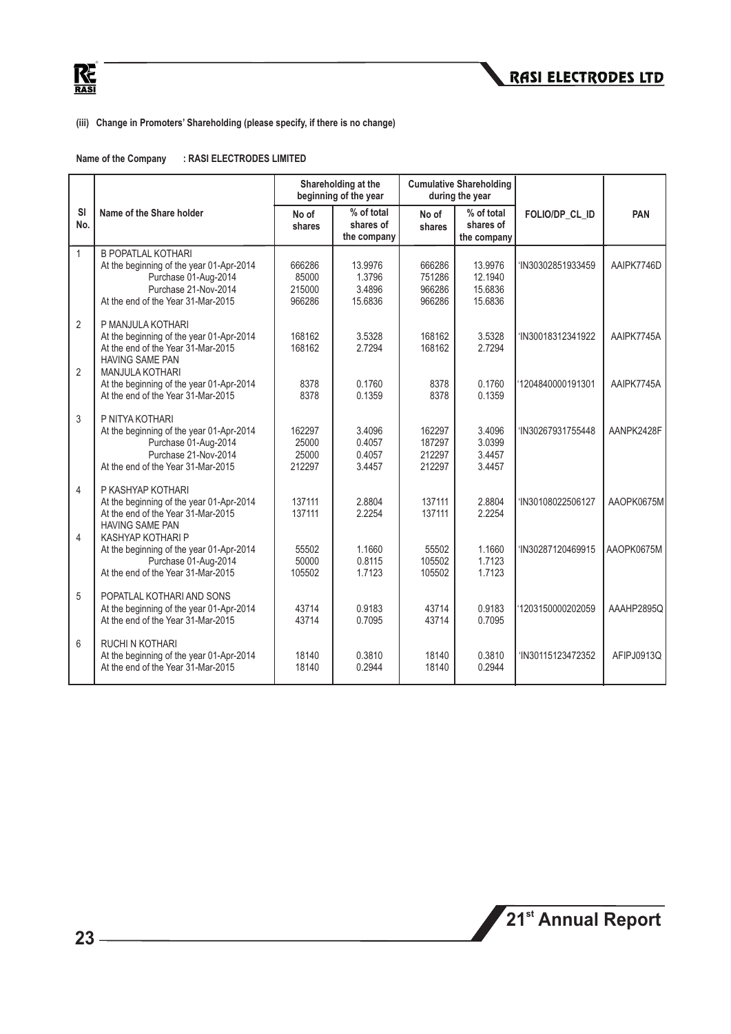**(iii) Change in Promoters' Shareholding (please specify, if there is no change)**

**Name of the Company : RASI ELECTRODES LIMITED**

| Sl No. | Name of the Share holder | Shareholding at the beginning of the year | | Cumulative Shareholding during the year | | FOLIO/DP_CL_ID | PAN |
|---|---|---|---|---|---|---|---|
| | | No of shares | % of total shares of the company | No of shares | % of total shares of the company | | |
| 1 | B POPATLAL KOTHARI | | | | | | |
| | At the beginning of the year 01-Apr-2014 | 666286 | 13.9976 | 666286 | 13.9976 | 'IN30302851933459 | AAIPK7746D |
| | Purchase 01-Aug-2014 | 85000 | 1.3796 | 751286 | 12.1940 | | |
| | Purchase 21-Nov-2014 | 215000 | 3.4896 | 966286 | 15.6836 | | |
| | At the end of the Year 31-Mar-2015 | 966286 | 15.6836 | 966286 | 15.6836 | | |
| 2 | P MANJULA KOTHARI | | | | | | |
| | At the beginning of the year 01-Apr-2014 | 168162 | 3.5328 | 168162 | 3.5328 | 'IN30018312341922 | AAIPK7745A |
| | At the end of the Year 31-Mar-2015 | 168162 | 2.7294 | 168162 | 2.7294 | | |
| | HAVING SAME PAN | | | | | | |
| 2 | MANJULA KOTHARI | | | | | | |
| | At the beginning of the year 01-Apr-2014 | 8378 | 0.1760 | 8378 | 0.1760 | '1204840000191301 | AAIPK7745A |
| | At the end of the Year 31-Mar-2015 | 8378 | 0.1359 | 8378 | 0.1359 | | |
| 3 | P NITYA KOTHARI | | | | | | |
| | At the beginning of the year 01-Apr-2014 | 162297 | 3.4096 | 162297 | 3.4096 | 'IN30267931755448 | AANPK2428F |
| | Purchase 01-Aug-2014 | 25000 | 0.4057 | 187297 | 3.0399 | | |
| | Purchase 21-Nov-2014 | 25000 | 0.4057 | 212297 | 3.4457 | | |
| | At the end of the Year 31-Mar-2015 | 212297 | 3.4457 | 212297 | 3.4457 | | |
| 4 | P KASHYAP KOTHARI | | | | | | |
| | At the beginning of the year 01-Apr-2014 | 137111 | 2.8804 | 137111 | 2.8804 | 'IN30108022506127 | AAOPK0675M |
| | At the end of the Year 31-Mar-2015 | 137111 | 2.2254 | 137111 | 2.2254 | | |
| | HAVING SAME PAN | | | | | | |
| 4 | KASHYAP KOTHARI P | | | | | | |
| | At the beginning of the year 01-Apr-2014 | 55502 | 1.1660 | 55502 | 1.1660 | 'IN30287120469915 | AAOPK0675M |
| | Purchase 01-Aug-2014 | 50000 | 0.8115 | 105502 | 1.7123 | | |
| | At the end of the Year 31-Mar-2015 | 105502 | 1.7123 | 105502 | 1.7123 | | |
| 5 | POPATLAL KOTHARI AND SONS | | | | | | |
| | At the beginning of the year 01-Apr-2014 | 43714 | 0.9183 | 43714 | 0.9183 | '1203150000202059 | AAAHP2895Q |
| | At the end of the Year 31-Mar-2015 | 43714 | 0.7095 | 43714 | 0.7095 | | |
| 6 | RUCHI N KOTHARI | | | | | | |
| | At the beginning of the year 01-Apr-2014 | 18140 | 0.3810 | 18140 | 0.3810 | 'IN30115123472352 | AFIPJ0913Q |
| | At the end of the Year 31-Mar-2015 | 18140 | 0.2944 | 18140 | 0.2944 | | |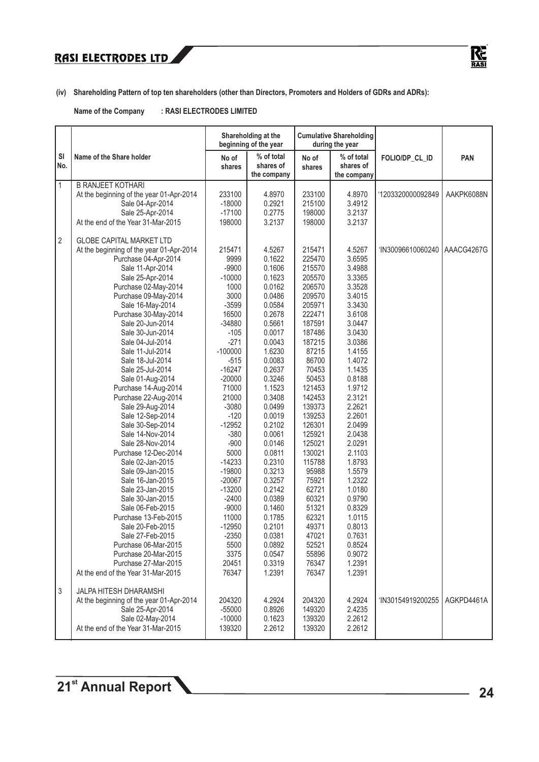**(iv) Shareholding Pattern of top ten shareholders (other than Directors, Promoters and Holders of GDRs and ADRs):**

**Name of the Company : RASI ELECTRODES LIMITED**

| Sl No. | Name of the Share holder | Shareholding at the beginning of the year | | Cumulative Shareholding during the year | | FOLIO/DP_CL_ID | PAN |
|---|---|---|---|---|---|---|---|
| | | No of shares | % of total shares of the company | No of shares | % of total shares of the company | | |
| 1 | B RANJEET KOTHARI | | | | | | |
| | At the beginning of the year 01-Apr-2014 | 233100 | 4.8970 | 233100 | 4.8970 | '1203320000092849 | AAKPK6088N |
| | Sale 04-Apr-2014 | -18000 | 0.2921 | 215100 | 3.4912 | | |
| | Sale 25-Apr-2014 | -17100 | 0.2775 | 198000 | 3.2137 | | |
| | At the end of the Year 31-Mar-2015 | 198000 | 3.2137 | 198000 | 3.2137 | | |
| 2 | GLOBE CAPITAL MARKET LTD | | | | | | |
| | At the beginning of the year 01-Apr-2014 | 215471 | 4.5267 | 215471 | 4.5267 | 'IN30096610060240 | AAACG4267G |
| | Purchase 04-Apr-2014 | 9999 | 0.1622 | 225470 | 3.6595 | | |
| | Sale 11-Apr-2014 | -9900 | 0.1606 | 215570 | 3.4988 | | |
| | Sale 25-Apr-2014 | -10000 | 0.1623 | 205570 | 3.3365 | | |
| | Purchase 02-May-2014 | 1000 | 0.0162 | 206570 | 3.3528 | | |
| | Purchase 09-May-2014 | 3000 | 0.0486 | 209570 | 3.4015 | | |
| | Sale 16-May-2014 | -3599 | 0.0584 | 205971 | 3.3430 | | |
| | Purchase 30-May-2014 | 16500 | 0.2678 | 222471 | 3.6108 | | |
| | Sale 20-Jun-2014 | -34880 | 0.5661 | 187591 | 3.0447 | | |
| | Sale 30-Jun-2014 | -105 | 0.0017 | 187486 | 3.0430 | | |
| | Sale 04-Jul-2014 | -271 | 0.0043 | 187215 | 3.0386 | | |
| | Sale 11-Jul-2014 | -100000 | 1.6230 | 87215 | 1.4155 | | |
| | Sale 18-Jul-2014 | -515 | 0.0083 | 86700 | 1.4072 | | |
| | Sale 25-Jul-2014 | -16247 | 0.2637 | 70453 | 1.1435 | | |
| | Sale 01-Aug-2014 | -20000 | 0.3246 | 50453 | 0.8188 | | |
| | Purchase 14-Aug-2014 | 71000 | 1.1523 | 121453 | 1.9712 | | |
| | Purchase 22-Aug-2014 | 21000 | 0.3408 | 142453 | 2.3121 | | |
| | Sale 29-Aug-2014 | -3080 | 0.0499 | 139373 | 2.2621 | | |
| | Sale 12-Sep-2014 | -120 | 0.0019 | 139253 | 2.2601 | | |
| | Sale 30-Sep-2014 | -12952 | 0.2102 | 126301 | 2.0499 | | |
| | Sale 14-Nov-2014 | -380 | 0.0061 | 125921 | 2.0438 | | |
| | Sale 28-Nov-2014 | -900 | 0.0146 | 125021 | 2.0291 | | |
| | Purchase 12-Dec-2014 | 5000 | 0.0811 | 130021 | 2.1103 | | |
| | Sale 02-Jan-2015 | -14233 | 0.2310 | 115788 | 1.8793 | | |
| | Sale 09-Jan-2015 | -19800 | 0.3213 | 95988 | 1.5579 | | |
| | Sale 16-Jan-2015 | -20067 | 0.3257 | 75921 | 1.2322 | | |
| | Sale 23-Jan-2015 | -13200 | 0.2142 | 62721 | 1.0180 | | |
| | Sale 30-Jan-2015 | -2400 | 0.0389 | 60321 | 0.9790 | | |
| | Sale 06-Feb-2015 | -9000 | 0.1460 | 51321 | 0.8329 | | |
| | Purchase 13-Feb-2015 | 11000 | 0.1785 | 62321 | 1.0115 | | |
| | Sale 20-Feb-2015 | -12950 | 0.2101 | 49371 | 0.8013 | | |
| | Sale 27-Feb-2015 | -2350 | 0.0381 | 47021 | 0.7631 | | |
| | Purchase 06-Mar-2015 | 5500 | 0.0892 | 52521 | 0.8524 | | |
| | Purchase 20-Mar-2015 | 3375 | 0.0547 | 55896 | 0.9072 | | |
| | Purchase 27-Mar-2015 | 20451 | 0.3319 | 76347 | 1.2391 | | |
| | At the end of the Year 31-Mar-2015 | 76347 | 1.2391 | 76347 | 1.2391 | | |
| 3 | JALPA HITESH DHARAMSHI | | | | | | |
| | At the beginning of the year 01-Apr-2014 | 204320 | 4.2924 | 204320 | 4.2924 | 'IN30154919200255 | AGKPD4461A |
| | Sale 25-Apr-2014 | -55000 | 0.8926 | 149320 | 2.4235 | | |
| | Sale 02-May-2014 | -10000 | 0.1623 | 139320 | 2.2612 | | |
| | At the end of the Year 31-Mar-2015 | 139320 | 2.2612 | 139320 | 2.2612 | | |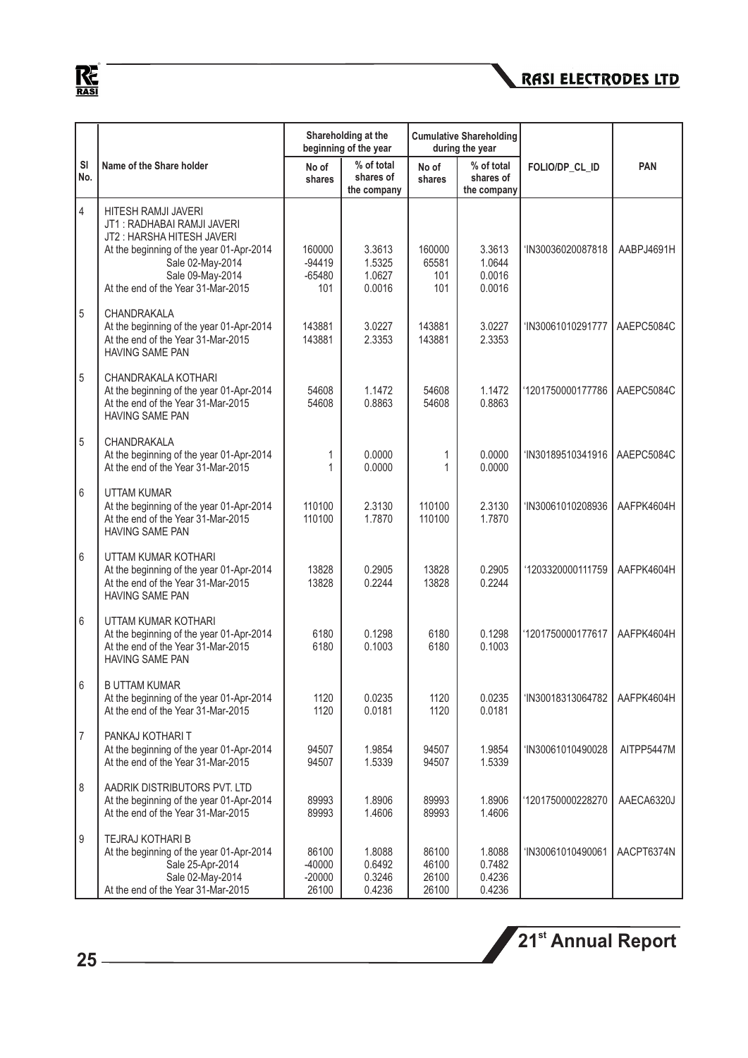| Sl No. | Name of the Share holder | Shareholding at the beginning of the year | | Cumulative Shareholding during the year | | FOLIO/DP_CL_ID | PAN |
|---|---|---|---|---|---|---|---|
| | | No of shares | % of total shares of the company | No of shares | % of total shares of the company | | |
| 4 | HITESH RAMJI JAVERI<br>JT1 : RADHABAI RAMJI JAVERI<br>JT2 : HARSHA HITESH JAVERI<br>At the beginning of the year 01-Apr-2014<br>Sale 02-May-2014<br>Sale 09-May-2014<br>At the end of the Year 31-Mar-2015 | 160000<br>-94419<br>-65480<br>101 | 3.3613<br>1.5325<br>1.0627<br>0.0016 | 160000<br>65581<br>101<br>101 | 3.3613<br>1.0644<br>0.0016<br>0.0016 | 'IN30036020087818 | AABPJ4691H |
| 5 | CHANDRAKALA<br>At the beginning of the year 01-Apr-2014<br>At the end of the Year 31-Mar-2015<br>HAVING SAME PAN | 143881<br>143881 | 3.0227<br>2.3353 | 143881<br>143881 | 3.0227<br>2.3353 | 'IN30061010291777 | AAEPC5084C |
| 5 | CHANDRAKALA KOTHARI<br>At the beginning of the year 01-Apr-2014<br>At the end of the Year 31-Mar-2015<br>HAVING SAME PAN | 54608<br>54608 | 1.1472<br>0.8863 | 54608<br>54608 | 1.1472<br>0.8863 | '1201750000177786 | AAEPC5084C |
| 5 | CHANDRAKALA<br>At the beginning of the year 01-Apr-2014<br>At the end of the Year 31-Mar-2015 | 1<br>1 | 0.0000<br>0.0000 | 1<br>1 | 0.0000<br>0.0000 | 'IN30189510341916 | AAEPC5084C |
| 6 | UTTAM KUMAR<br>At the beginning of the year 01-Apr-2014<br>At the end of the Year 31-Mar-2015<br>HAVING SAME PAN | 110100<br>110100 | 2.3130<br>1.7870 | 110100<br>110100 | 2.3130<br>1.7870 | 'IN30061010208936 | AAFPK4604H |
| 6 | UTTAM KUMAR KOTHARI<br>At the beginning of the year 01-Apr-2014<br>At the end of the Year 31-Mar-2015<br>HAVING SAME PAN | 13828<br>13828 | 0.2905<br>0.2244 | 13828<br>13828 | 0.2905<br>0.2244 | '1203320000111759 | AAFPK4604H |
| 6 | UTTAM KUMAR KOTHARI<br>At the beginning of the year 01-Apr-2014<br>At the end of the Year 31-Mar-2015<br>HAVING SAME PAN | 6180<br>6180 | 0.1298<br>0.1003 | 6180<br>6180 | 0.1298<br>0.1003 | '1201750000177617 | AAFPK4604H |
| 6 | B UTTAM KUMAR<br>At the beginning of the year 01-Apr-2014<br>At the end of the Year 31-Mar-2015 | 1120<br>1120 | 0.0235<br>0.0181 | 1120<br>1120 | 0.0235<br>0.0181 | 'IN30018313064782 | AAFPK4604H |
| 7 | PANKAJ KOTHARI T<br>At the beginning of the year 01-Apr-2014<br>At the end of the Year 31-Mar-2015 | 94507<br>94507 | 1.9854<br>1.5339 | 94507<br>94507 | 1.9854<br>1.5339 | 'IN30061010490028 | AITPP5447M |
| 8 | AADRIK DISTRIBUTORS PVT. LTD<br>At the beginning of the year 01-Apr-2014<br>At the end of the Year 31-Mar-2015 | 89993<br>89993 | 1.8906<br>1.4606 | 89993<br>89993 | 1.8906<br>1.4606 | '1201750000228270 | AAECA6320J |
| 9 | TEJRAJ KOTHARI B<br>At the beginning of the year 01-Apr-2014<br>Sale 25-Apr-2014<br>Sale 02-May-2014<br>At the end of the Year 31-Mar-2015 | 86100<br>-40000<br>-20000<br>26100 | 1.8088<br>0.6492<br>0.3246<br>0.4236 | 86100<br>46100<br>26100<br>26100 | 1.8088<br>0.7482<br>0.4236<br>0.4236 | 'IN30061010490061 | AACPT6374N |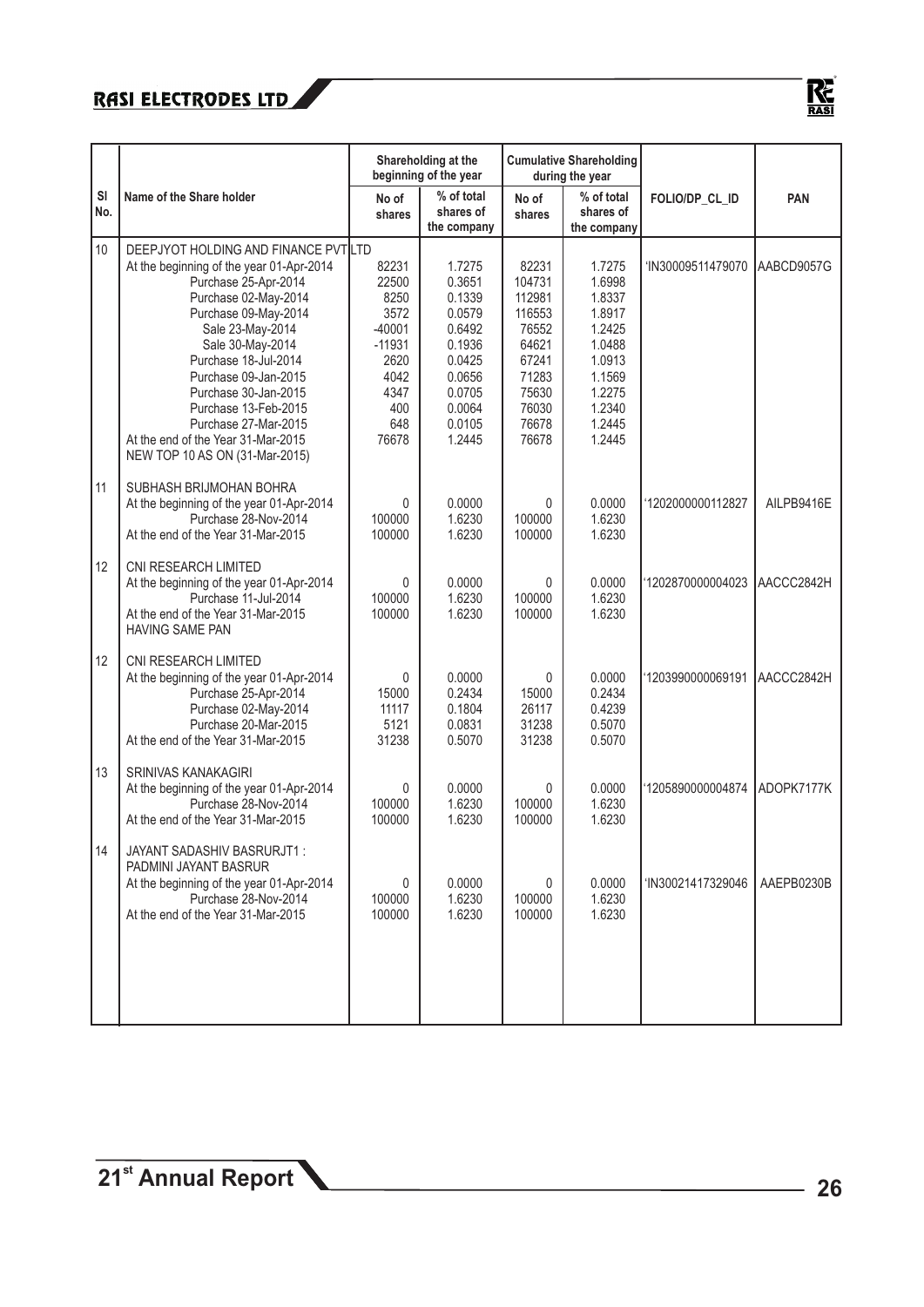| Sl No. | Name of the Share holder | Shareholding at the beginning of the year | | Cumulative Shareholding during the year | | FOLIO/DP_CL_ID | PAN |
|---|---|---|---|---|---|---|---|
| | | No of shares | % of total shares of the company | No of shares | % of total shares of the company | | |
| 10 | DEEPJYOT HOLDING AND FINANCE PVT LTD | | | | | | |
| | At the beginning of the year 01-Apr-2014 | 82231 | 1.7275 | 82231 | 1.7275 | 'IN30009511479070 | AABCD9057G |
| | Purchase 25-Apr-2014 | 22500 | 0.3651 | 104731 | 1.6998 | | |
| | Purchase 02-May-2014 | 8250 | 0.1339 | 112981 | 1.8337 | | |
| | Purchase 09-May-2014 | 3572 | 0.0579 | 116553 | 1.8917 | | |
| | Sale 23-May-2014 | -40001 | 0.6492 | 76552 | 1.2425 | | |
| | Sale 30-May-2014 | -11931 | 0.1936 | 64621 | 1.0488 | | |
| | Purchase 18-Jul-2014 | 2620 | 0.0425 | 67241 | 1.0913 | | |
| | Purchase 09-Jan-2015 | 4042 | 0.0656 | 71283 | 1.1569 | | |
| | Purchase 30-Jan-2015 | 4347 | 0.0705 | 75630 | 1.2275 | | |
| | Purchase 13-Feb-2015 | 400 | 0.0064 | 76030 | 1.2340 | | |
| | Purchase 27-Mar-2015 | 648 | 0.0105 | 76678 | 1.2445 | | |
| | At the end of the Year 31-Mar-2015 | 76678 | 1.2445 | 76678 | 1.2445 | | |
| | NEW TOP 10 AS ON (31-Mar-2015) | | | | | | |
| 11 | SUBHASH BRIJMOHAN BOHRA | | | | | | |
| | At the beginning of the year 01-Apr-2014 | 0 | 0.0000 | 0 | 0.0000 | '1202000000112827 | AILPB9416E |
| | Purchase 28-Nov-2014 | 100000 | 1.6230 | 100000 | 1.6230 | | |
| | At the end of the Year 31-Mar-2015 | 100000 | 1.6230 | 100000 | 1.6230 | | |
| 12 | CNI RESEARCH LIMITED | | | | | | |
| | At the beginning of the year 01-Apr-2014 | 0 | 0.0000 | 0 | 0.0000 | '1202870000004023 | AACCC2842H |
| | Purchase 11-Jul-2014 | 100000 | 1.6230 | 100000 | 1.6230 | | |
| | At the end of the Year 31-Mar-2015 | 100000 | 1.6230 | 100000 | 1.6230 | | |
| | HAVING SAME PAN | | | | | | |
| 12 | CNI RESEARCH LIMITED | | | | | | |
| | At the beginning of the year 01-Apr-2014 | 0 | 0.0000 | 0 | 0.0000 | '1203990000069191 | AACCC2842H |
| | Purchase 25-Apr-2014 | 15000 | 0.2434 | 15000 | 0.2434 | | |
| | Purchase 02-May-2014 | 11117 | 0.1804 | 26117 | 0.4239 | | |
| | Purchase 20-Mar-2015 | 5121 | 0.0831 | 31238 | 0.5070 | | |
| | At the end of the Year 31-Mar-2015 | 31238 | 0.5070 | 31238 | 0.5070 | | |
| 13 | SRINIVAS KANAKAGIRI | | | | | | |
| | At the beginning of the year 01-Apr-2014 | 0 | 0.0000 | 0 | 0.0000 | '1205890000004874 | ADOPK7177K |
| | Purchase 28-Nov-2014 | 100000 | 1.6230 | 100000 | 1.6230 | | |
| | At the end of the Year 31-Mar-2015 | 100000 | 1.6230 | 100000 | 1.6230 | | |
| 14 | JAYANT SADASHIV BASRURJT1 : PADMINI JAYANT BASRUR | | | | | | |
| | At the beginning of the year 01-Apr-2014 | 0 | 0.0000 | 0 | 0.0000 | 'IN30021417329046 | AAEPB0230B |
| | Purchase 28-Nov-2014 | 100000 | 1.6230 | 100000 | 1.6230 | | |
| | At the end of the Year 31-Mar-2015 | 100000 | 1.6230 | 100000 | 1.6230 | | |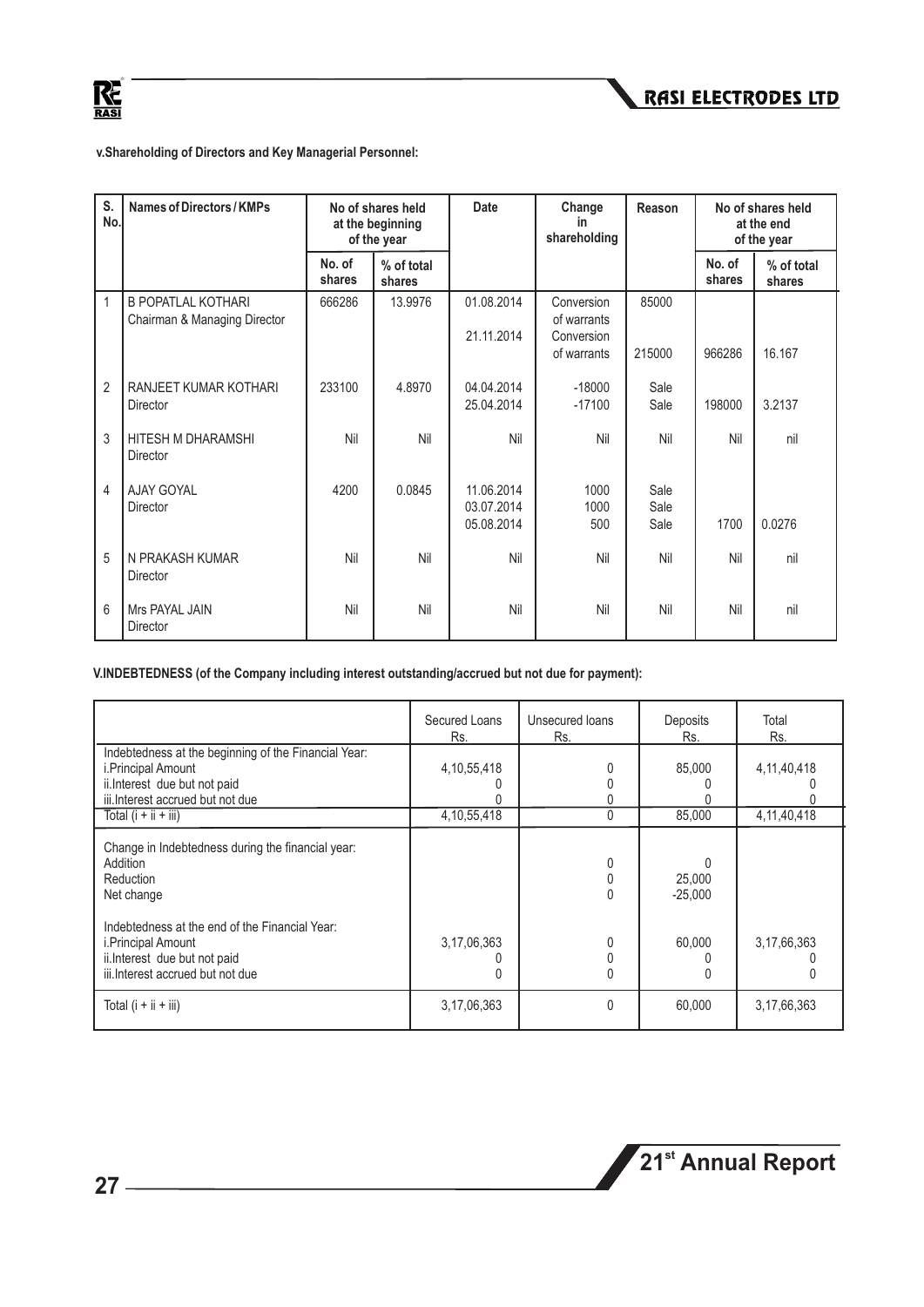**v.Shareholding of Directors and Key Managerial Personnel:**

| S. No. | Names of Directors / KMPs | No of shares held at the beginning of the year | | Date | Change in shareholding | Reason | No of shares held at the end of the year | |
|---|---|---|---|---|---|---|---|---|
| | | No. of shares | % of total shares | | | | No. of shares | % of total shares |
| 1 | B POPATLAL KOTHARI<br>Chairman & Managing Director | 666286 | 13.9976 | 01.08.2014<br>21.11.2014 | Conversion of warrants<br>Conversion of warrants | 85000<br>215000 | 966286 | 16.167 |
| 2 | RANJEET KUMAR KOTHARI<br>Director | 233100 | 4.8970 | 04.04.2014<br>25.04.2014 | -18000<br>-17100 | Sale<br>Sale | 198000 | 3.2137 |
| 3 | HITESH M DHARAMSHI<br>Director | Nil | Nil | Nil | Nil | Nil | Nil | nil |
| 4 | AJAY GOYAL<br>Director | 4200 | 0.0845 | 11.06.2014<br>03.07.2014<br>05.08.2014 | 1000<br>1000<br>500 | Sale<br>Sale<br>Sale | 1700 | 0.0276 |
| 5 | N PRAKASH KUMAR<br>Director | Nil | Nil | Nil | Nil | Nil | Nil | nil |
| 6 | Mrs PAYAL JAIN<br>Director | Nil | Nil | Nil | Nil | Nil | Nil | nil |

**V.INDEBTEDNESS (of the Company including interest outstanding/accrued but not due for payment):**

| | Secured Loans Rs. | Unsecured loans Rs. | Deposits Rs. | Total Rs. |
|---|---|---|---|---|
| Indebtedness at the beginning of the Financial Year: | | | | |
| i.Principal Amount | 4,10,55,418 | 0 | 85,000 | 4,11,40,418 |
| ii.Interest due but not paid | 0 | 0 | 0 | 0 |
| iii.Interest accrued but not due | 0 | 0 | 0 | 0 |
| Total (i + ii + iii) | 4,10,55,418 | 0 | 85,000 | 4,11,40,418 |
| Change in Indebtedness during the financial year: | | | | |
| Addition | | 0 | 0 | |
| Reduction | | 0 | 25,000 | |
| Net change | | 0 | -25,000 | |
| Indebtedness at the end of the Financial Year: | | | | |
| i.Principal Amount | 3,17,06,363 | 0 | 60,000 | 3,17,66,363 |
| ii.Interest due but not paid | 0 | 0 | 0 | 0 |
| iii.Interest accrued but not due | 0 | 0 | 0 | 0 |
| Total (i + ii + iii) | 3,17,06,363 | 0 | 60,000 | 3,17,66,363 |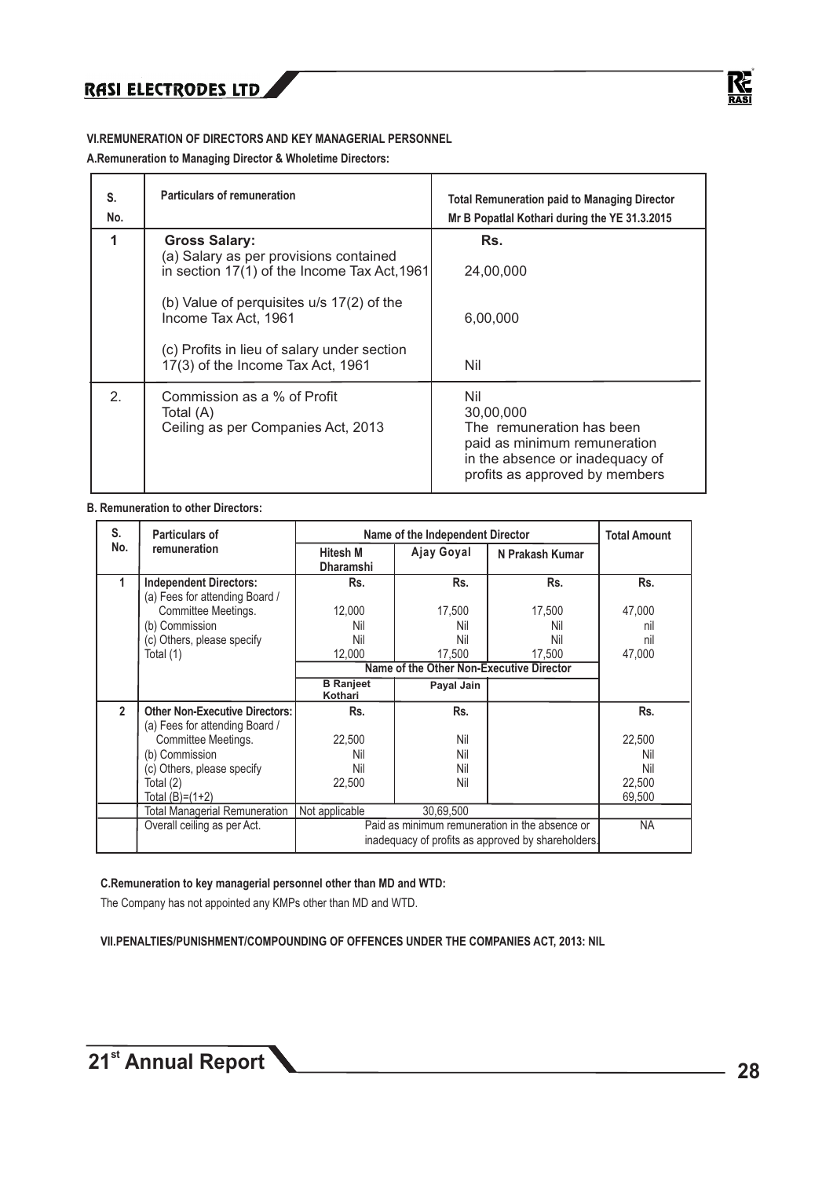### VI.REMUNERATION OF DIRECTORS AND KEY MANAGERIAL PERSONNEL

**A.Remuneration to Managing Director & Wholetime Directors:**

| S. No. | Particulars of remuneration | Total Remuneration paid to Managing Director Mr B Popatlal Kothari during the YE 31.3.2015 |
|---|---|---|
| 1 | **Gross Salary:** | Rs. |
| | (a) Salary as per provisions contained in section 17(1) of the Income Tax Act,1961 | 24,00,000 |
| | (b) Value of perquisites u/s 17(2) of the Income Tax Act, 1961 | 6,00,000 |
| | (c) Profits in lieu of salary under section 17(3) of the Income Tax Act, 1961 | Nil |
| 2. | Commission as a % of Profit | Nil |
| | Total (A) | 30,00,000 |
| | Ceiling as per Companies Act, 2013 | The remuneration has been paid as minimum remuneration in the absence or inadequacy of profits as approved by members |

**B. Remuneration to other Directors:**

| S. No. | Particulars of remuneration | Name of the Independent Director | | | Total Amount |
|---|---|---|---|---|---|
| | | Hitesh M Dharamshi | Ajay Goyal | N Prakash Kumar | |
| 1 | **Independent Directors:** | Rs. | Rs. | Rs. | Rs. |
| | (a) Fees for attending Board / Committee Meetings. | 12,000 | 17,500 | 17,500 | 47,000 |
| | (b) Commission | Nil | Nil | Nil | nil |
| | (c) Others, please specify | Nil | Nil | Nil | nil |
| | Total (1) | 12,000 | 17,500 | 17,500 | 47,000 |
| | | Name of the Other Non-Executive Director | | | |
| | | B Ranjeet Kothari | Payal Jain | | |
| 2 | **Other Non-Executive Directors:** | Rs. | Rs. | | Rs. |
| | (a) Fees for attending Board / Committee Meetings. | 22,500 | Nil | | 22,500 |
| | (b) Commission | Nil | Nil | | Nil |
| | (c) Others, please specify | Nil | Nil | | Nil |
| | Total (2) | 22,500 | Nil | | 22,500 |
| | Total (B)=(1+2) | | | | 69,500 |
| | Total Managerial Remuneration | Not applicable | 30,69,500 | | |
| | Overall ceiling as per Act. | Paid as minimum remuneration in the absence or inadequacy of profits as approved by shareholders. | | | NA |

**C.Remuneration to key managerial personnel other than MD and WTD:**

The Company has not appointed any KMPs other than MD and WTD.

**VII.PENALTIES/PUNISHMENT/COMPOUNDING OF OFFENCES UNDER THE COMPANIES ACT, 2013: NIL**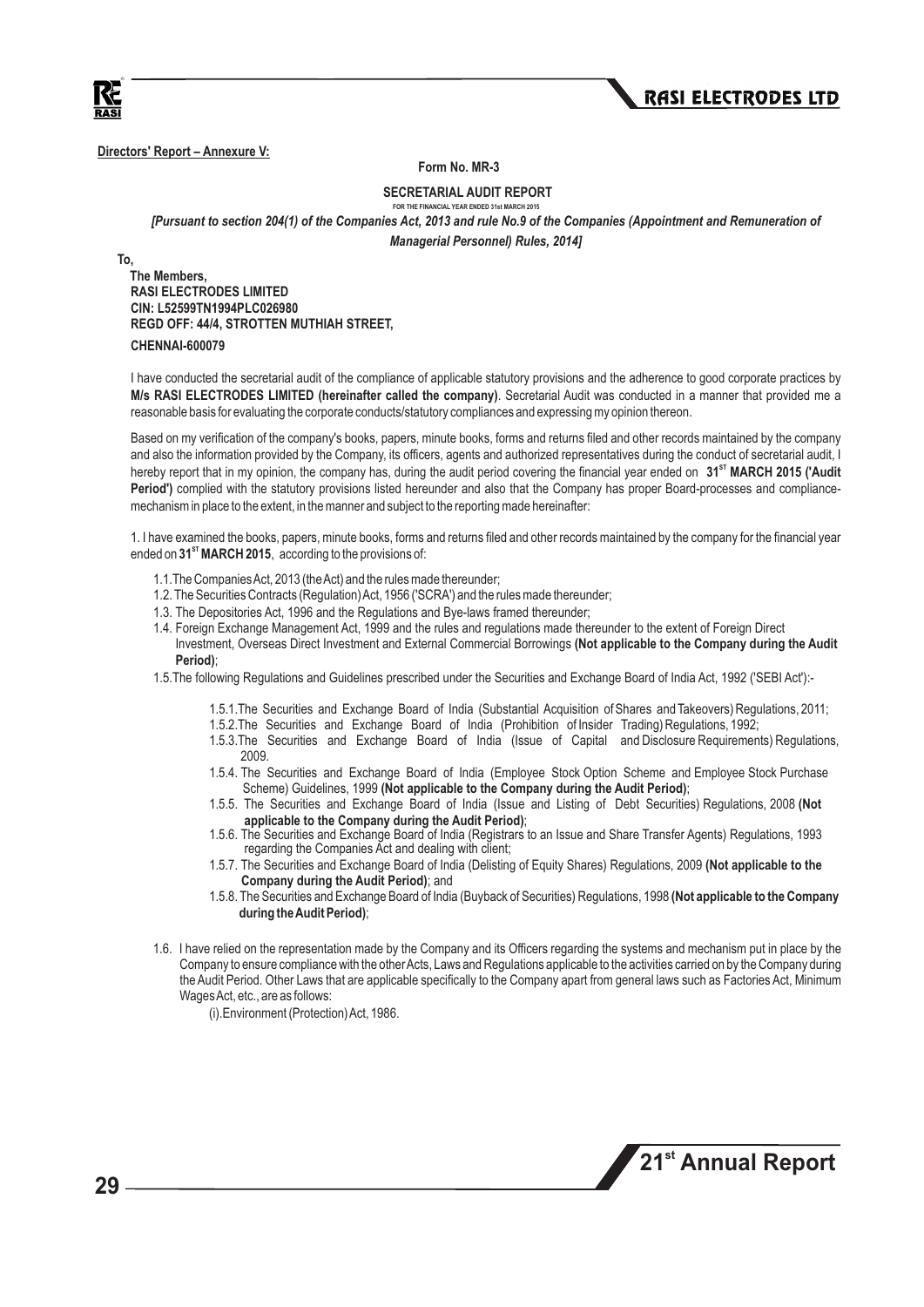**Directors' Report – Annexure V:**

**Form No. MR-3**

**SECRETARIAL AUDIT REPORT**

**FOR THE FINANCIAL YEAR ENDED 31st MARCH 2015**

***[Pursuant to section 204(1) of the Companies Act, 2013 and rule No.9 of the Companies (Appointment and Remuneration of Managerial Personnel) Rules, 2014]***

**To,**

**The Members,**
**RASI ELECTRODES LIMITED**
**CIN: L52599TN1994PLC026980**
**REGD OFF: 44/4, STROTTEN MUTHIAH STREET,**
**CHENNAI-600079**

I have conducted the secretarial audit of the compliance of applicable statutory provisions and the adherence to good corporate practices by **M/s RASI ELECTRODES LIMITED (hereinafter called the company)**. Secretarial Audit was conducted in a manner that provided me a reasonable basis for evaluating the corporate conducts/statutory compliances and expressing my opinion thereon.

Based on my verification of the company's books, papers, minute books, forms and returns filed and other records maintained by the company and also the information provided by the Company, its officers, agents and authorized representatives during the conduct of secretarial audit, I hereby report that in my opinion, the company has, during the audit period covering the financial year ended on **31ST MARCH 2015 ('Audit Period')** complied with the statutory provisions listed hereunder and also that the Company has proper Board-processes and compliance-mechanism in place to the extent, in the manner and subject to the reporting made hereinafter:

1. I have examined the books, papers, minute books, forms and returns filed and other records maintained by the company for the financial year ended on **31ST MARCH 2015**, according to the provisions of:

1.1. The Companies Act, 2013 (the Act) and the rules made thereunder;

1.2. The Securities Contracts (Regulation) Act, 1956 ('SCRA') and the rules made thereunder;

1.3. The Depositories Act, 1996 and the Regulations and Bye-laws framed thereunder;

1.4. Foreign Exchange Management Act, 1999 and the rules and regulations made thereunder to the extent of Foreign Direct Investment, Overseas Direct Investment and External Commercial Borrowings **(Not applicable to the Company during the Audit Period)**;

1.5. The following Regulations and Guidelines prescribed under the Securities and Exchange Board of India Act, 1992 ('SEBI Act'):-

1.5.1. The Securities and Exchange Board of India (Substantial Acquisition of Shares and Takeovers) Regulations, 2011;

1.5.2. The Securities and Exchange Board of India (Prohibition of Insider Trading) Regulations, 1992;

1.5.3. The Securities and Exchange Board of India (Issue of Capital and Disclosure Requirements) Regulations, 2009.

1.5.4. The Securities and Exchange Board of India (Employee Stock Option Scheme and Employee Stock Purchase Scheme) Guidelines, 1999 **(Not applicable to the Company during the Audit Period)**;

1.5.5. The Securities and Exchange Board of India (Issue and Listing of Debt Securities) Regulations, 2008 **(Not applicable to the Company during the Audit Period)**;

1.5.6. The Securities and Exchange Board of India (Registrars to an Issue and Share Transfer Agents) Regulations, 1993 regarding the Companies Act and dealing with client;

1.5.7. The Securities and Exchange Board of India (Delisting of Equity Shares) Regulations, 2009 **(Not applicable to the Company during the Audit Period)**; and

1.5.8. The Securities and Exchange Board of India (Buyback of Securities) Regulations, 1998 **(Not applicable to the Company during the Audit Period)**;

1.6. I have relied on the representation made by the Company and its Officers regarding the systems and mechanism put in place by the Company to ensure compliance with the other Acts, Laws and Regulations applicable to the activities carried on by the Company during the Audit Period. Other Laws that are applicable specifically to the Company apart from general laws such as Factories Act, Minimum Wages Act, etc., are as follows:

(i). Environment (Protection) Act, 1986.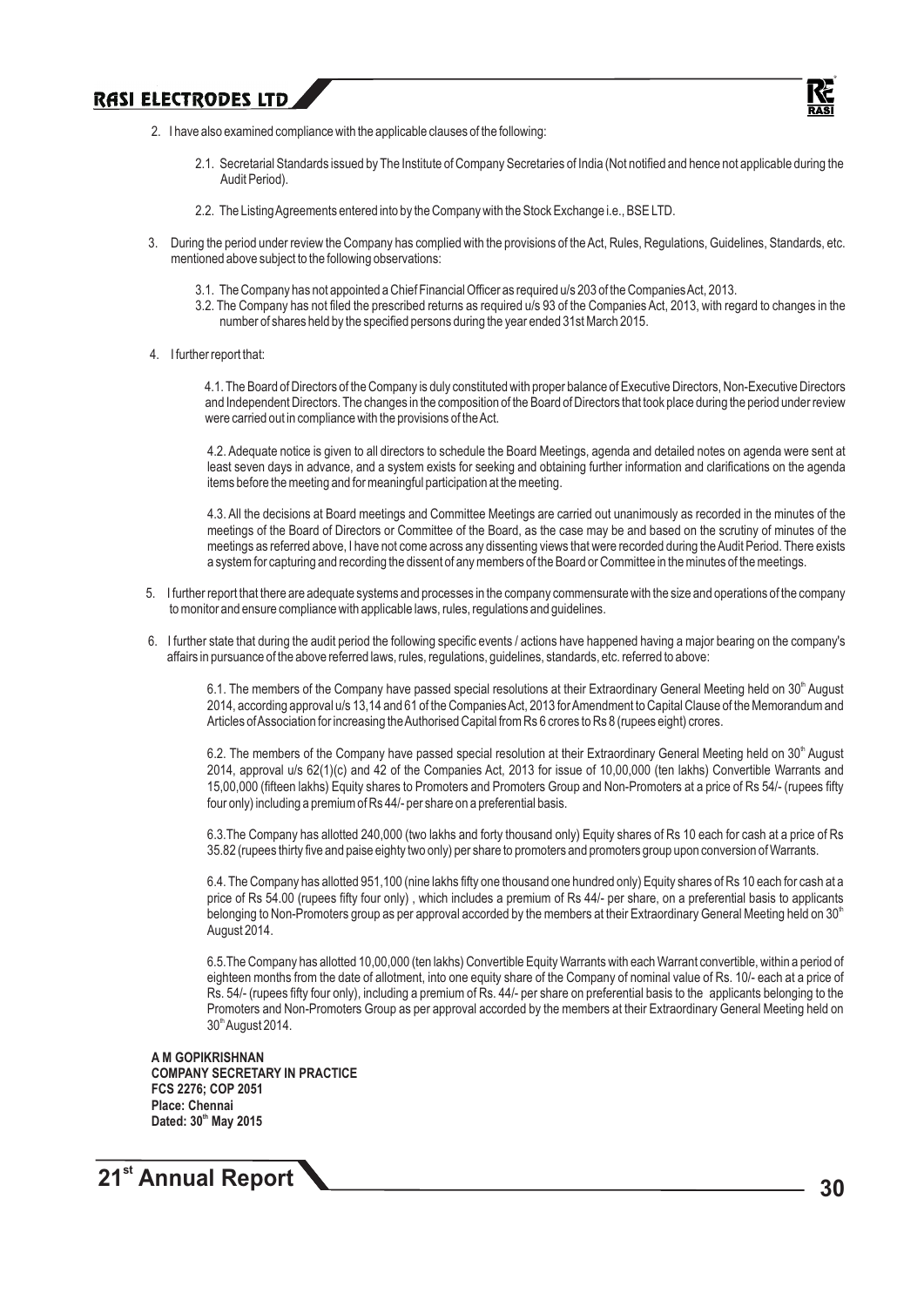2. I have also examined compliance with the applicable clauses of the following:

   2.1. Secretarial Standards issued by The Institute of Company Secretaries of India (Not notified and hence not applicable during the Audit Period).

   2.2. The Listing Agreements entered into by the Company with the Stock Exchange i.e., BSE LTD.

3. During the period under review the Company has complied with the provisions of the Act, Rules, Regulations, Guidelines, Standards, etc. mentioned above subject to the following observations:

   3.1. The Company has not appointed a Chief Financial Officer as required u/s 203 of the Companies Act, 2013.

   3.2. The Company has not filed the prescribed returns as required u/s 93 of the Companies Act, 2013, with regard to changes in the number of shares held by the specified persons during the year ended 31st March 2015.

4. I further report that:

   4.1. The Board of Directors of the Company is duly constituted with proper balance of Executive Directors, Non-Executive Directors and Independent Directors. The changes in the composition of the Board of Directors that took place during the period under review were carried out in compliance with the provisions of the Act.

   4.2. Adequate notice is given to all directors to schedule the Board Meetings, agenda and detailed notes on agenda were sent at least seven days in advance, and a system exists for seeking and obtaining further information and clarifications on the agenda items before the meeting and for meaningful participation at the meeting.

   4.3. All the decisions at Board meetings and Committee Meetings are carried out unanimously as recorded in the minutes of the meetings of the Board of Directors or Committee of the Board, as the case may be and based on the scrutiny of minutes of the meetings as referred above, I have not come across any dissenting views that were recorded during the Audit Period. There exists a system for capturing and recording the dissent of any members of the Board or Committee in the minutes of the meetings.

5. I further report that there are adequate systems and processes in the company commensurate with the size and operations of the company to monitor and ensure compliance with applicable laws, rules, regulations and guidelines.

6. I further state that during the audit period the following specific events / actions have happened having a major bearing on the company's affairs in pursuance of the above referred laws, rules, regulations, guidelines, standards, etc. referred to above:

   6.1. The members of the Company have passed special resolutions at their Extraordinary General Meeting held on 30th August 2014, according approval u/s 13,14 and 61 of the Companies Act, 2013 for Amendment to Capital Clause of the Memorandum and Articles of Association for increasing the Authorised Capital from Rs 6 crores to Rs 8 (rupees eight) crores.

   6.2. The members of the Company have passed special resolution at their Extraordinary General Meeting held on 30th August 2014, approval u/s 62(1)(c) and 42 of the Companies Act, 2013 for issue of 10,00,000 (ten lakhs) Convertible Warrants and 15,00,000 (fifteen lakhs) Equity shares to Promoters and Promoters Group and Non-Promoters at a price of Rs 54/- (rupees fifty four only) including a premium of Rs 44/- per share on a preferential basis.

   6.3. The Company has allotted 240,000 (two lakhs and forty thousand only) Equity shares of Rs 10 each for cash at a price of Rs 35.82 (rupees thirty five and paise eighty two only) per share to promoters and promoters group upon conversion of Warrants.

   6.4. The Company has allotted 951,100 (nine lakhs fifty one thousand one hundred only) Equity shares of Rs 10 each for cash at a price of Rs 54.00 (rupees fifty four only) , which includes a premium of Rs 44/- per share, on a preferential basis to applicants belonging to Non-Promoters group as per approval accorded by the members at their Extraordinary General Meeting held on 30th August 2014.

   6.5. The Company has allotted 10,00,000 (ten lakhs) Convertible Equity Warrants with each Warrant convertible, within a period of eighteen months from the date of allotment, into one equity share of the Company of nominal value of Rs. 10/- each at a price of Rs. 54/- (rupees fifty four only), including a premium of Rs. 44/- per share on preferential basis to the applicants belonging to the Promoters and Non-Promoters Group as per approval accorded by the members at their Extraordinary General Meeting held on 30th August 2014.

**A M GOPIKRISHNAN**
**COMPANY SECRETARY IN PRACTICE**
**FCS 2276; COP 2051**
**Place: Chennai**
**Dated: 30th May 2015**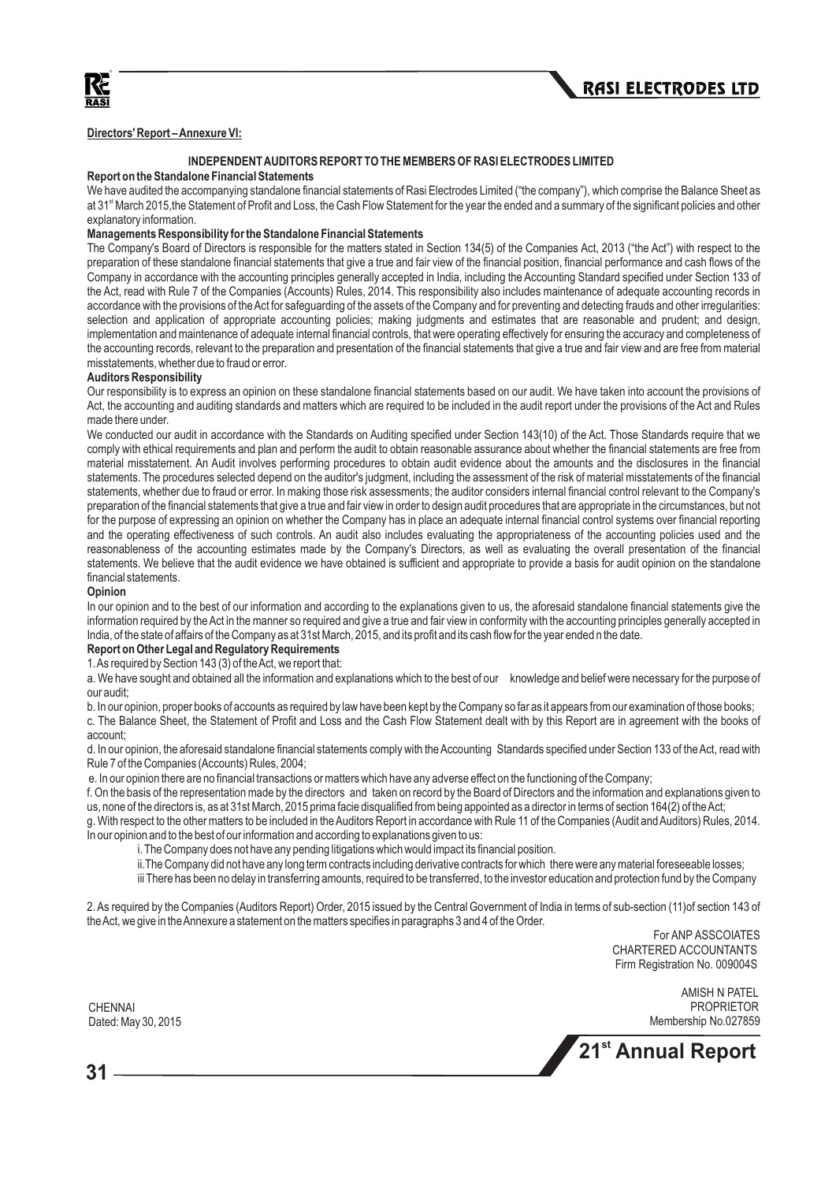**Directors' Report – Annexure VI:**

## INDEPENDENT AUDITORS REPORT TO THE MEMBERS OF RASI ELECTRODES LIMITED

**Report on the Standalone Financial Statements**

We have audited the accompanying standalone financial statements of Rasi Electrodes Limited ("the company"), which comprise the Balance Sheet as at 31st March 2015,the Statement of Profit and Loss, the Cash Flow Statement for the year the ended and a summary of the significant policies and other explanatory information.

**Managements Responsibility for the Standalone Financial Statements**

The Company's Board of Directors is responsible for the matters stated in Section 134(5) of the Companies Act, 2013 ("the Act") with respect to the preparation of these standalone financial statements that give a true and fair view of the financial position, financial performance and cash flows of the Company in accordance with the accounting principles generally accepted in India, including the Accounting Standard specified under Section 133 of the Act, read with Rule 7 of the Companies (Accounts) Rules, 2014. This responsibility also includes maintenance of adequate accounting records in accordance with the provisions of the Act for safeguarding of the assets of the Company and for preventing and detecting frauds and other irregularities: selection and application of appropriate accounting policies; making judgments and estimates that are reasonable and prudent; and design, implementation and maintenance of adequate internal financial controls, that were operating effectively for ensuring the accuracy and completeness of the accounting records, relevant to the preparation and presentation of the financial statements that give a true and fair view and are free from material misstatements, whether due to fraud or error.

**Auditors Responsibility**

Our responsibility is to express an opinion on these standalone financial statements based on our audit. We have taken into account the provisions of Act, the accounting and auditing standards and matters which are required to be included in the audit report under the provisions of the Act and Rules made there under.

We conducted our audit in accordance with the Standards on Auditing specified under Section 143(10) of the Act. Those Standards require that we comply with ethical requirements and plan and perform the audit to obtain reasonable assurance about whether the financial statements are free from material misstatement. An Audit involves performing procedures to obtain audit evidence about the amounts and the disclosures in the financial statements. The procedures selected depend on the auditor's judgment, including the assessment of the risk of material misstatements of the financial statements, whether due to fraud or error. In making those risk assessments; the auditor considers internal financial control relevant to the Company's preparation of the financial statements that give a true and fair view in order to design audit procedures that are appropriate in the circumstances, but not for the purpose of expressing an opinion on whether the Company has in place an adequate internal financial control systems over financial reporting and the operating effectiveness of such controls. An audit also includes evaluating the appropriateness of the accounting policies used and the reasonableness of the accounting estimates made by the Company's Directors, as well as evaluating the overall presentation of the financial statements. We believe that the audit evidence we have obtained is sufficient and appropriate to provide a basis for audit opinion on the standalone financial statements.

**Opinion**

In our opinion and to the best of our information and according to the explanations given to us, the aforesaid standalone financial statements give the information required by the Act in the manner so required and give a true and fair view in conformity with the accounting principles generally accepted in India, of the state of affairs of the Company as at 31st March, 2015, and its profit and its cash flow for the year ended n the date.

**Report on Other Legal and Regulatory Requirements**

1. As required by Section 143 (3) of the Act, we report that:

a. We have sought and obtained all the information and explanations which to the best of our knowledge and belief were necessary for the purpose of our audit;

b. In our opinion, proper books of accounts as required by law have been kept by the Company so far as it appears from our examination of those books;

c. The Balance Sheet, the Statement of Profit and Loss and the Cash Flow Statement dealt with by this Report are in agreement with the books of account;

d. In our opinion, the aforesaid standalone financial statements comply with the Accounting Standards specified under Section 133 of the Act, read with Rule 7 of the Companies (Accounts) Rules, 2004;

e. In our opinion there are no financial transactions or matters which have any adverse effect on the functioning of the Company;

f. On the basis of the representation made by the directors and taken on record by the Board of Directors and the information and explanations given to us, none of the directors is, as at 31st March, 2015 prima facie disqualified from being appointed as a director in terms of section 164(2) of the Act;

g. With respect to the other matters to be included in the Auditors Report in accordance with Rule 11 of the Companies (Audit and Auditors) Rules, 2014. In our opinion and to the best of our information and according to explanations given to us:

i. The Company does not have any pending litigations which would impact its financial position.

ii. The Company did not have any long term contracts including derivative contracts for which there were any material foreseeable losses;

iii There has been no delay in transferring amounts, required to be transferred, to the investor education and protection fund by the Company

2. As required by the Companies (Auditors Report) Order, 2015 issued by the Central Government of India in terms of sub-section (11)of section 143 of the Act, we give in the Annexure a statement on the matters specifies in paragraphs 3 and 4 of the Order.

For ANP ASSCOIATES
CHARTERED ACCOUNTANTS
Firm Registration No. 009004S

AMISH N PATEL
PROPRIETOR
Membership No.027859

CHENNAI
Dated: May 30, 2015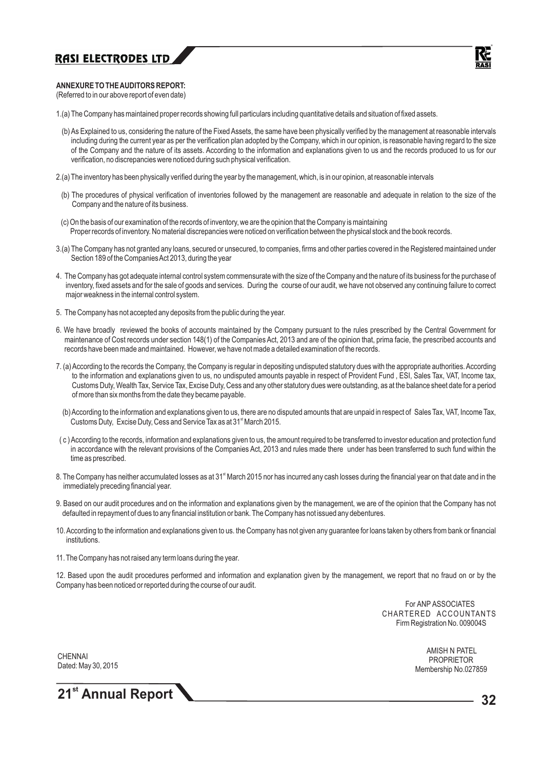## ANNEXURE TO THE AUDITORS REPORT:

(Referred to in our above report of even date)

1.(a) The Company has maintained proper records showing full particulars including quantitative details and situation of fixed assets.

(b) As Explained to us, considering the nature of the Fixed Assets, the same have been physically verified by the management at reasonable intervals including during the current year as per the verification plan adopted by the Company, which in our opinion, is reasonable having regard to the size of the Company and the nature of its assets. According to the information and explanations given to us and the records produced to us for our verification, no discrepancies were noticed during such physical verification.

2.(a) The inventory has been physically verified during the year by the management, which, is in our opinion, at reasonable intervals

(b) The procedures of physical verification of inventories followed by the management are reasonable and adequate in relation to the size of the Company and the nature of its business.

(c) On the basis of our examination of the records of inventory, we are the opinion that the Company is maintaining Proper records of inventory. No material discrepancies were noticed on verification between the physical stock and the book records.

3.(a) The Company has not granted any loans, secured or unsecured, to companies, firms and other parties covered in the Registered maintained under Section 189 of the Companies Act 2013, during the year

4. The Company has got adequate internal control system commensurate with the size of the Company and the nature of its business for the purchase of inventory, fixed assets and for the sale of goods and services. During the course of our audit, we have not observed any continuing failure to correct major weakness in the internal control system.

5. The Company has not accepted any deposits from the public during the year.

6. We have broadly reviewed the books of accounts maintained by the Company pursuant to the rules prescribed by the Central Government for maintenance of Cost records under section 148(1) of the Companies Act, 2013 and are of the opinion that, prima facie, the prescribed accounts and records have been made and maintained. However, we have not made a detailed examination of the records.

7. (a) According to the records the Company, the Company is regular in depositing undisputed statutory dues with the appropriate authorities. According to the information and explanations given to us, no undisputed amounts payable in respect of Provident Fund , ESI, Sales Tax, VAT, Income tax, Customs Duty, Wealth Tax, Service Tax, Excise Duty, Cess and any other statutory dues were outstanding, as at the balance sheet date for a period of more than six months from the date they became payable.

(b) According to the information and explanations given to us, there are no disputed amounts that are unpaid in respect of Sales Tax, VAT, Income Tax, Customs Duty, Excise Duty, Cess and Service Tax as at 31st March 2015.

( c ) According to the records, information and explanations given to us, the amount required to be transferred to investor education and protection fund in accordance with the relevant provisions of the Companies Act, 2013 and rules made there under has been transferred to such fund within the time as prescribed.

8. The Company has neither accumulated losses as at 31st March 2015 nor has incurred any cash losses during the financial year on that date and in the immediately preceding financial year.

9. Based on our audit procedures and on the information and explanations given by the management, we are of the opinion that the Company has not defaulted in repayment of dues to any financial institution or bank. The Company has not issued any debentures.

10. According to the information and explanations given to us. the Company has not given any guarantee for loans taken by others from bank or financial institutions.

11. The Company has not raised any term loans during the year.

12. Based upon the audit procedures performed and information and explanation given by the management, we report that no fraud on or by the Company has been noticed or reported during the course of our audit.

For ANP ASSOCIATES
CHARTERED ACCOUNTANTS
Firm Registration No. 009004S

CHENNAI
Dated: May 30, 2015

AMISH N PATEL
PROPRIETOR
Membership No.027859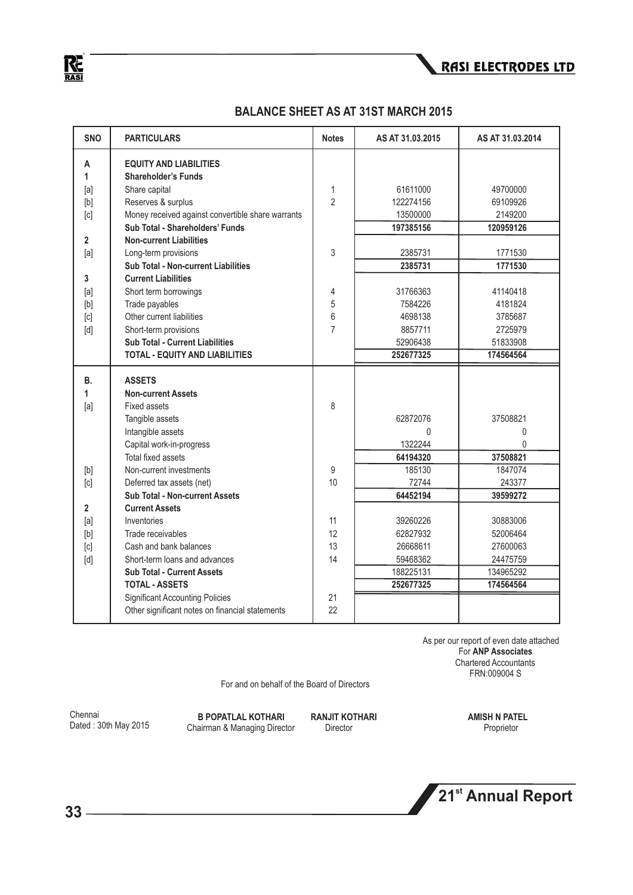## BALANCE SHEET AS AT 31ST MARCH 2015

| SNO | PARTICULARS | Notes | AS AT 31.03.2015 | AS AT 31.03.2014 |
|---|---|---|---|---|
| A | **EQUITY AND LIABILITIES** | | | |
| 1 | **Shareholder's Funds** | | | |
| [a] | Share capital | 1 | 61611000 | 49700000 |
| [b] | Reserves & surplus | 2 | 122274156 | 69109926 |
| [c] | Money received against convertible share warrants | | 13500000 | 2149200 |
| | **Sub Total - Shareholders' Funds** | | **197385156** | **120959126** |
| 2 | **Non-current Liabilities** | | | |
| [a] | Long-term provisions | 3 | 2385731 | 1771530 |
| | **Sub Total - Non-current Liabilities** | | **2385731** | **1771530** |
| 3 | **Current Liabilities** | | | |
| [a] | Short term borrowings | 4 | 31766363 | 41140418 |
| [b] | Trade payables | 5 | 7584226 | 4181824 |
| [c] | Other current liabilities | 6 | 4698138 | 3785687 |
| [d] | Short-term provisions | 7 | 8857711 | 2725979 |
| | **Sub Total - Current Liabilities** | | 52906438 | 51833908 |
| | **TOTAL - EQUITY AND LIABILITIES** | | **252677325** | **174564564** |
| B. | **ASSETS** | | | |
| 1 | **Non-current Assets** | | | |
| [a] | Fixed assets | 8 | | |
| | Tangible assets | | 62872076 | 37508821 |
| | Intangible assets | | 0 | 0 |
| | Capital work-in-progress | | 1322244 | 0 |
| | Total fixed assets | | **64194320** | **37508821** |
| [b] | Non-current investments | 9 | 185130 | 1847074 |
| [c] | Deferred tax assets (net) | 10 | 72744 | 243377 |
| | **Sub Total - Non-current Assets** | | **64452194** | **39599272** |
| 2 | **Current Assets** | | | |
| [a] | Inventories | 11 | 39260226 | 30883006 |
| [b] | Trade receivables | 12 | 62827932 | 52006464 |
| [c] | Cash and bank balances | 13 | 26668611 | 27600063 |
| [d] | Short-term loans and advances | 14 | 59468362 | 24475759 |
| | **Sub Total - Current Assets** | | 188225131 | 134965292 |
| | **TOTAL - ASSETS** | | **252677325** | **174564564** |
| | Significant Accounting Policies | 21 | | |
| | Other significant notes on financial statements | 22 | | |

As per our report of even date attached
For **ANP Associates**
Chartered Accountants
FRN:009004 S

For and on behalf of the Board of Directors

Chennai
Dated : 30th May 2015

**B POPATLAL KOTHARI**
Chairman & Managing Director

**RANJIT KOTHARI**
Director

**AMISH N PATEL**
Proprietor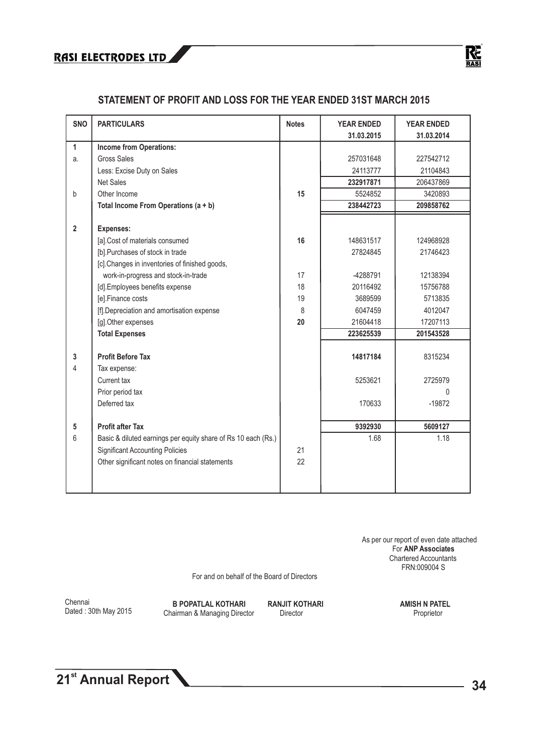## STATEMENT OF PROFIT AND LOSS FOR THE YEAR ENDED 31ST MARCH 2015

| SNO | PARTICULARS | Notes | YEAR ENDED 31.03.2015 | YEAR ENDED 31.03.2014 |
|---|---|---|---|---|
| 1 | **Income from Operations:** | | | |
| a. | Gross Sales | | 257031648 | 227542712 |
| | Less: Excise Duty on Sales | | 24113777 | 21104843 |
| | Net Sales | | **232917871** | 206437869 |
| b | Other Income | **15** | 5524852 | 3420893 |
| | **Total Income From Operations (a + b)** | | **238442723** | **209858762** |
| 2 | **Expenses:** | | | |
| | [a].Cost of materials consumed | **16** | 148631517 | 124968928 |
| | [b].Purchases of stock in trade | | 27824845 | 21746423 |
| | [c].Changes in inventories of finished goods, work-in-progress and stock-in-trade | 17 | -4288791 | 12138394 |
| | [d].Employees benefits expense | 18 | 20116492 | 15756788 |
| | [e].Finance costs | 19 | 3689599 | 5713835 |
| | [f].Depreciation and amortisation expense | 8 | 6047459 | 4012047 |
| | [g].Other expenses | **20** | 21604418 | 17207113 |
| | **Total Expenses** | | **223625539** | **201543528** |
| 3 | **Profit Before Tax** | | **14817184** | 8315234 |
| 4 | Tax expense: | | | |
| | Current tax | | 5253621 | 2725979 |
| | Prior period tax | | | 0 |
| | Deferred tax | | 170633 | -19872 |
| 5 | **Profit after Tax** | | **9392930** | **5609127** |
| 6 | Basic & diluted earnings per equity share of Rs 10 each (Rs.) | | 1.68 | 1.18 |
| | Significant Accounting Policies | 21 | | |
| | Other significant notes on financial statements | 22 | | |

As per our report of even date attached
For **ANP Associates**
Chartered Accountants
FRN:009004 S

For and on behalf of the Board of Directors

Chennai
Dated : 30th May 2015

**B POPATLAL KOTHARI**
Chairman & Managing Director

**RANJIT KOTHARI**
Director

**AMISH N PATEL**
Proprietor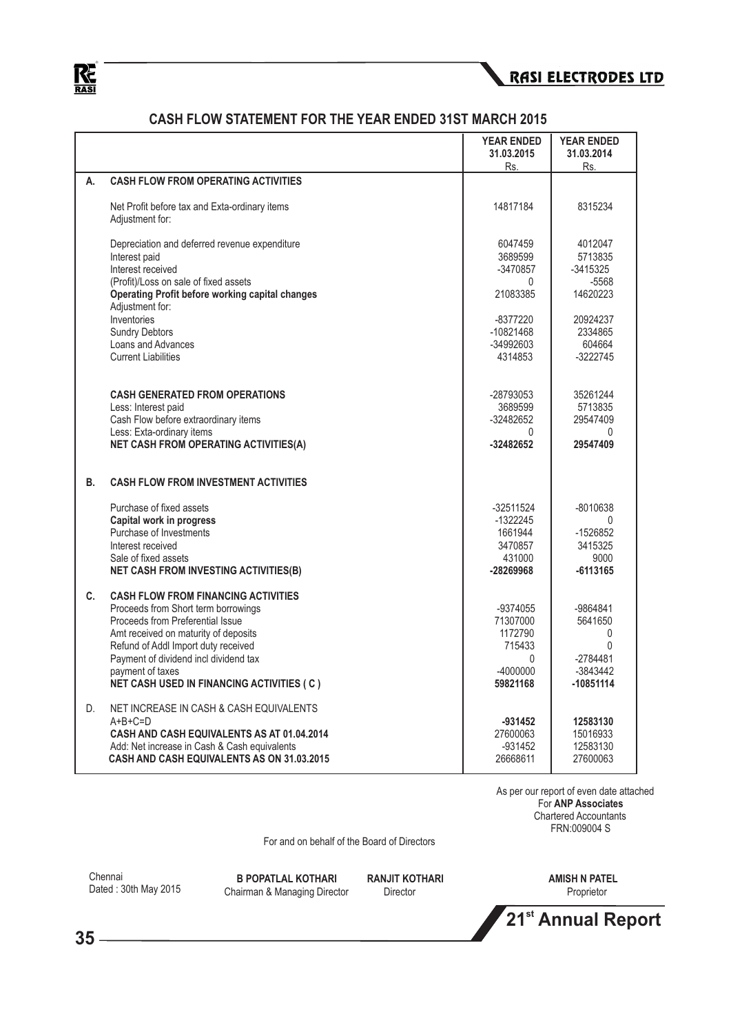# CASH FLOW STATEMENT FOR THE YEAR ENDED 31ST MARCH 2015

| | | YEAR ENDED 31.03.2015 Rs. | YEAR ENDED 31.03.2014 Rs. |
|---|---|---|---|
| **A.** | **CASH FLOW FROM OPERATING ACTIVITIES** | | |
| | Net Profit before tax and Exta-ordinary items | 14817184 | 8315234 |
| | Adjustment for: | | |
| | Depreciation and deferred revenue expenditure | 6047459 | 4012047 |
| | Interest paid | 3689599 | 5713835 |
| | Interest received | -3470857 | -3415325 |
| | (Profit)/Loss on sale of fixed assets | 0 | -5568 |
| | **Operating Profit before working capital changes** | 21083385 | 14620223 |
| | Adjustment for: | | |
| | Inventories | -8377220 | 20924237 |
| | Sundry Debtors | -10821468 | 2334865 |
| | Loans and Advances | -34992603 | 604664 |
| | Current Liabilities | 4314853 | -3222745 |
| | **CASH GENERATED FROM OPERATIONS** | -28793053 | 35261244 |
| | Less: Interest paid | 3689599 | 5713835 |
| | Cash Flow before extraordinary items | -32482652 | 29547409 |
| | Less: Exta-ordinary items | 0 | 0 |
| | **NET CASH FROM OPERATING ACTIVITIES(A)** | **-32482652** | **29547409** |
| **B.** | **CASH FLOW FROM INVESTMENT ACTIVITIES** | | |
| | Purchase of fixed assets | -32511524 | -8010638 |
| | **Capital work in progress** | -1322245 | 0 |
| | Purchase of Investments | 1661944 | -1526852 |
| | Interest received | 3470857 | 3415325 |
| | Sale of fixed assets | 431000 | 9000 |
| | **NET CASH FROM INVESTING ACTIVITIES(B)** | **-28269968** | **-6113165** |
| **C.** | **CASH FLOW FROM FINANCING ACTIVITIES** | | |
| | Proceeds from Short term borrowings | -9374055 | -9864841 |
| | Proceeds from Preferential Issue | 71307000 | 5641650 |
| | Amt received on maturity of deposits | 1172790 | 0 |
| | Refund of Addl Import duty received | 715433 | 0 |
| | Payment of dividend incl dividend tax | 0 | -2784481 |
| | payment of taxes | -4000000 | -3843442 |
| | **NET CASH USED IN FINANCING ACTIVITIES ( C )** | **59821168** | **-10851114** |
| D. | NET INCREASE IN CASH & CASH EQUIVALENTS | | |
| | A+B+C=D | **-931452** | **12583130** |
| | **CASH AND CASH EQUIVALENTS AS AT 01.04.2014** | 27600063 | 15016933 |
| | Add: Net increase in Cash & Cash equivalents | -931452 | 12583130 |
| | **CASH AND CASH EQUIVALENTS AS ON 31.03.2015** | 26668611 | 27600063 |

As per our report of even date attached
For **ANP Associates**
Chartered Accountants
FRN:009004 S

For and on behalf of the Board of Directors

Chennai
Dated : 30th May 2015

**B POPATLAL KOTHARI**
Chairman & Managing Director

**RANJIT KOTHARI**
Director

**AMISH N PATEL**
Proprietor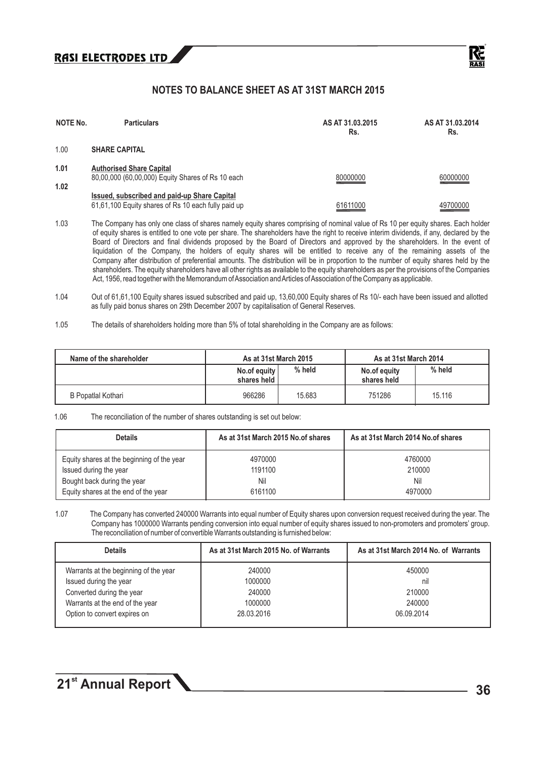## NOTES TO BALANCE SHEET AS AT 31ST MARCH 2015

| NOTE No. | Particulars | AS AT 31.03.2015 Rs. | AS AT 31.03.2014 Rs. |
|---|---|---|---|
| 1.00 | **SHARE CAPITAL** | | |
| **1.01** | **Authorised Share Capital** 80,00,000 (60,00,000) Equity Shares of Rs 10 each | 80000000 | 60000000 |
| **1.02** | **Issued, subscribed and paid-up Share Capital** 61,61,100 Equity shares of Rs 10 each fully paid up | 61611000 | 49700000 |

1.03 The Company has only one class of shares namely equity shares comprising of nominal value of Rs 10 per equity shares. Each holder of equity shares is entitled to one vote per share. The shareholders have the right to receive interim dividends, if any, declared by the Board of Directors and final dividends proposed by the Board of Directors and approved by the shareholders. In the event of liquidation of the Company, the holders of equity shares will be entitled to receive any of the remaining assets of the Company after distribution of preferential amounts. The distribution will be in proportion to the number of equity shares held by the shareholders. The equity shareholders have all other rights as available to the equity shareholders as per the provisions of the Companies Act, 1956, read together with the Memorandum of Association and Articles of Association of the Company as applicable.

1.04 Out of 61,61,100 Equity shares issued subscribed and paid up, 13,60,000 Equity shares of Rs 10/- each have been issued and allotted as fully paid bonus shares on 29th December 2007 by capitalisation of General Reserves.

1.05 The details of shareholders holding more than 5% of total shareholding in the Company are as follows:

| Name of the shareholder | As at 31st March 2015 | | As at 31st March 2014 | |
|---|---|---|---|---|
| | No.of equity shares held | % held | No.of equity shares held | % held |
| B Popatlal Kothari | 966286 | 15.683 | 751286 | 15.116 |

1.06 The reconciliation of the number of shares outstanding is set out below:

| Details | As at 31st March 2015 No.of shares | As at 31st March 2014 No.of shares |
|---|---|---|
| Equity shares at the beginning of the year | 4970000 | 4760000 |
| Issued during the year | 1191100 | 210000 |
| Bought back during the year | Nil | Nil |
| Equity shares at the end of the year | 6161100 | 4970000 |

1.07 The Company has converted 240000 Warrants into equal number of Equity shares upon conversion request received during the year. The Company has 1000000 Warrants pending conversion into equal number of equity shares issued to non-promoters and promoters' group. The reconciliation of number of convertible Warrants outstanding is furnished below:

| Details | As at 31st March 2015 No. of Warrants | As at 31st March 2014 No. of Warrants |
|---|---|---|
| Warrants at the beginning of the year | 240000 | 450000 |
| Issued during the year | 1000000 | nil |
| Converted during the year | 240000 | 210000 |
| Warrants at the end of the year | 1000000 | 240000 |
| Option to convert expires on | 28.03.2016 | 06.09.2014 |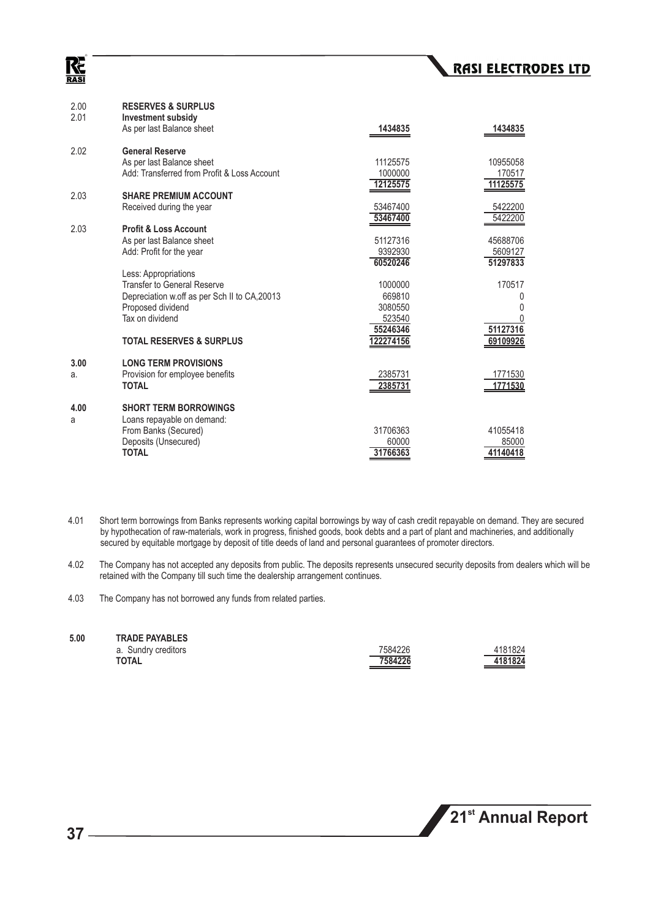| | | | |
|---|---|---|---|
| 2.00 | **RESERVES & SURPLUS** | | |
| 2.01 | **Investment subsidy** | | |
| | As per last Balance sheet | **1434835** | **1434835** |
| 2.02 | **General Reserve** | | |
| | As per last Balance sheet | 11125575 | 10955058 |
| | Add: Transferred from Profit & Loss Account | 1000000 | 170517 |
| | | 12125575 | 11125575 |
| 2.03 | **SHARE PREMIUM ACCOUNT** | | |
| | Received during the year | 53467400 | 5422200 |
| | | 53467400 | 5422200 |
| 2.03 | **Profit & Loss Account** | | |
| | As per last Balance sheet | 51127316 | 45688706 |
| | Add: Profit for the year | 9392930 | 5609127 |
| | | 60520246 | 51297833 |
| | Less: Appropriations | | |
| | Transfer to General Reserve | 1000000 | 170517 |
| | Depreciation w.off as per Sch II to CA,20013 | 669810 | 0 |
| | Proposed dividend | 3080550 | 0 |
| | Tax on dividend | 523540 | 0 |
| | | 55246346 | 51127316 |
| | **TOTAL RESERVES & SURPLUS** | 122274156 | 69109926 |
| **3.00** | **LONG TERM PROVISIONS** | | |
| a. | Provision for employee benefits | 2385731 | 1771530 |
| | **TOTAL** | 2385731 | 1771530 |
| **4.00** | **SHORT TERM BORROWINGS** | | |
| a | Loans repayable on demand: | | |
| | From Banks (Secured) | 31706363 | 41055418 |
| | Deposits (Unsecured) | 60000 | 85000 |
| | **TOTAL** | 31766363 | 41140418 |

4.01 Short term borrowings from Banks represents working capital borrowings by way of cash credit repayable on demand. They are secured by hypothecation of raw-materials, work in progress, finished goods, book debts and a part of plant and machineries, and additionally secured by equitable mortgage by deposit of title deeds of land and personal guarantees of promoter directors.

4.02 The Company has not accepted any deposits from public. The deposits represents unsecured security deposits from dealers which will be retained with the Company till such time the dealership arrangement continues.

4.03 The Company has not borrowed any funds from related parties.

| | | | |
|---|---|---|---|
| **5.00** | **TRADE PAYABLES** | | |
| | a. Sundry creditors | 7584226 | 4181824 |
| | **TOTAL** | **7584226** | **4181824** |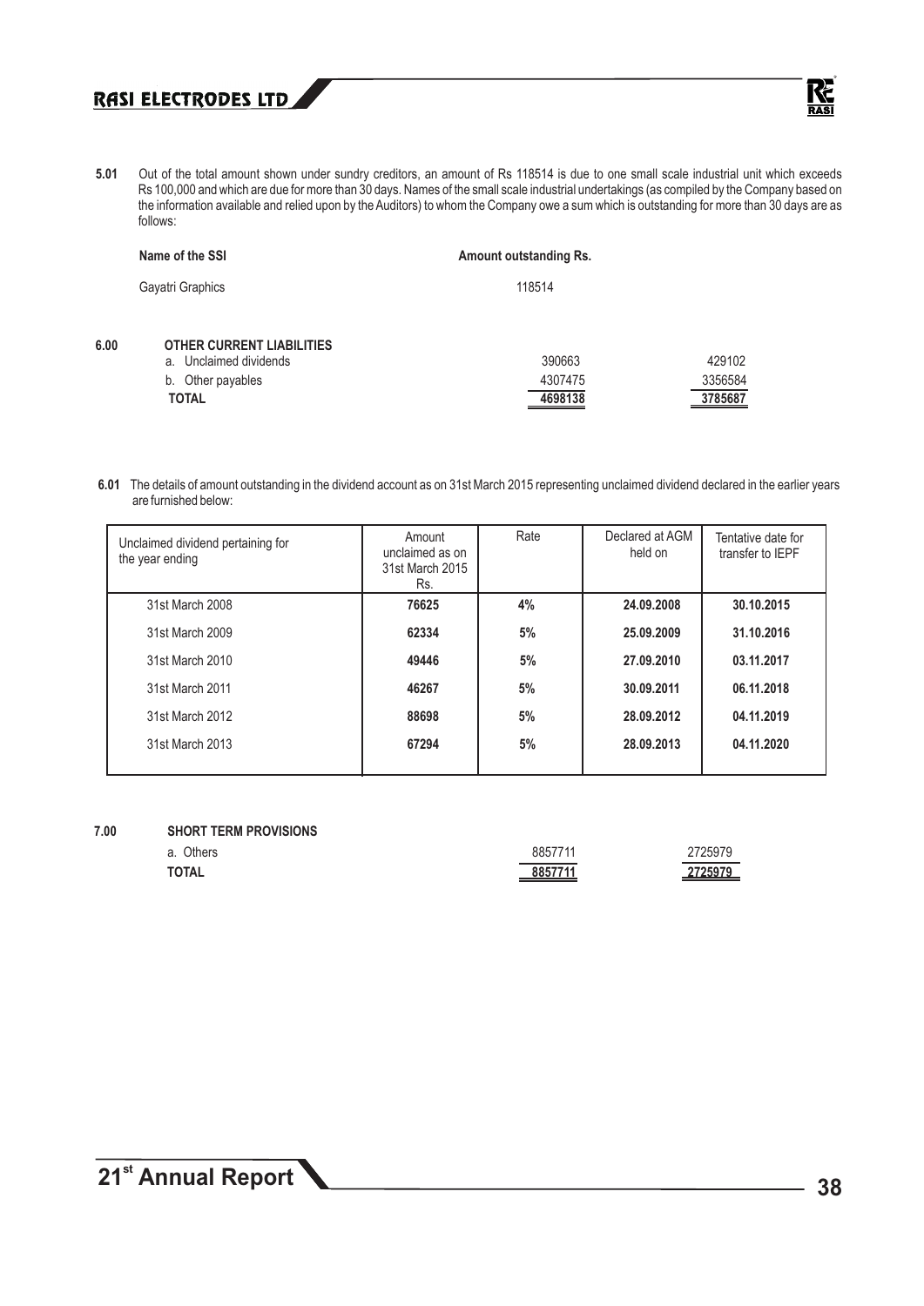**5.01** Out of the total amount shown under sundry creditors, an amount of Rs 118514 is due to one small scale industrial unit which exceeds Rs 100,000 and which are due for more than 30 days. Names of the small scale industrial undertakings (as compiled by the Company based on the information available and relied upon by the Auditors) to whom the Company owe a sum which is outstanding for more than 30 days are as follows:

| Name of the SSI | Amount outstanding Rs. |
|---|---|
| Gayatri Graphics | 118514 |

**6.00 OTHER CURRENT LIABILITIES**

| | | |
|---|---|---|
| a. Unclaimed dividends | 390663 | 429102 |
| b. Other payables | 4307475 | 3356584 |
| **TOTAL** | **4698138** | **3785687** |

**6.01** The details of amount outstanding in the dividend account as on 31st March 2015 representing unclaimed dividend declared in the earlier years are furnished below:

| Unclaimed dividend pertaining for the year ending | Amount unclaimed as on 31st March 2015 Rs. | Rate | Declared at AGM held on | Tentative date for transfer to IEPF |
|---|---|---|---|---|
| 31st March 2008 | **76625** | **4%** | **24.09.2008** | **30.10.2015** |
| 31st March 2009 | **62334** | **5%** | **25.09.2009** | **31.10.2016** |
| 31st March 2010 | **49446** | **5%** | **27.09.2010** | **03.11.2017** |
| 31st March 2011 | **46267** | **5%** | **30.09.2011** | **06.11.2018** |
| 31st March 2012 | **88698** | **5%** | **28.09.2012** | **04.11.2019** |
| 31st March 2013 | **67294** | **5%** | **28.09.2013** | **04.11.2020** |

**7.00 SHORT TERM PROVISIONS**

| | | |
|---|---|---|
| a. Others | 8857711 | 2725979 |
| **TOTAL** | **8857711** | **2725979** |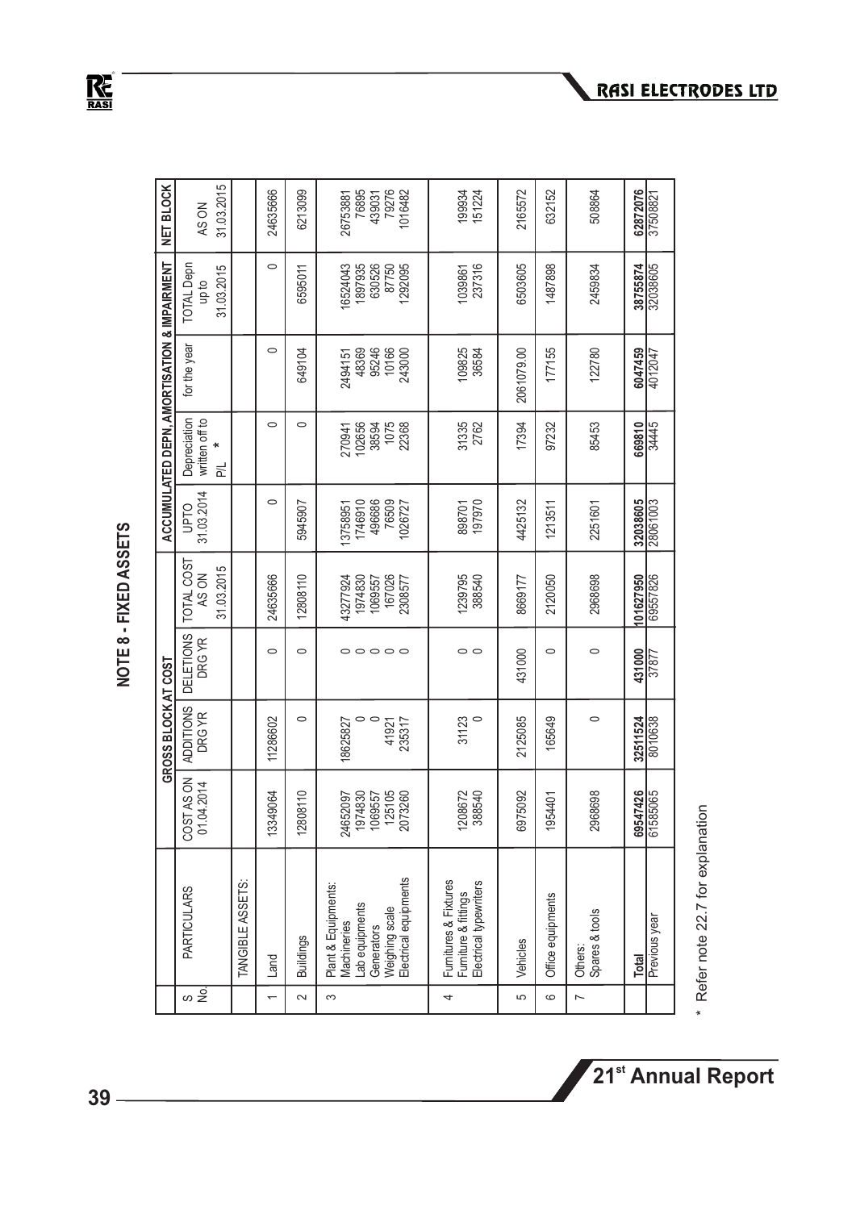## NOTE 8 - FIXED ASSETS

| S No. | PARTICULARS | GROSS BLOCK AT COST | | | | ACCUMULATED DEPN, AMORTISATION & IMPAIRMENT | | | | NET BLOCK |
|---|---|---|---|---|---|---|---|---|---|---|
| | | COST AS ON 01.04.2014 | ADDITIONS DRG YR | DELETIONS DRG YR | TOTAL COST AS ON 31.03.2015 | UPTO 31.03.2014 | Depreciation written off to P/L * | for the year | TOTAL Depn up to 31.03.2015 | AS ON 31.03.2015 |
| | TANGIBLE ASSETS: | | | | | | | | | |
| 1 | Land | 13349064 | 11286602 | 0 | 24635666 | 0 | 0 | 0 | 0 | 24635666 |
| 2 | Buildings | 12808110 | 0 | 0 | 12808110 | 5945907 | 0 | 649104 | 6595011 | 6213099 |
| 3 | Plant & Equipments: | | | | | | | | | |
| | Machineries | 24652097 | 18625827 | 0 | 43277924 | 13758951 | 270941 | 2494151 | 16524043 | 26753881 |
| | Lab equipments | 1974830 | 0 | 0 | 1974830 | 1746910 | 102656 | 48369 | 1897935 | 76895 |
| | Generators | 1069557 | 0 | 0 | 1069557 | 496686 | 38594 | 95246 | 630526 | 439031 |
| | Weighing scale | 125105 | 41921 | 0 | 167026 | 76509 | 1075 | 10166 | 87750 | 79276 |
| | Electrical equipments | 2073260 | 235317 | 0 | 2308577 | 1026727 | 22368 | 243000 | 1292095 | 1016482 |
| 4 | Furnitures & Fixtures | | | | | | | | | |
| | Furniture & fittings | 1208672 | 31123 | 0 | 1239795 | 898701 | 31335 | 109825 | 1039861 | 199934 |
| | Electrical typewriters | 388540 | 0 | 0 | 388540 | 197970 | 2762 | 36584 | 237316 | 151224 |
| 5 | Vehicles | 6975092 | 2125085 | 431000 | 8669177 | 4425132 | 17394 | 2061079.00 | 6503605 | 2165572 |
| 6 | Office equipments | 1954401 | 165649 | 0 | 2120050 | 1213511 | 97232 | 177155 | 1487898 | 632152 |
| 7 | Others: Spares & tools | 2968698 | 0 | 0 | 2968698 | 2251601 | 85453 | 122780 | 2459834 | 508864 |
| | **Total** | **69547426** | **32511524** | **431000** | **101627950** | **32038605** | **669810** | **6047459** | **38755874** | **62872076** |
| | Previous year | 61585065 | 8010638 | 37877 | 69557826 | 28061003 | 34445 | 4012047 | 32038605 | 37508821 |

\* Refer note 22.7 for explanation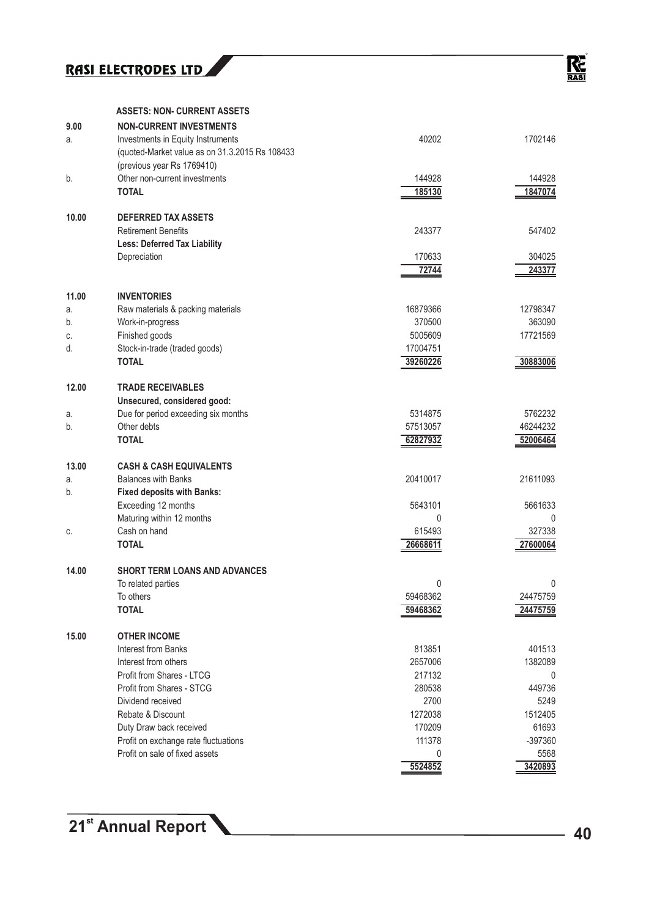**ASSETS: NON- CURRENT ASSETS**

| | | | |
|---|---|---|---|
| **9.00** | **NON-CURRENT INVESTMENTS** | | |
| a. | Investments in Equity Instruments (quoted-Market value as on 31.3.2015 Rs 108433 (previous year Rs 1769410) | 40202 | 1702146 |
| b. | Other non-current investments | 144928 | 144928 |
| | **TOTAL** | 185130 | 1847074 |
| **10.00** | **DEFERRED TAX ASSETS** | | |
| | Retirement Benefits | 243377 | 547402 |
| | **Less: Deferred Tax Liability** | | |
| | Depreciation | 170633 | 304025 |
| | | 72744 | 243377 |
| **11.00** | **INVENTORIES** | | |
| a. | Raw materials & packing materials | 16879366 | 12798347 |
| b. | Work-in-progress | 370500 | 363090 |
| c. | Finished goods | 5005609 | 17721569 |
| d. | Stock-in-trade (traded goods) | 17004751 | |
| | **TOTAL** | 39260226 | 30883006 |
| **12.00** | **TRADE RECEIVABLES** | | |
| | **Unsecured, considered good:** | | |
| a. | Due for period exceeding six months | 5314875 | 5762232 |
| b. | Other debts | 57513057 | 46244232 |
| | **TOTAL** | 62827932 | 52006464 |
| **13.00** | **CASH & CASH EQUIVALENTS** | | |
| a. | Balances with Banks | 20410017 | 21611093 |
| b. | **Fixed deposits with Banks:** | | |
| | Exceeding 12 months | 5643101 | 5661633 |
| | Maturing within 12 months | 0 | 0 |
| c. | Cash on hand | 615493 | 327338 |
| | **TOTAL** | 26668611 | 27600064 |
| **14.00** | **SHORT TERM LOANS AND ADVANCES** | | |
| | To related parties | 0 | 0 |
| | To others | 59468362 | 24475759 |
| | **TOTAL** | 59468362 | 24475759 |
| **15.00** | **OTHER INCOME** | | |
| | Interest from Banks | 813851 | 401513 |
| | Interest from others | 2657006 | 1382089 |
| | Profit from Shares - LTCG | 217132 | 0 |
| | Profit from Shares - STCG | 280538 | 449736 |
| | Dividend received | 2700 | 5249 |
| | Rebate & Discount | 1272038 | 1512405 |
| | Duty Draw back received | 170209 | 61693 |
| | Profit on exchange rate fluctuations | 111378 | -397360 |
| | Profit on sale of fixed assets | 0 | 5568 |
| | | 5524852 | 3420893 |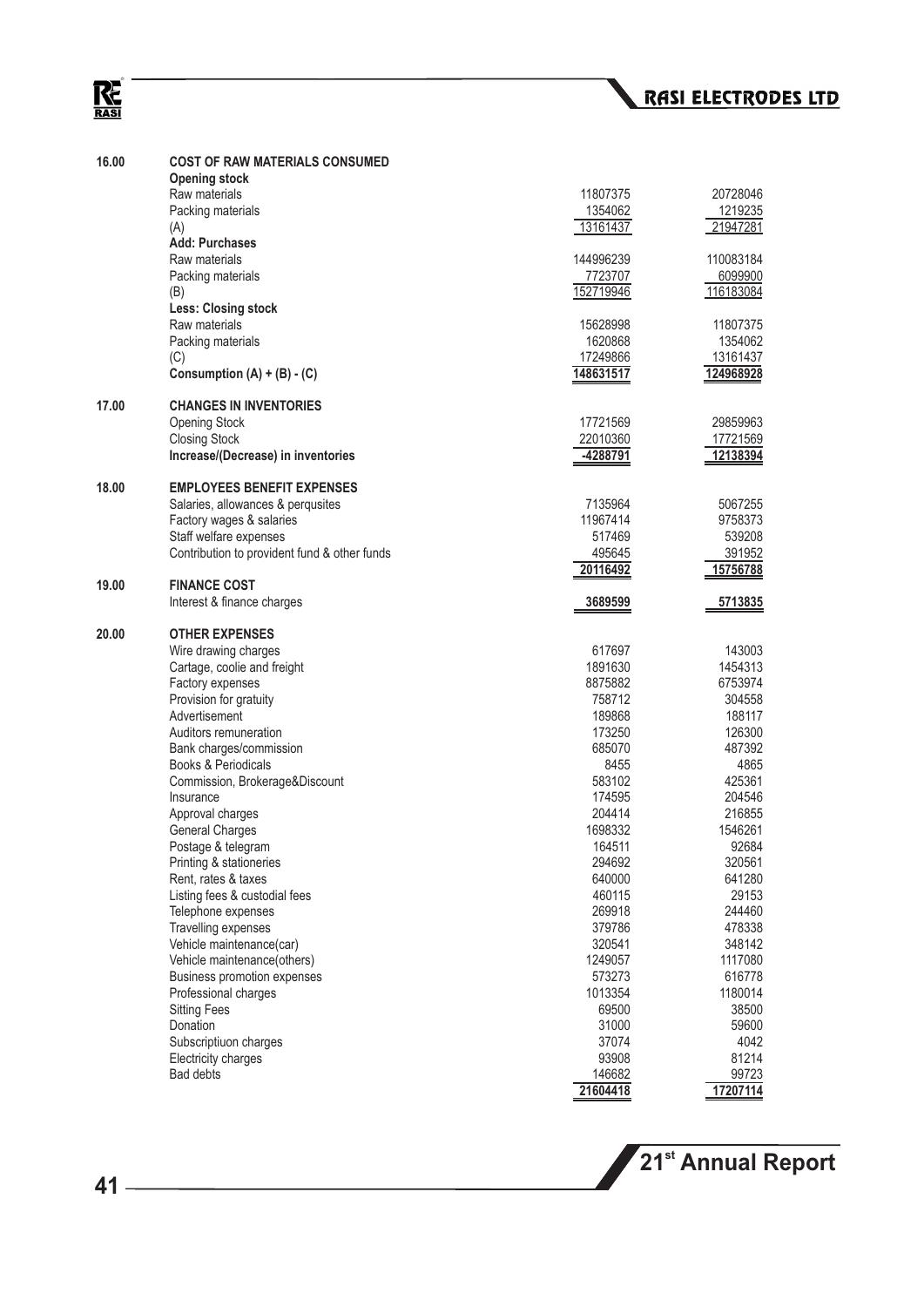| 16.00 | COST OF RAW MATERIALS CONSUMED | | |
|---|---|---|---|
| | **Opening stock** | | |
| | Raw materials | 11807375 | 20728046 |
| | Packing materials | 1354062 | 1219235 |
| | (A) | 13161437 | 21947281 |
| | **Add: Purchases** | | |
| | Raw materials | 144996239 | 110083184 |
| | Packing materials | 7723707 | 6099900 |
| | (B) | 152719946 | 116183084 |
| | **Less: Closing stock** | | |
| | Raw materials | 15628998 | 11807375 |
| | Packing materials | 1620868 | 1354062 |
| | (C) | 17249866 | 13161437 |
| | **Consumption (A) + (B) - (C)** | **148631517** | **124968928** |
| **17.00** | **CHANGES IN INVENTORIES** | | |
| | Opening Stock | 17721569 | 29859963 |
| | Closing Stock | 22010360 | 17721569 |
| | **Increase/(Decrease) in inventories** | **-4288791** | **12138394** |
| **18.00** | **EMPLOYEES BENEFIT EXPENSES** | | |
| | Salaries, allowances & perqusites | 7135964 | 5067255 |
| | Factory wages & salaries | 11967414 | 9758373 |
| | Staff welfare expenses | 517469 | 539208 |
| | Contribution to provident fund & other funds | 495645 | 391952 |
| | | **20116492** | **15756788** |
| **19.00** | **FINANCE COST** | | |
| | Interest & finance charges | **3689599** | **5713835** |
| **20.00** | **OTHER EXPENSES** | | |
| | Wire drawing charges | 617697 | 143003 |
| | Cartage, coolie and freight | 1891630 | 1454313 |
| | Factory expenses | 8875882 | 6753974 |
| | Provision for gratuity | 758712 | 304558 |
| | Advertisement | 189868 | 188117 |
| | Auditors remuneration | 173250 | 126300 |
| | Bank charges/commission | 685070 | 487392 |
| | Books & Periodicals | 8455 | 4865 |
| | Commission, Brokerage&Discount | 583102 | 425361 |
| | Insurance | 174595 | 204546 |
| | Approval charges | 204414 | 216855 |
| | General Charges | 1698332 | 1546261 |
| | Postage & telegram | 164511 | 92684 |
| | Printing & stationeries | 294692 | 320561 |
| | Rent, rates & taxes | 640000 | 641280 |
| | Listing fees & custodial fees | 460115 | 29153 |
| | Telephone expenses | 269918 | 244460 |
| | Travelling expenses | 379786 | 478338 |
| | Vehicle maintenance(car) | 320541 | 348142 |
| | Vehicle maintenance(others) | 1249057 | 1117080 |
| | Business promotion expenses | 573273 | 616778 |
| | Professional charges | 1013354 | 1180014 |
| | Sitting Fees | 69500 | 38500 |
| | Donation | 31000 | 59600 |
| | Subscriptiuon charges | 37074 | 4042 |
| | Electricity charges | 93908 | 81214 |
| | Bad debts | 146682 | 99723 |
| | | **21604418** | **17207114** |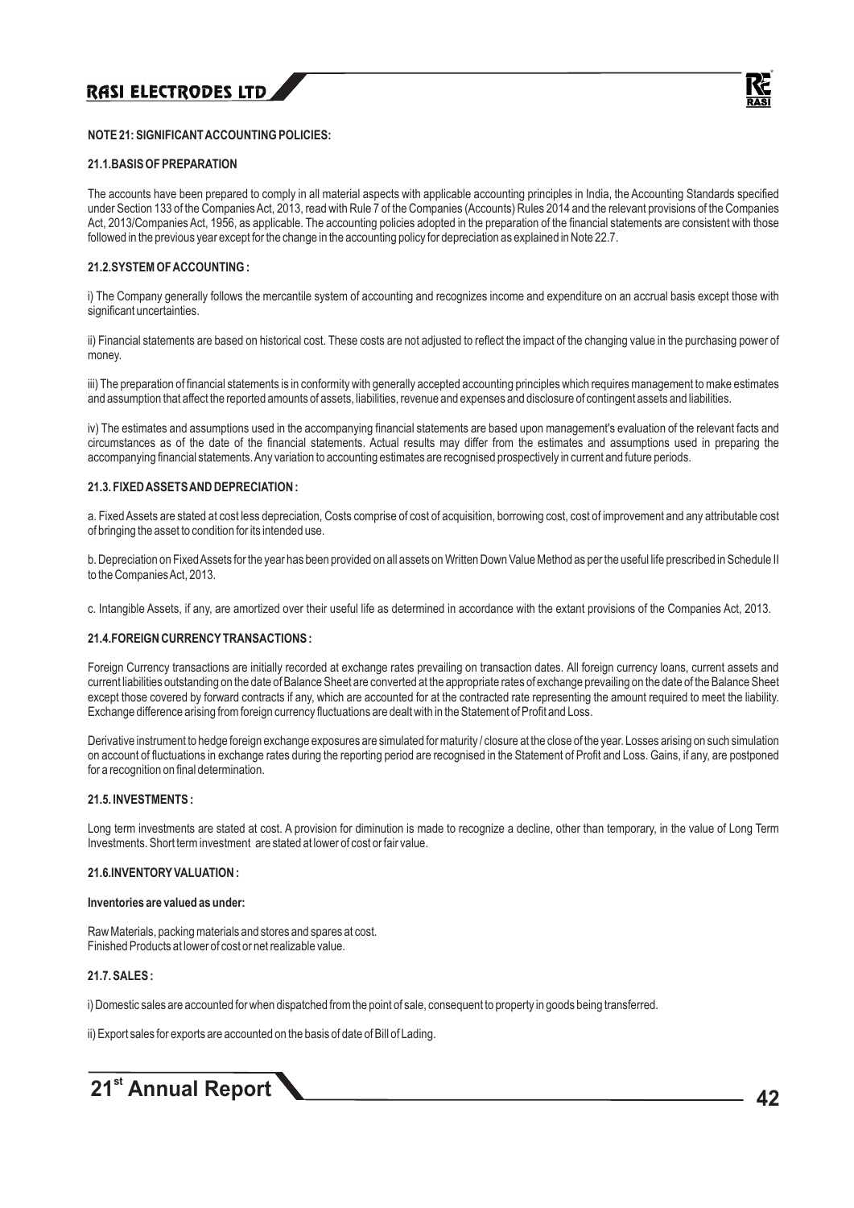## NOTE 21: SIGNIFICANT ACCOUNTING POLICIES:

### 21.1.BASIS OF PREPARATION

The accounts have been prepared to comply in all material aspects with applicable accounting principles in India, the Accounting Standards specified under Section 133 of the Companies Act, 2013, read with Rule 7 of the Companies (Accounts) Rules 2014 and the relevant provisions of the Companies Act, 2013/Companies Act, 1956, as applicable. The accounting policies adopted in the preparation of the financial statements are consistent with those followed in the previous year except for the change in the accounting policy for depreciation as explained in Note 22.7.

### 21.2.SYSTEM OF ACCOUNTING :

i) The Company generally follows the mercantile system of accounting and recognizes income and expenditure on an accrual basis except those with significant uncertainties.

ii) Financial statements are based on historical cost. These costs are not adjusted to reflect the impact of the changing value in the purchasing power of money.

iii) The preparation of financial statements is in conformity with generally accepted accounting principles which requires management to make estimates and assumption that affect the reported amounts of assets, liabilities, revenue and expenses and disclosure of contingent assets and liabilities.

iv) The estimates and assumptions used in the accompanying financial statements are based upon management's evaluation of the relevant facts and circumstances as of the date of the financial statements. Actual results may differ from the estimates and assumptions used in preparing the accompanying financial statements. Any variation to accounting estimates are recognised prospectively in current and future periods.

### 21.3. FIXED ASSETS AND DEPRECIATION :

a. Fixed Assets are stated at cost less depreciation, Costs comprise of cost of acquisition, borrowing cost, cost of improvement and any attributable cost of bringing the asset to condition for its intended use.

b. Depreciation on Fixed Assets for the year has been provided on all assets on Written Down Value Method as per the useful life prescribed in Schedule II to the Companies Act, 2013.

c. Intangible Assets, if any, are amortized over their useful life as determined in accordance with the extant provisions of the Companies Act, 2013.

### 21.4.FOREIGN CURRENCY TRANSACTIONS :

Foreign Currency transactions are initially recorded at exchange rates prevailing on transaction dates. All foreign currency loans, current assets and current liabilities outstanding on the date of Balance Sheet are converted at the appropriate rates of exchange prevailing on the date of the Balance Sheet except those covered by forward contracts if any, which are accounted for at the contracted rate representing the amount required to meet the liability. Exchange difference arising from foreign currency fluctuations are dealt with in the Statement of Profit and Loss.

Derivative instrument to hedge foreign exchange exposures are simulated for maturity / closure at the close of the year. Losses arising on such simulation on account of fluctuations in exchange rates during the reporting period are recognised in the Statement of Profit and Loss. Gains, if any, are postponed for a recognition on final determination.

### 21.5. INVESTMENTS :

Long term investments are stated at cost. A provision for diminution is made to recognize a decline, other than temporary, in the value of Long Term Investments. Short term investment are stated at lower of cost or fair value.

### 21.6.INVENTORY VALUATION :

**Inventories are valued as under:**

Raw Materials, packing materials and stores and spares at cost.
Finished Products at lower of cost or net realizable value.

### 21.7. SALES :

i) Domestic sales are accounted for when dispatched from the point of sale, consequent to property in goods being transferred.

ii) Export sales for exports are accounted on the basis of date of Bill of Lading.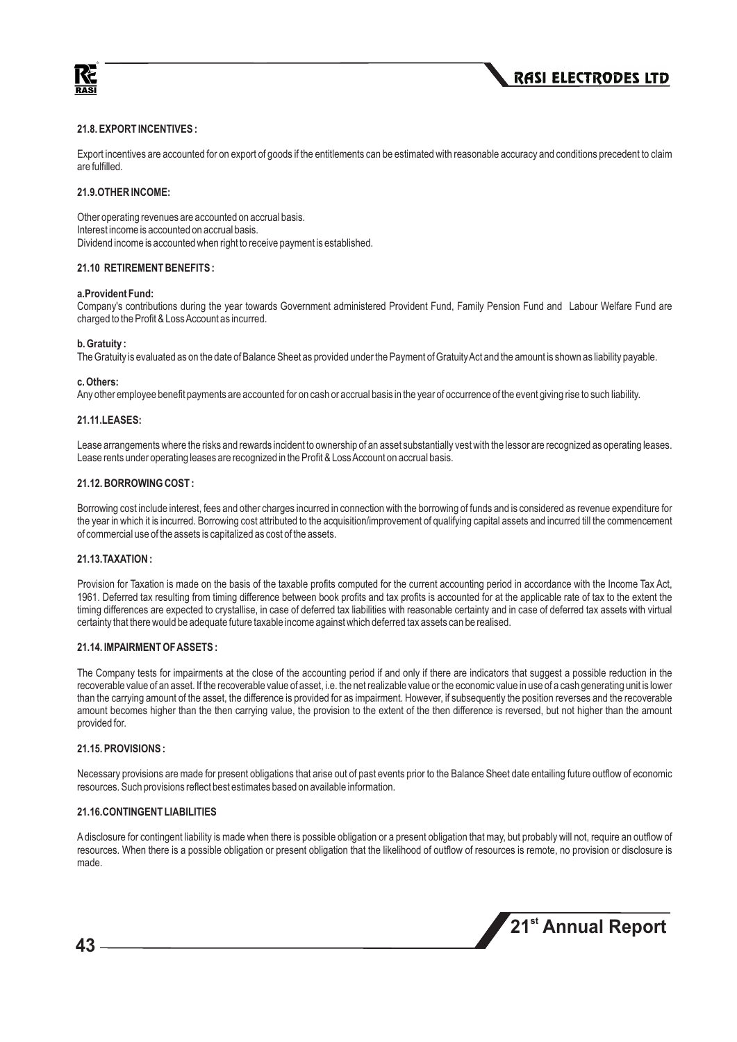#### 21.8. EXPORT INCENTIVES :

Export incentives are accounted for on export of goods if the entitlements can be estimated with reasonable accuracy and conditions precedent to claim are fulfilled.

#### 21.9.OTHER INCOME:

Other operating revenues are accounted on accrual basis.
Interest income is accounted on accrual basis.
Dividend income is accounted when right to receive payment is established.

#### 21.10 RETIREMENT BENEFITS :

**a.Provident Fund:**
Company's contributions during the year towards Government administered Provident Fund, Family Pension Fund and Labour Welfare Fund are charged to the Profit & Loss Account as incurred.

**b. Gratuity :**
The Gratuity is evaluated as on the date of Balance Sheet as provided under the Payment of Gratuity Act and the amount is shown as liability payable.

**c. Others:**
Any other employee benefit payments are accounted for on cash or accrual basis in the year of occurrence of the event giving rise to such liability.

#### 21.11.LEASES:

Lease arrangements where the risks and rewards incident to ownership of an asset substantially vest with the lessor are recognized as operating leases. Lease rents under operating leases are recognized in the Profit & Loss Account on accrual basis.

#### 21.12. BORROWING COST :

Borrowing cost include interest, fees and other charges incurred in connection with the borrowing of funds and is considered as revenue expenditure for the year in which it is incurred. Borrowing cost attributed to the acquisition/improvement of qualifying capital assets and incurred till the commencement of commercial use of the assets is capitalized as cost of the assets.

#### 21.13.TAXATION :

Provision for Taxation is made on the basis of the taxable profits computed for the current accounting period in accordance with the Income Tax Act, 1961. Deferred tax resulting from timing difference between book profits and tax profits is accounted for at the applicable rate of tax to the extent the timing differences are expected to crystallise, in case of deferred tax liabilities with reasonable certainty and in case of deferred tax assets with virtual certainty that there would be adequate future taxable income against which deferred tax assets can be realised.

#### 21.14. IMPAIRMENT OF ASSETS :

The Company tests for impairments at the close of the accounting period if and only if there are indicators that suggest a possible reduction in the recoverable value of an asset. If the recoverable value of asset, i.e. the net realizable value or the economic value in use of a cash generating unit is lower than the carrying amount of the asset, the difference is provided for as impairment. However, if subsequently the position reverses and the recoverable amount becomes higher than the then carrying value, the provision to the extent of the then difference is reversed, but not higher than the amount provided for.

#### 21.15. PROVISIONS :

Necessary provisions are made for present obligations that arise out of past events prior to the Balance Sheet date entailing future outflow of economic resources. Such provisions reflect best estimates based on available information.

#### 21.16.CONTINGENT LIABILITIES

A disclosure for contingent liability is made when there is possible obligation or a present obligation that may, but probably will not, require an outflow of resources. When there is a possible obligation or present obligation that the likelihood of outflow of resources is remote, no provision or disclosure is made.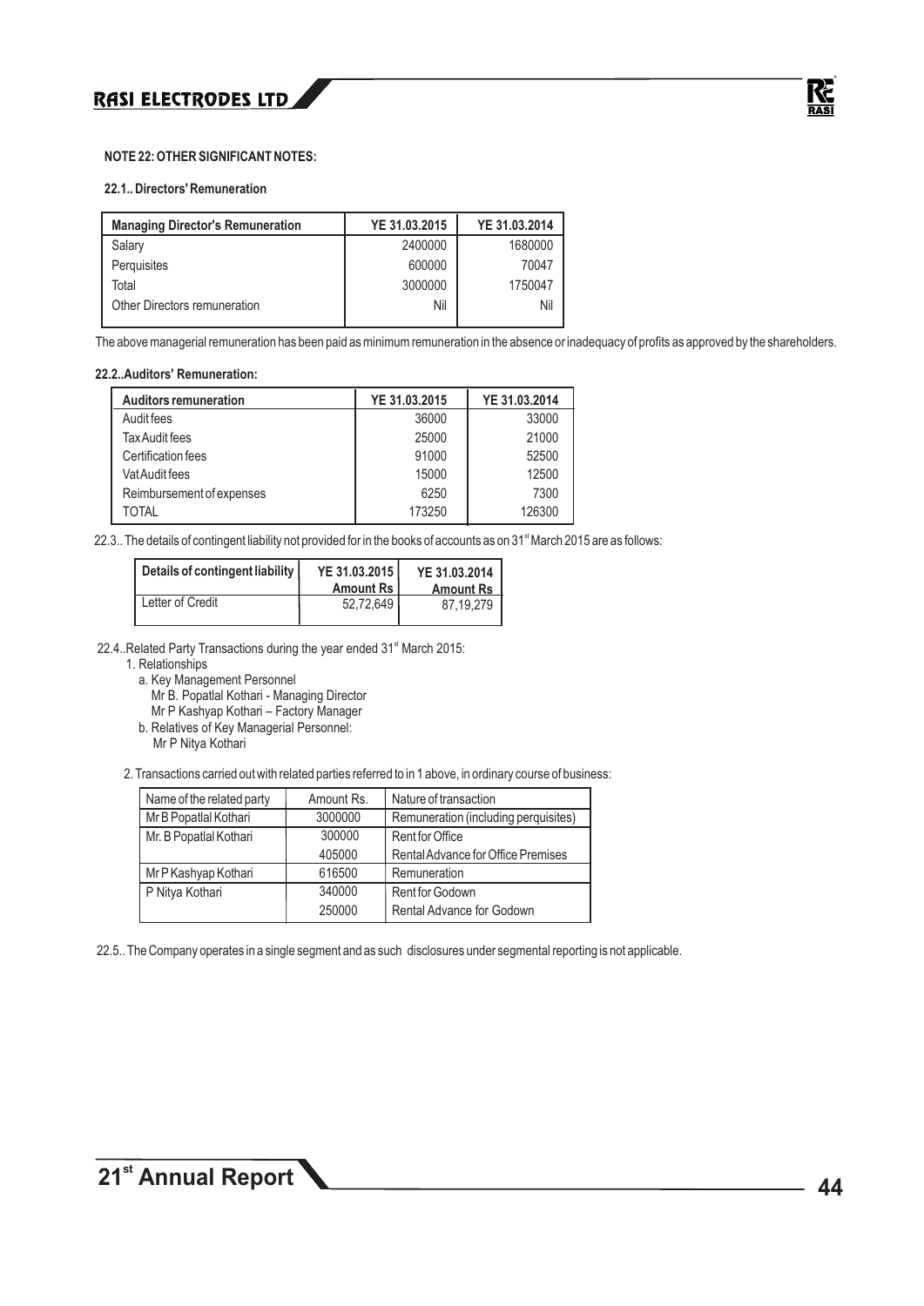**NOTE 22: OTHER SIGNIFICANT NOTES:**

**22.1.. Directors' Remuneration**

| Managing Director's Remuneration | YE 31.03.2015 | YE 31.03.2014 |
|---|---|---|
| Salary | 2400000 | 1680000 |
| Perquisites | 600000 | 70047 |
| Total | 3000000 | 1750047 |
| Other Directors remuneration | Nil | Nil |

The above managerial remuneration has been paid as minimum remuneration in the absence or inadequacy of profits as approved by the shareholders.

**22.2..Auditors' Remuneration:**

| Auditors remuneration | YE 31.03.2015 | YE 31.03.2014 |
|---|---|---|
| Audit fees | 36000 | 33000 |
| Tax Audit fees | 25000 | 21000 |
| Certification fees | 91000 | 52500 |
| Vat Audit fees | 15000 | 12500 |
| Reimbursement of expenses | 6250 | 7300 |
| TOTAL | 173250 | 126300 |

22.3.. The details of contingent liability not provided for in the books of accounts as on 31st March 2015 are as follows:

| Details of contingent liability | YE 31.03.2015 Amount Rs | YE 31.03.2014 Amount Rs |
|---|---|---|
| Letter of Credit | 52,72,649 | 87,19,279 |

22.4..Related Party Transactions during the year ended 31st March 2015:

1. Relationships
   a. Key Management Personnel
      Mr B. Popatlal Kothari - Managing Director
      Mr P Kashyap Kothari – Factory Manager
   b. Relatives of Key Managerial Personnel:
      Mr P Nitya Kothari

2. Transactions carried out with related parties referred to in 1 above, in ordinary course of business:

| Name of the related party | Amount Rs. | Nature of transaction |
|---|---|---|
| Mr B Popatlal Kothari | 3000000 | Remuneration (including perquisites) |
| Mr. B Popatlal Kothari | 300000 | Rent for Office |
| | 405000 | Rental Advance for Office Premises |
| Mr P Kashyap Kothari | 616500 | Remuneration |
| P Nitya Kothari | 340000 | Rent for Godown |
| | 250000 | Rental Advance for Godown |

22.5.. The Company operates in a single segment and as such disclosures under segmental reporting is not applicable.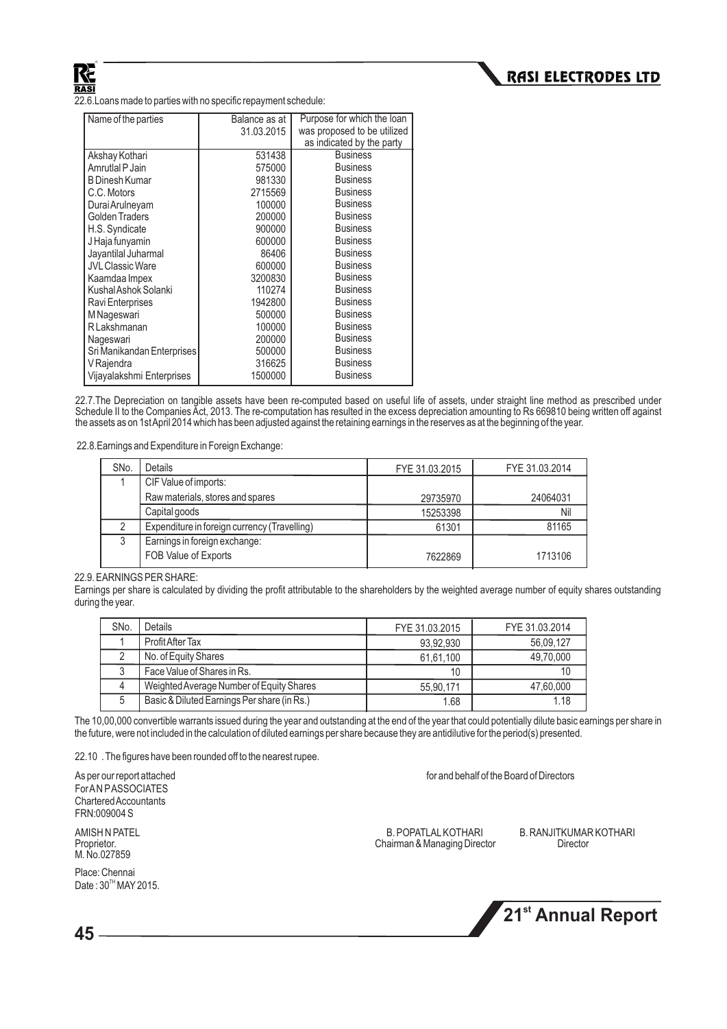22.6.Loans made to parties with no specific repayment schedule:

| Name of the parties | Balance as at 31.03.2015 | Purpose for which the loan was proposed to be utilized as indicated by the party |
|---|---|---|
| Akshay Kothari | 531438 | Business |
| Amrutlal P Jain | 575000 | Business |
| B Dinesh Kumar | 981330 | Business |
| C.C. Motors | 2715569 | Business |
| Durai Arulneyam | 100000 | Business |
| Golden Traders | 200000 | Business |
| H.S. Syndicate | 900000 | Business |
| J Haja funyamin | 600000 | Business |
| Jayantilal Juharmal | 86406 | Business |
| JVL Classic Ware | 600000 | Business |
| Kaamdaa Impex | 3200830 | Business |
| Kushal Ashok Solanki | 110274 | Business |
| Ravi Enterprises | 1942800 | Business |
| M Nageswari | 500000 | Business |
| R Lakshmanan | 100000 | Business |
| Nageswari | 200000 | Business |
| Sri Manikandan Enterprises | 500000 | Business |
| V Rajendra | 316625 | Business |
| Vijayalakshmi Enterprises | 1500000 | Business |

22.7.The Depreciation on tangible assets have been re-computed based on useful life of assets, under straight line method as prescribed under Schedule II to the Companies Act, 2013. The re-computation has resulted in the excess depreciation amounting to Rs 669810 being written off against the assets as on 1st April 2014 which has been adjusted against the retaining earnings in the reserves as at the beginning of the year.

22.8.Earnings and Expenditure in Foreign Exchange:

| SNo. | Details | FYE 31.03.2015 | FYE 31.03.2014 |
|---|---|---|---|
| 1 | CIF Value of imports: | | |
| | Raw materials, stores and spares | 29735970 | 24064031 |
| | Capital goods | 15253398 | Nil |
| 2 | Expenditure in foreign currency (Travelling) | 61301 | 81165 |
| 3 | Earnings in foreign exchange: FOB Value of Exports | 7622869 | 1713106 |

22.9. EARNINGS PER SHARE:

Earnings per share is calculated by dividing the profit attributable to the shareholders by the weighted average number of equity shares outstanding during the year.

| SNo. | Details | FYE 31.03.2015 | FYE 31.03.2014 |
|---|---|---|---|
| 1 | Profit After Tax | 93,92,930 | 56,09,127 |
| 2 | No. of Equity Shares | 61,61,100 | 49,70,000 |
| 3 | Face Value of Shares in Rs. | 10 | 10 |
| 4 | Weighted Average Number of Equity Shares | 55,90,171 | 47,60,000 |
| 5 | Basic & Diluted Earnings Per share (in Rs.) | 1.68 | 1.18 |

The 10,00,000 convertible warrants issued during the year and outstanding at the end of the year that could potentially dilute basic earnings per share in the future, were not included in the calculation of diluted earnings per share because they are antidilutive for the period(s) presented.

22.10 . The figures have been rounded off to the nearest rupee.

As per our report attached
For A N P ASSOCIATES
Chartered Accountants
FRN:009004 S

AMISH N PATEL
Proprietor.
M. No.027859

Place: Chennai
Date : 30TH MAY 2015.

for and behalf of the Board of Directors

B. POPATLAL KOTHARI
Chairman & Managing Director

B. RANJITKUMAR KOTHARI
Director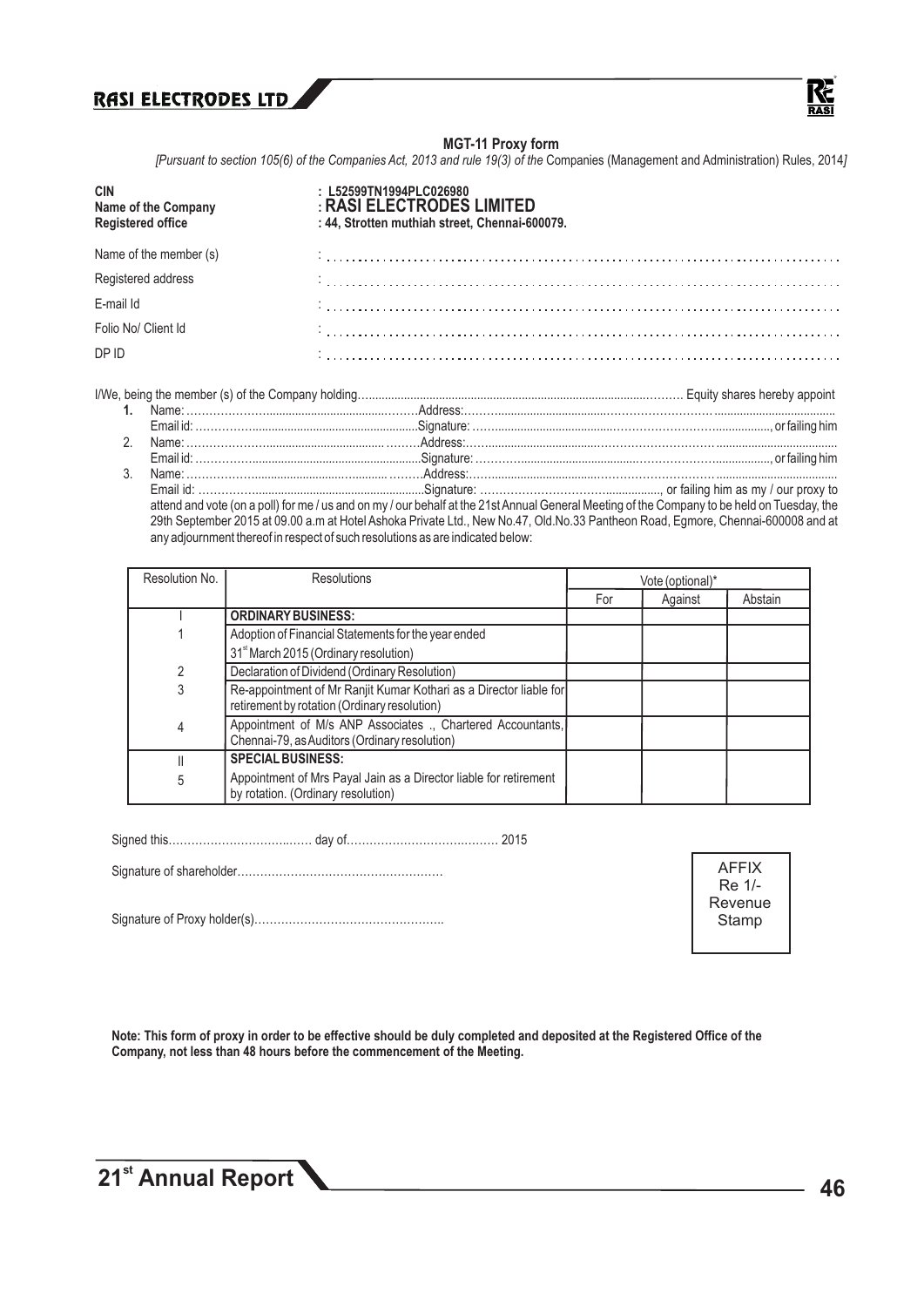## MGT-11 Proxy form

*[Pursuant to section 105(6) of the Companies Act, 2013 and rule 19(3) of the Companies (Management and Administration) Rules, 2014]*

**CIN** : L52599TN1994PLC026980

**Name of the Company** : **RASI ELECTRODES LIMITED**

**Registered office** : 44, Strotten muthiah street, Chennai-600079.

Name of the member (s) : ................................................................................

Registered address : ................................................................................

E-mail Id : ................................................................................

Folio No/ Client Id : ................................................................................

DP ID : ................................................................................

I/We, being the member (s) of the Company holding.................................................... Equity shares hereby appoint

1. Name: ................................................Address:................................................
   Email id: ................................................Signature: ................................................, or failing him
2. Name: ................................................Address:................................................
   Email id: ................................................Signature: ................................................, or failing him
3. Name: ................................................Address:................................................
   Email id: ................................................Signature: ................................................, or failing him as my / our proxy to attend and vote (on a poll) for me / us and on my / our behalf at the 21st Annual General Meeting of the Company to be held on Tuesday, the 29th September 2015 at 09.00 a.m at Hotel Ashoka Private Ltd., New No.47, Old.No.33 Pantheon Road, Egmore, Chennai-600008 and at any adjournment thereof in respect of such resolutions as are indicated below:

| Resolution No. | Resolutions | Vote (optional)* | | |
|---|---|---|---|---|
| | | For | Against | Abstain |
| I | **ORDINARY BUSINESS:** | | | |
| 1 | Adoption of Financial Statements for the year ended 31st March 2015 (Ordinary resolution) | | | |
| 2 | Declaration of Dividend (Ordinary Resolution) | | | |
| 3 | Re-appointment of Mr Ranjit Kumar Kothari as a Director liable for retirement by rotation (Ordinary resolution) | | | |
| 4 | Appointment of M/s ANP Associates ., Chartered Accountants, Chennai-79, as Auditors (Ordinary resolution) | | | |
| II | **SPECIAL BUSINESS:** | | | |
| 5 | Appointment of Mrs Payal Jain as a Director liable for retirement by rotation. (Ordinary resolution) | | | |

Signed this.................................... day of.................................... 2015

Signature of shareholder....................................................

Signature of Proxy holder(s)................................................

AFFIX Re 1/- Revenue Stamp

**Note: This form of proxy in order to be effective should be duly completed and deposited at the Registered Office of the Company, not less than 48 hours before the commencement of the Meeting.**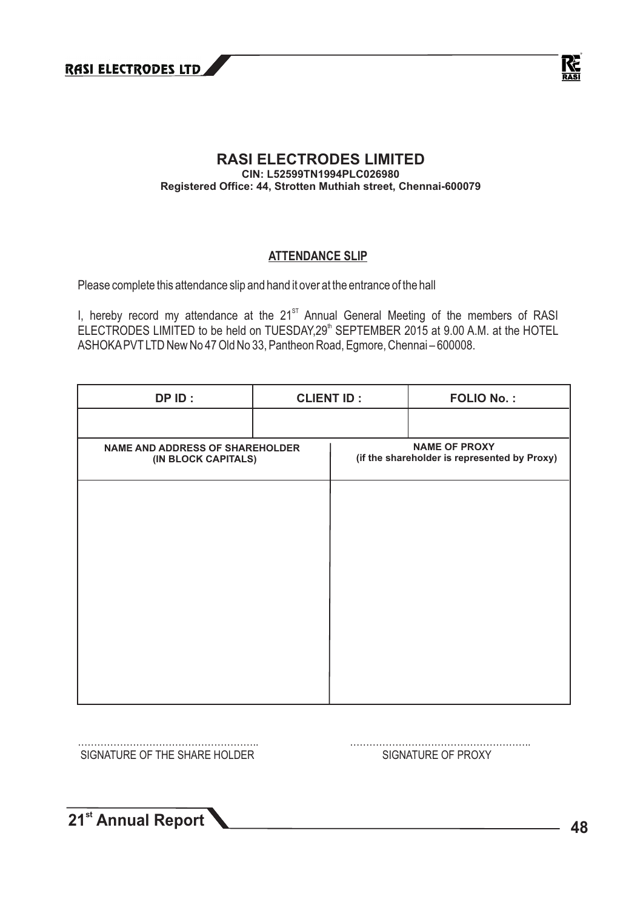# RASI ELECTRODES LIMITED

**CIN: L52599TN1994PLC026980**

**Registered Office: 44, Strotten Muthiah street, Chennai-600079**

## ATTENDANCE SLIP

Please complete this attendance slip and hand it over at the entrance of the hall

I, hereby record my attendance at the 21[ST] Annual General Meeting of the members of RASI ELECTRODES LIMITED to be held on TUESDAY,29[th] SEPTEMBER 2015 at 9.00 A.M. at the HOTEL ASHOKA PVT LTD New No 47 Old No 33, Pantheon Road, Egmore, Chennai – 600008.

| DP ID : | CLIENT ID : | FOLIO No. : |
|---|---|---|
| | | |

| NAME AND ADDRESS OF SHAREHOLDER (IN BLOCK CAPITALS) | NAME OF PROXY (if the shareholder is represented by Proxy) |
|---|---|
| | |

……………………………………………..
SIGNATURE OF THE SHARE HOLDER

……………………………………………..
SIGNATURE OF PROXY